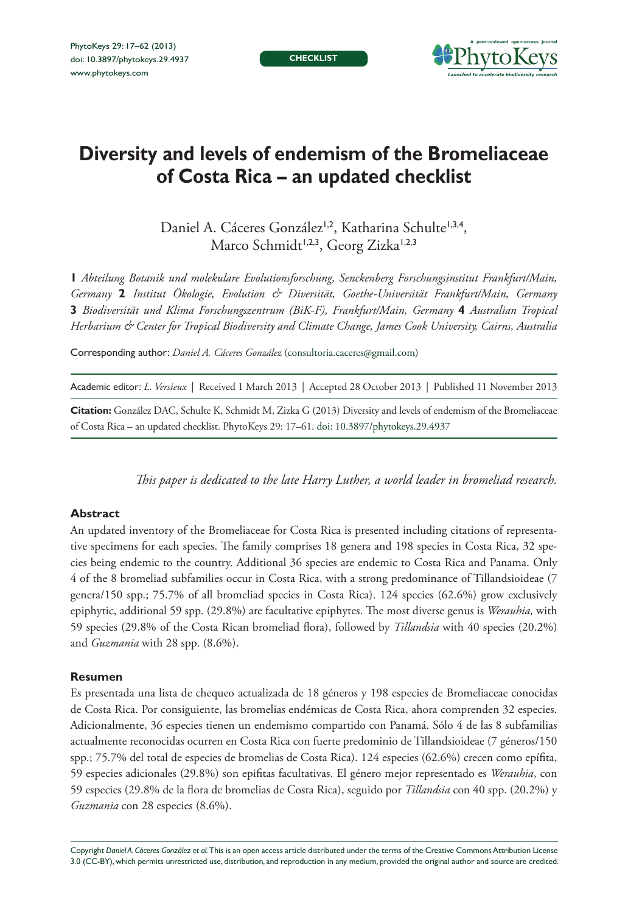CHECKLIST

# Diversity and levels of endemism of the Bromeliaceae of Costa Rica – an updated checklist

Daniel A. Cáceres González[1,2], Katharina Schulte[1,3,4], Marco Schmidt[1,2,3], Georg Zizka[1,2,3]

**1** *Abteilung Botanik und molekulare Evolutionsforschung, Senckenberg Forschungsinstitut Frankfurt/Main, Germany* **2** *Institut Ökologie, Evolution & Diversität, Goethe-Universität Frankfurt/Main, Germany* **3** *Biodiversität und Klima Forschungszentrum (BiK-F), Frankfurt/Main, Germany* **4** *Australian Tropical Herbarium & Center for Tropical Biodiversity and Climate Change, James Cook University, Cairns, Australia*

Corresponding author: *Daniel A. Cáceres González* (consultoria.caceres@gmail.com)

Academic editor: *L. Versieux* | Received 1 March 2013 | Accepted 28 October 2013 | Published 11 November 2013

**Citation:** González DAC, Schulte K, Schmidt M, Zizka G (2013) Diversity and levels of endemism of the Bromeliaceae of Costa Rica – an updated checklist. PhytoKeys 29: 17–61. doi: 10.3897/phytokeys.29.4937

*This paper is dedicated to the late Harry Luther, a world leader in bromeliad research.*

## Abstract

An updated inventory of the Bromeliaceae for Costa Rica is presented including citations of representative specimens for each species. The family comprises 18 genera and 198 species in Costa Rica, 32 species being endemic to the country. Additional 36 species are endemic to Costa Rica and Panama. Only 4 of the 8 bromeliad subfamilies occur in Costa Rica, with a strong predominance of Tillandsioideae (7 genera/150 spp.; 75.7% of all bromeliad species in Costa Rica). 124 species (62.6%) grow exclusively epiphytic, additional 59 spp. (29.8%) are facultative epiphytes. The most diverse genus is *Werauhia,* with 59 species (29.8% of the Costa Rican bromeliad flora), followed by *Tillandsia* with 40 species (20.2%) and *Guzmania* with 28 spp. (8.6%).

## Resumen

Es presentada una lista de chequeo actualizada de 18 géneros y 198 especies de Bromeliaceae conocidas de Costa Rica. Por consiguiente, las bromelias endémicas de Costa Rica, ahora comprenden 32 especies. Adicionalmente, 36 especies tienen un endemismo compartido con Panamá. Sólo 4 de las 8 subfamilias actualmente reconocidas ocurren en Costa Rica con fuerte predominio de Tillandsioideae (7 géneros/150 spp.; 75.7% del total de especies de bromelias de Costa Rica). 124 especies (62.6%) crecen como epífita, 59 especies adicionales (29.8%) son epifitas facultativas. El género mejor representado es *Werauhia*, con 59 especies (29.8% de la flora de bromelias de Costa Rica), seguido por *Tillandsia* con 40 spp. (20.2%) y *Guzmania* con 28 especies (8.6%).

Copyright *Daniel A. Cáceres González et al.* This is an open access article distributed under the terms of the Creative Commons Attribution License 3.0 (CC-BY), which permits unrestricted use, distribution, and reproduction in any medium, provided the original author and source are credited.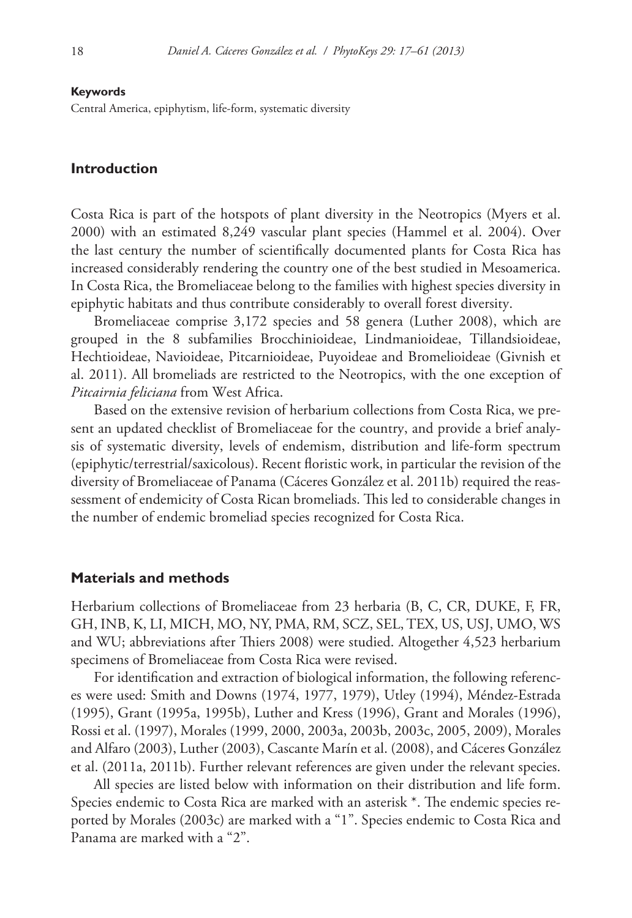**Keywords**

Central America, epiphytism, life-form, systematic diversity

## Introduction

Costa Rica is part of the hotspots of plant diversity in the Neotropics (Myers et al. 2000) with an estimated 8,249 vascular plant species (Hammel et al. 2004). Over the last century the number of scientifically documented plants for Costa Rica has increased considerably rendering the country one of the best studied in Mesoamerica. In Costa Rica, the Bromeliaceae belong to the families with highest species diversity in epiphytic habitats and thus contribute considerably to overall forest diversity.

Bromeliaceae comprise 3,172 species and 58 genera (Luther 2008), which are grouped in the 8 subfamilies Brocchinioideae, Lindmanioideae, Tillandsioideae, Hechtioideae, Navioideae, Pitcarnioideae, Puyoideae and Bromelioideae (Givnish et al. 2011). All bromeliads are restricted to the Neotropics, with the one exception of *Pitcairnia feliciana* from West Africa.

Based on the extensive revision of herbarium collections from Costa Rica, we present an updated checklist of Bromeliaceae for the country, and provide a brief analysis of systematic diversity, levels of endemism, distribution and life-form spectrum (epiphytic/terrestrial/saxicolous). Recent floristic work, in particular the revision of the diversity of Bromeliaceae of Panama (Cáceres González et al. 2011b) required the reassessment of endemicity of Costa Rican bromeliads. This led to considerable changes in the number of endemic bromeliad species recognized for Costa Rica.

## Materials and methods

Herbarium collections of Bromeliaceae from 23 herbaria (B, C, CR, DUKE, F, FR, GH, INB, K, LI, MICH, MO, NY, PMA, RM, SCZ, SEL, TEX, US, USJ, UMO, WS and WU; abbreviations after Thiers 2008) were studied. Altogether 4,523 herbarium specimens of Bromeliaceae from Costa Rica were revised.

For identification and extraction of biological information, the following references were used: Smith and Downs (1974, 1977, 1979), Utley (1994), Méndez-Estrada (1995), Grant (1995a, 1995b), Luther and Kress (1996), Grant and Morales (1996), Rossi et al. (1997), Morales (1999, 2000, 2003a, 2003b, 2003c, 2005, 2009), Morales and Alfaro (2003), Luther (2003), Cascante Marín et al. (2008), and Cáceres González et al. (2011a, 2011b). Further relevant references are given under the relevant species.

All species are listed below with information on their distribution and life form. Species endemic to Costa Rica are marked with an asterisk *. The endemic species reported by Morales (2003c) are marked with a "1". Species endemic to Costa Rica and Panama are marked with a "2".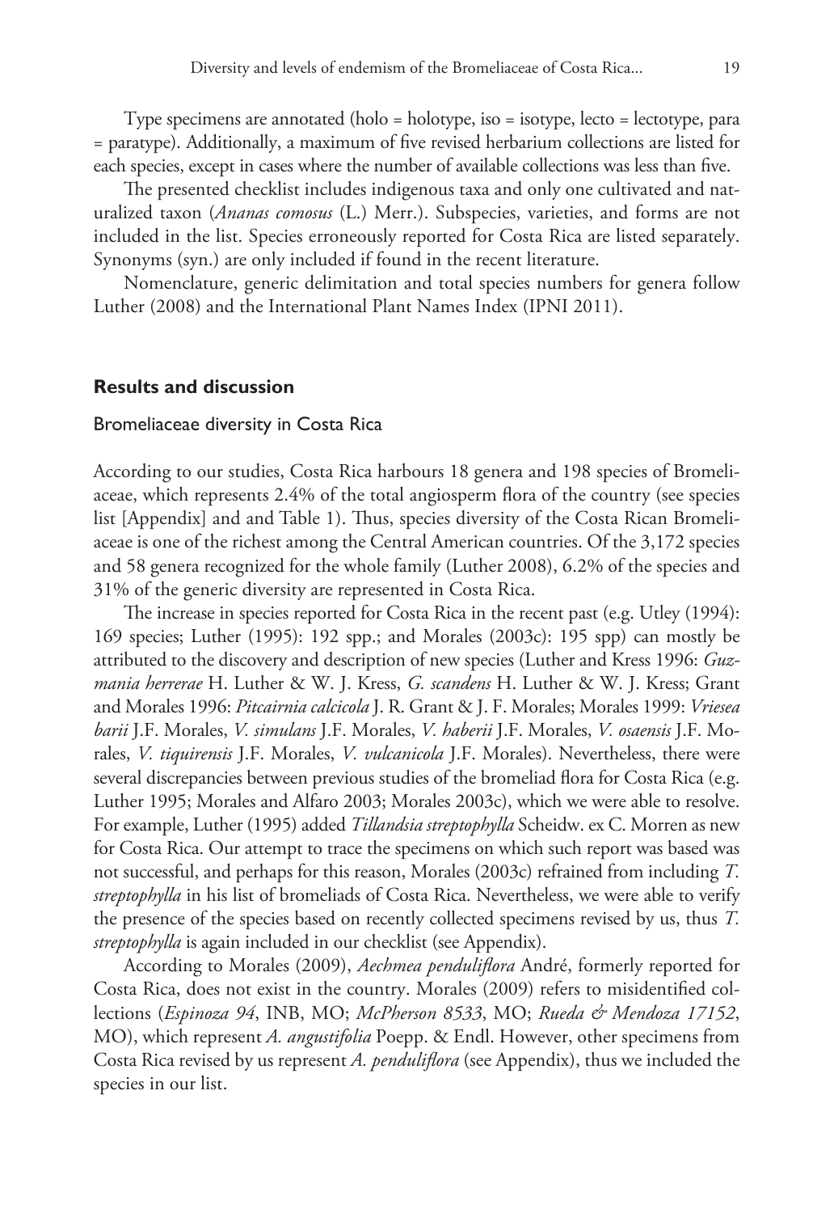Type specimens are annotated (holo = holotype, iso = isotype, lecto = lectotype, para = paratype). Additionally, a maximum of five revised herbarium collections are listed for each species, except in cases where the number of available collections was less than five.

The presented checklist includes indigenous taxa and only one cultivated and naturalized taxon (*Ananas comosus* (L.) Merr.). Subspecies, varieties, and forms are not included in the list. Species erroneously reported for Costa Rica are listed separately. Synonyms (syn.) are only included if found in the recent literature.

Nomenclature, generic delimitation and total species numbers for genera follow Luther (2008) and the International Plant Names Index (IPNI 2011).

## Results and discussion

### Bromeliaceae diversity in Costa Rica

According to our studies, Costa Rica harbours 18 genera and 198 species of Bromeliaceae, which represents 2.4% of the total angiosperm flora of the country (see species list [Appendix] and and Table 1). Thus, species diversity of the Costa Rican Bromeliaceae is one of the richest among the Central American countries. Of the 3,172 species and 58 genera recognized for the whole family (Luther 2008), 6.2% of the species and 31% of the generic diversity are represented in Costa Rica.

The increase in species reported for Costa Rica in the recent past (e.g. Utley (1994): 169 species; Luther (1995): 192 spp.; and Morales (2003c): 195 spp) can mostly be attributed to the discovery and description of new species (Luther and Kress 1996: *Guzmania herrerae* H. Luther & W. J. Kress, *G. scandens* H. Luther & W. J. Kress; Grant and Morales 1996: *Pitcairnia calcicola* J. R. Grant & J. F. Morales; Morales 1999: *Vriesea barii* J.F. Morales, *V. simulans* J.F. Morales, *V. haberii* J.F. Morales, *V. osaensis* J.F. Morales, *V. tiquirensis* J.F. Morales, *V. vulcanicola* J.F. Morales). Nevertheless, there were several discrepancies between previous studies of the bromeliad flora for Costa Rica (e.g. Luther 1995; Morales and Alfaro 2003; Morales 2003c), which we were able to resolve. For example, Luther (1995) added *Tillandsia streptophylla* Scheidw. ex C. Morren as new for Costa Rica. Our attempt to trace the specimens on which such report was based was not successful, and perhaps for this reason, Morales (2003c) refrained from including *T. streptophylla* in his list of bromeliads of Costa Rica. Nevertheless, we were able to verify the presence of the species based on recently collected specimens revised by us, thus *T. streptophylla* is again included in our checklist (see Appendix).

According to Morales (2009), *Aechmea penduliflora* André, formerly reported for Costa Rica, does not exist in the country. Morales (2009) refers to misidentified collections (*Espinoza 94*, INB, MO; *McPherson 8533*, MO; *Rueda & Mendoza 17152*, MO), which represent *A. angustifolia* Poepp. & Endl. However, other specimens from Costa Rica revised by us represent *A. penduliflora* (see Appendix), thus we included the species in our list.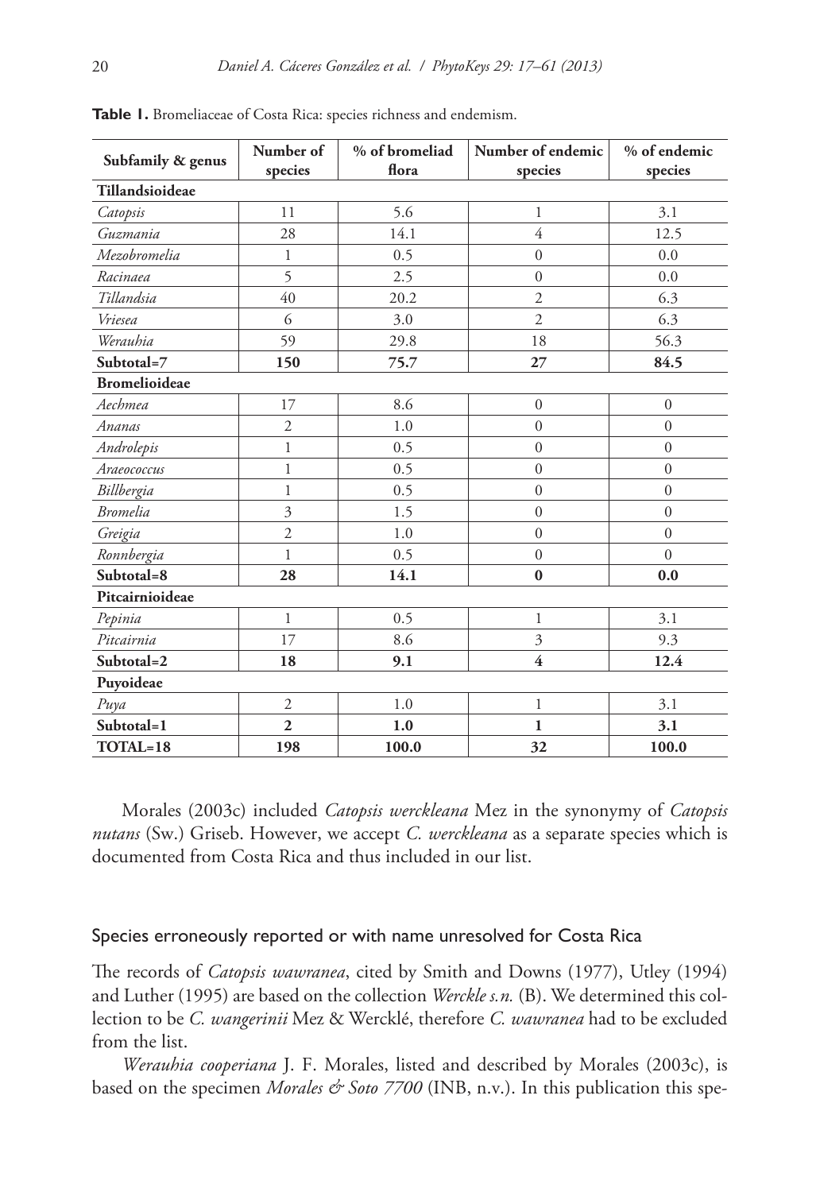**Table 1.** Bromeliaceae of Costa Rica: species richness and endemism.

| Subfamily & genus | Number of species | % of bromeliad flora | Number of endemic species | % of endemic species |
|---|---|---|---|---|
| **Tillandsioideae** | | | | |
| *Catopsis* | 11 | 5.6 | 1 | 3.1 |
| *Guzmania* | 28 | 14.1 | 4 | 12.5 |
| *Mezobromelia* | 1 | 0.5 | 0 | 0.0 |
| *Racinaea* | 5 | 2.5 | 0 | 0.0 |
| *Tillandsia* | 40 | 20.2 | 2 | 6.3 |
| *Vriesea* | 6 | 3.0 | 2 | 6.3 |
| *Werauhia* | 59 | 29.8 | 18 | 56.3 |
| **Subtotal=7** | **150** | **75.7** | **27** | **84.5** |
| **Bromelioideae** | | | | |
| *Aechmea* | 17 | 8.6 | 0 | 0 |
| *Ananas* | 2 | 1.0 | 0 | 0 |
| *Androlepis* | 1 | 0.5 | 0 | 0 |
| *Araeococcus* | 1 | 0.5 | 0 | 0 |
| *Billbergia* | 1 | 0.5 | 0 | 0 |
| *Bromelia* | 3 | 1.5 | 0 | 0 |
| *Greigia* | 2 | 1.0 | 0 | 0 |
| *Ronnbergia* | 1 | 0.5 | 0 | 0 |
| **Subtotal=8** | **28** | **14.1** | **0** | **0.0** |
| **Pitcairnioideae** | | | | |
| *Pepinia* | 1 | 0.5 | 1 | 3.1 |
| *Pitcairnia* | 17 | 8.6 | 3 | 9.3 |
| **Subtotal=2** | **18** | **9.1** | **4** | **12.4** |
| **Puyoideae** | | | | |
| *Puya* | 2 | 1.0 | 1 | 3.1 |
| **Subtotal=1** | **2** | **1.0** | **1** | **3.1** |
| **TOTAL=18** | **198** | **100.0** | **32** | **100.0** |

Morales (2003c) included *Catopsis werckleana* Mez in the synonymy of *Catopsis nutans* (Sw.) Griseb. However, we accept *C. werckleana* as a separate species which is documented from Costa Rica and thus included in our list.

## Species erroneously reported or with name unresolved for Costa Rica

The records of *Catopsis wawranea*, cited by Smith and Downs (1977), Utley (1994) and Luther (1995) are based on the collection *Werckle s.n.* (B). We determined this collection to be *C. wangerinii* Mez & Wercklé, therefore *C. wawranea* had to be excluded from the list.

*Werauhia cooperiana* J. F. Morales, listed and described by Morales (2003c), is based on the specimen *Morales & Soto 7700* (INB, n.v.). In this publication this spe-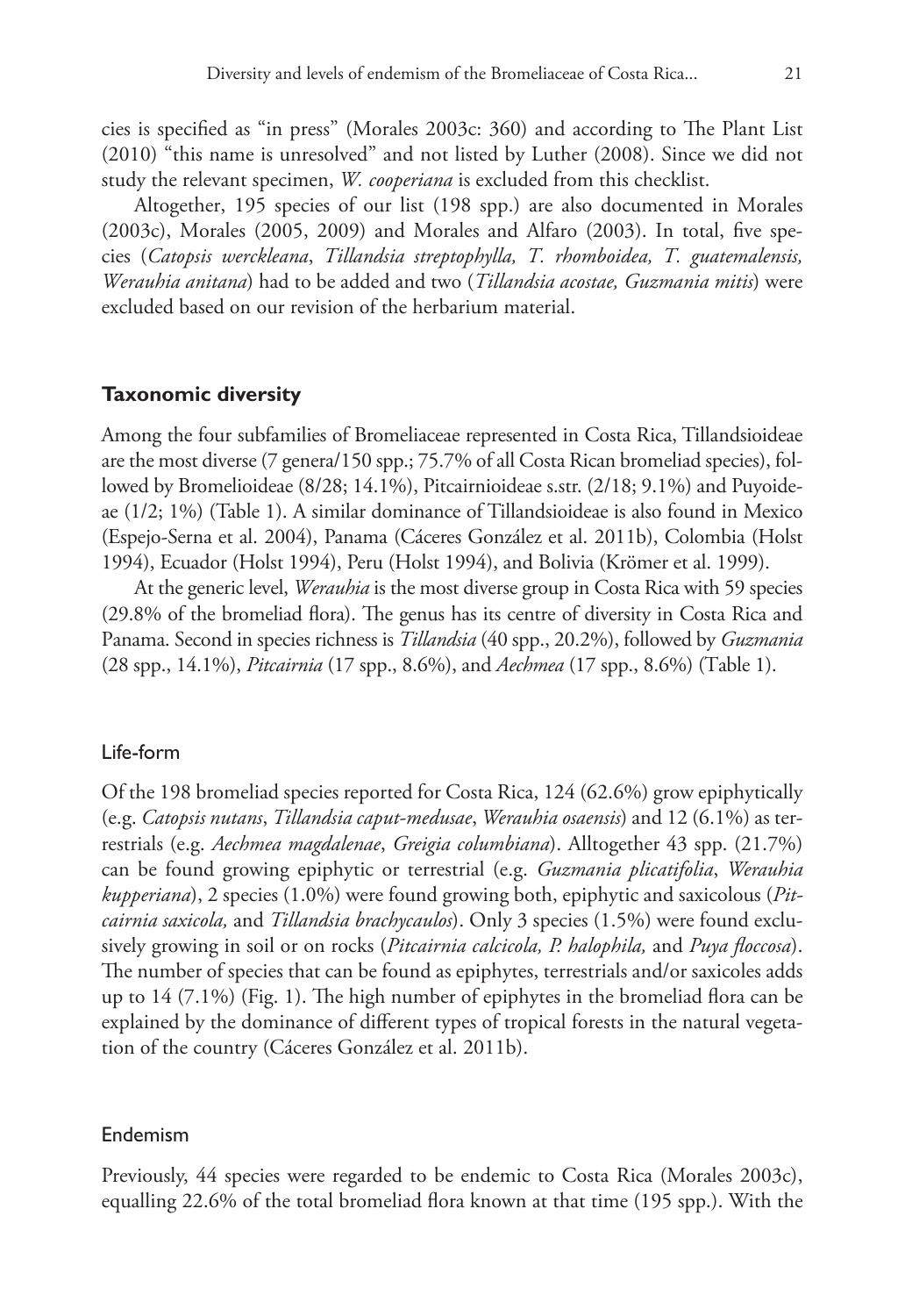cies is specified as "in press" (Morales 2003c: 360) and according to The Plant List (2010) "this name is unresolved" and not listed by Luther (2008). Since we did not study the relevant specimen, *W. cooperiana* is excluded from this checklist.

Altogether, 195 species of our list (198 spp.) are also documented in Morales (2003c), Morales (2005, 2009) and Morales and Alfaro (2003). In total, five species (*Catopsis werckleana*, *Tillandsia streptophylla, T. rhomboidea, T. guatemalensis, Werauhia anitana*) had to be added and two (*Tillandsia acostae, Guzmania mitis*) were excluded based on our revision of the herbarium material.

## Taxonomic diversity

Among the four subfamilies of Bromeliaceae represented in Costa Rica, Tillandsioideae are the most diverse (7 genera/150 spp.; 75.7% of all Costa Rican bromeliad species), followed by Bromelioideae (8/28; 14.1%), Pitcairnioideae s.str. (2/18; 9.1%) and Puyoideae (1/2; 1%) (Table 1). A similar dominance of Tillandsioideae is also found in Mexico (Espejo-Serna et al. 2004), Panama (Cáceres González et al. 2011b), Colombia (Holst 1994), Ecuador (Holst 1994), Peru (Holst 1994), and Bolivia (Krömer et al. 1999).

At the generic level, *Werauhia* is the most diverse group in Costa Rica with 59 species (29.8% of the bromeliad flora). The genus has its centre of diversity in Costa Rica and Panama. Second in species richness is *Tillandsia* (40 spp., 20.2%), followed by *Guzmania* (28 spp., 14.1%), *Pitcairnia* (17 spp., 8.6%), and *Aechmea* (17 spp., 8.6%) (Table 1).

### Life-form

Of the 198 bromeliad species reported for Costa Rica, 124 (62.6%) grow epiphytically (e.g. *Catopsis nutans*, *Tillandsia caput-medusae*, *Werauhia osaensis*) and 12 (6.1%) as terrestrials (e.g. *Aechmea magdalenae*, *Greigia columbiana*). Alltogether 43 spp. (21.7%) can be found growing epiphytic or terrestrial (e.g. *Guzmania plicatifolia*, *Werauhia kupperiana*), 2 species (1.0%) were found growing both, epiphytic and saxicolous (*Pitcairnia saxicola,* and *Tillandsia brachycaulos*). Only 3 species (1.5%) were found exclusively growing in soil or on rocks (*Pitcairnia calcicola, P. halophila,* and *Puya floccosa*). The number of species that can be found as epiphytes, terrestrials and/or saxicoles adds up to 14 (7.1%) (Fig. 1). The high number of epiphytes in the bromeliad flora can be explained by the dominance of different types of tropical forests in the natural vegetation of the country (Cáceres González et al. 2011b).

### Endemism

Previously, 44 species were regarded to be endemic to Costa Rica (Morales 2003c), equalling 22.6% of the total bromeliad flora known at that time (195 spp.). With the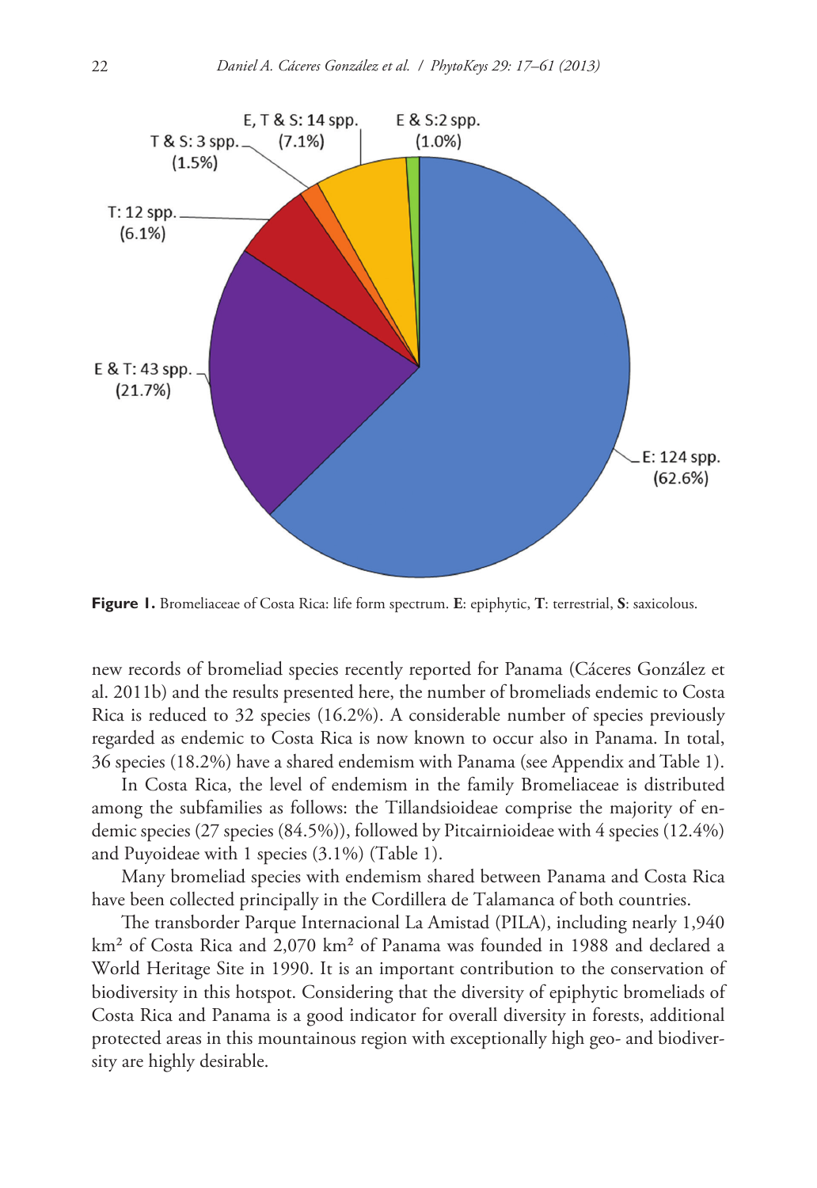**Figure 1.** Bromeliaceae of Costa Rica: life form spectrum. **E**: epiphytic, **T**: terrestrial, **S**: saxicolous.

new records of bromeliad species recently reported for Panama (Cáceres González et al. 2011b) and the results presented here, the number of bromeliads endemic to Costa Rica is reduced to 32 species (16.2%). A considerable number of species previously regarded as endemic to Costa Rica is now known to occur also in Panama. In total, 36 species (18.2%) have a shared endemism with Panama (see Appendix and Table 1).

In Costa Rica, the level of endemism in the family Bromeliaceae is distributed among the subfamilies as follows: the Tillandsioideae comprise the majority of endemic species (27 species (84.5%)), followed by Pitcairnioideae with 4 species (12.4%) and Puyoideae with 1 species (3.1%) (Table 1).

Many bromeliad species with endemism shared between Panama and Costa Rica have been collected principally in the Cordillera de Talamanca of both countries.

The transborder Parque Internacional La Amistad (PILA), including nearly 1,940 km² of Costa Rica and 2,070 km² of Panama was founded in 1988 and declared a World Heritage Site in 1990. It is an important contribution to the conservation of biodiversity in this hotspot. Considering that the diversity of epiphytic bromeliads of Costa Rica and Panama is a good indicator for overall diversity in forests, additional protected areas in this mountainous region with exceptionally high geo- and biodiversity are highly desirable.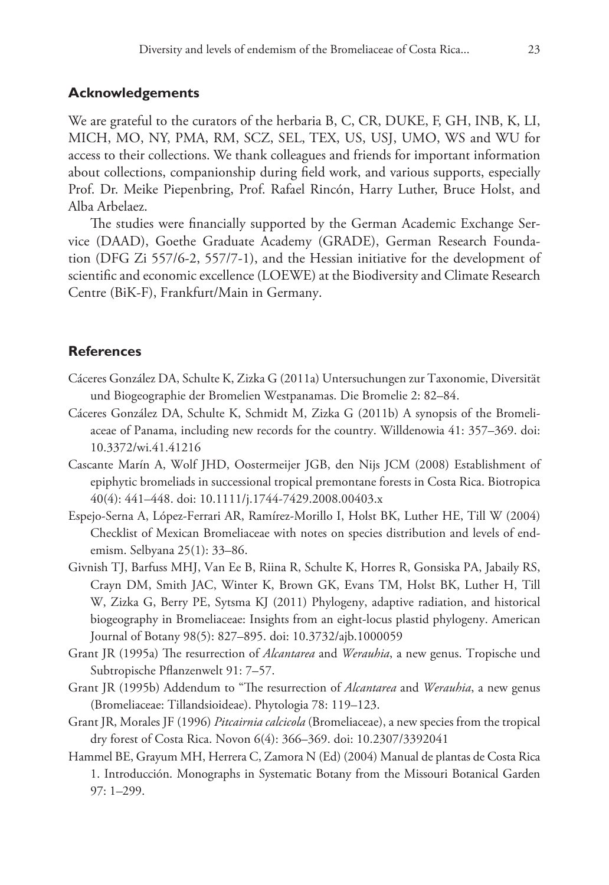## Acknowledgements

We are grateful to the curators of the herbaria B, C, CR, DUKE, F, GH, INB, K, LI, MICH, MO, NY, PMA, RM, SCZ, SEL, TEX, US, USJ, UMO, WS and WU for access to their collections. We thank colleagues and friends for important information about collections, companionship during field work, and various supports, especially Prof. Dr. Meike Piepenbring, Prof. Rafael Rincón, Harry Luther, Bruce Holst, and Alba Arbelaez.

The studies were financially supported by the German Academic Exchange Service (DAAD), Goethe Graduate Academy (GRADE), German Research Foundation (DFG Zi 557/6-2, 557/7-1), and the Hessian initiative for the development of scientific and economic excellence (LOEWE) at the Biodiversity and Climate Research Centre (BiK-F), Frankfurt/Main in Germany.

## References

Cáceres González DA, Schulte K, Zizka G (2011a) Untersuchungen zur Taxonomie, Diversität und Biogeographie der Bromelien Westpanamas. Die Bromelie 2: 82–84.

Cáceres González DA, Schulte K, Schmidt M, Zizka G (2011b) A synopsis of the Bromeliaceae of Panama, including new records for the country. Willdenowia 41: 357–369. doi: 10.3372/wi.41.41216

Cascante Marín A, Wolf JHD, Oostermeijer JGB, den Nijs JCM (2008) Establishment of epiphytic bromeliads in successional tropical premontane forests in Costa Rica. Biotropica 40(4): 441–448. doi: 10.1111/j.1744-7429.2008.00403.x

Espejo-Serna A, López-Ferrari AR, Ramírez-Morillo I, Holst BK, Luther HE, Till W (2004) Checklist of Mexican Bromeliaceae with notes on species distribution and levels of endemism. Selbyana 25(1): 33–86.

Givnish TJ, Barfuss MHJ, Van Ee B, Riina R, Schulte K, Horres R, Gonsiska PA, Jabaily RS, Crayn DM, Smith JAC, Winter K, Brown GK, Evans TM, Holst BK, Luther H, Till W, Zizka G, Berry PE, Sytsma KJ (2011) Phylogeny, adaptive radiation, and historical biogeography in Bromeliaceae: Insights from an eight-locus plastid phylogeny. American Journal of Botany 98(5): 827–895. doi: 10.3732/ajb.1000059

Grant JR (1995a) The resurrection of *Alcantarea* and *Werauhia*, a new genus. Tropische und Subtropische Pflanzenwelt 91: 7–57.

Grant JR (1995b) Addendum to "The resurrection of *Alcantarea* and *Werauhia*, a new genus (Bromeliaceae: Tillandsioideae). Phytologia 78: 119–123.

Grant JR, Morales JF (1996) *Pitcairnia calcicola* (Bromeliaceae), a new species from the tropical dry forest of Costa Rica. Novon 6(4): 366–369. doi: 10.2307/3392041

Hammel BE, Grayum MH, Herrera C, Zamora N (Ed) (2004) Manual de plantas de Costa Rica 1. Introducción. Monographs in Systematic Botany from the Missouri Botanical Garden 97: 1–299.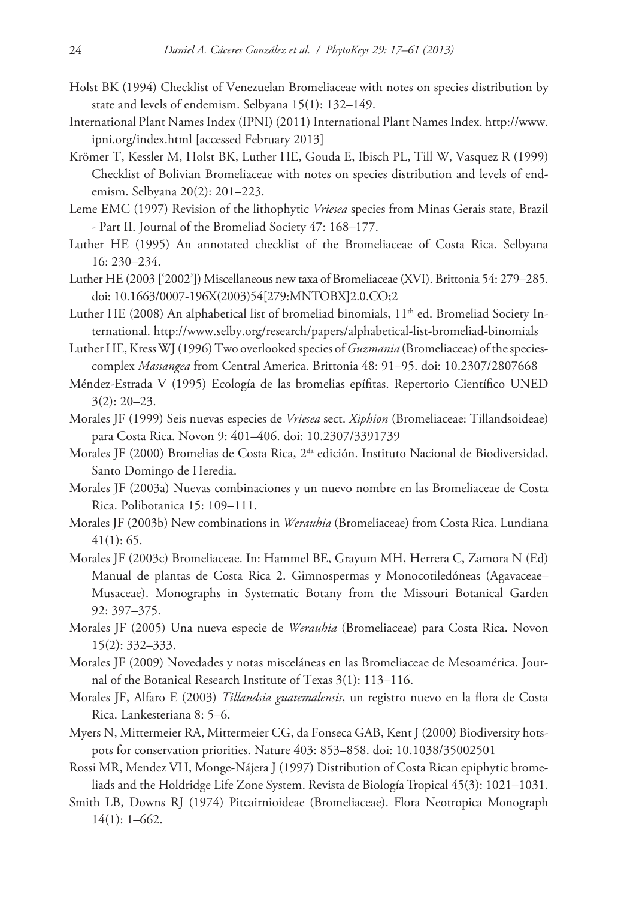Holst BK (1994) Checklist of Venezuelan Bromeliaceae with notes on species distribution by state and levels of endemism. Selbyana 15(1): 132–149.

International Plant Names Index (IPNI) (2011) International Plant Names Index. http://www.ipni.org/index.html [accessed February 2013]

Krömer T, Kessler M, Holst BK, Luther HE, Gouda E, Ibisch PL, Till W, Vasquez R (1999) Checklist of Bolivian Bromeliaceae with notes on species distribution and levels of endemism. Selbyana 20(2): 201–223.

Leme EMC (1997) Revision of the lithophytic *Vriesea* species from Minas Gerais state, Brazil - Part II. Journal of the Bromeliad Society 47: 168–177.

Luther HE (1995) An annotated checklist of the Bromeliaceae of Costa Rica. Selbyana 16: 230–234.

Luther HE (2003 ['2002']) Miscellaneous new taxa of Bromeliaceae (XVI). Brittonia 54: 279–285. doi: 10.1663/0007-196X(2003)54[279:MNTOBX]2.0.CO;2

Luther HE (2008) An alphabetical list of bromeliad binomials, 11th ed. Bromeliad Society International. http://www.selby.org/research/papers/alphabetical-list-bromeliad-binomials

Luther HE, Kress WJ (1996) Two overlooked species of *Guzmania* (Bromeliaceae) of the species-complex *Massangea* from Central America. Brittonia 48: 91–95. doi: 10.2307/2807668

Méndez-Estrada V (1995) Ecología de las bromelias epífitas. Repertorio Científico UNED 3(2): 20–23.

Morales JF (1999) Seis nuevas especies de *Vriesea* sect. *Xiphion* (Bromeliaceae: Tillandsoideae) para Costa Rica. Novon 9: 401–406. doi: 10.2307/3391739

Morales JF (2000) Bromelias de Costa Rica, 2da edición. Instituto Nacional de Biodiversidad, Santo Domingo de Heredia.

Morales JF (2003a) Nuevas combinaciones y un nuevo nombre en las Bromeliaceae de Costa Rica. Polibotanica 15: 109–111.

Morales JF (2003b) New combinations in *Werauhia* (Bromeliaceae) from Costa Rica. Lundiana 41(1): 65.

Morales JF (2003c) Bromeliaceae. In: Hammel BE, Grayum MH, Herrera C, Zamora N (Ed) Manual de plantas de Costa Rica 2. Gimnospermas y Monocotiledóneas (Agavaceae–Musaceae). Monographs in Systematic Botany from the Missouri Botanical Garden 92: 397–375.

Morales JF (2005) Una nueva especie de *Werauhia* (Bromeliaceae) para Costa Rica. Novon 15(2): 332–333.

Morales JF (2009) Novedades y notas misceláneas en las Bromeliaceae de Mesoamérica. Journal of the Botanical Research Institute of Texas 3(1): 113–116.

Morales JF, Alfaro E (2003) *Tillandsia guatemalensis*, un registro nuevo en la flora de Costa Rica. Lankesteriana 8: 5–6.

Myers N, Mittermeier RA, Mittermeier CG, da Fonseca GAB, Kent J (2000) Biodiversity hotspots for conservation priorities. Nature 403: 853–858. doi: 10.1038/35002501

Rossi MR, Mendez VH, Monge-Nájera J (1997) Distribution of Costa Rican epiphytic bromeliads and the Holdridge Life Zone System. Revista de Biología Tropical 45(3): 1021–1031.

Smith LB, Downs RJ (1974) Pitcairnioideae (Bromeliaceae). Flora Neotropica Monograph 14(1): 1–662.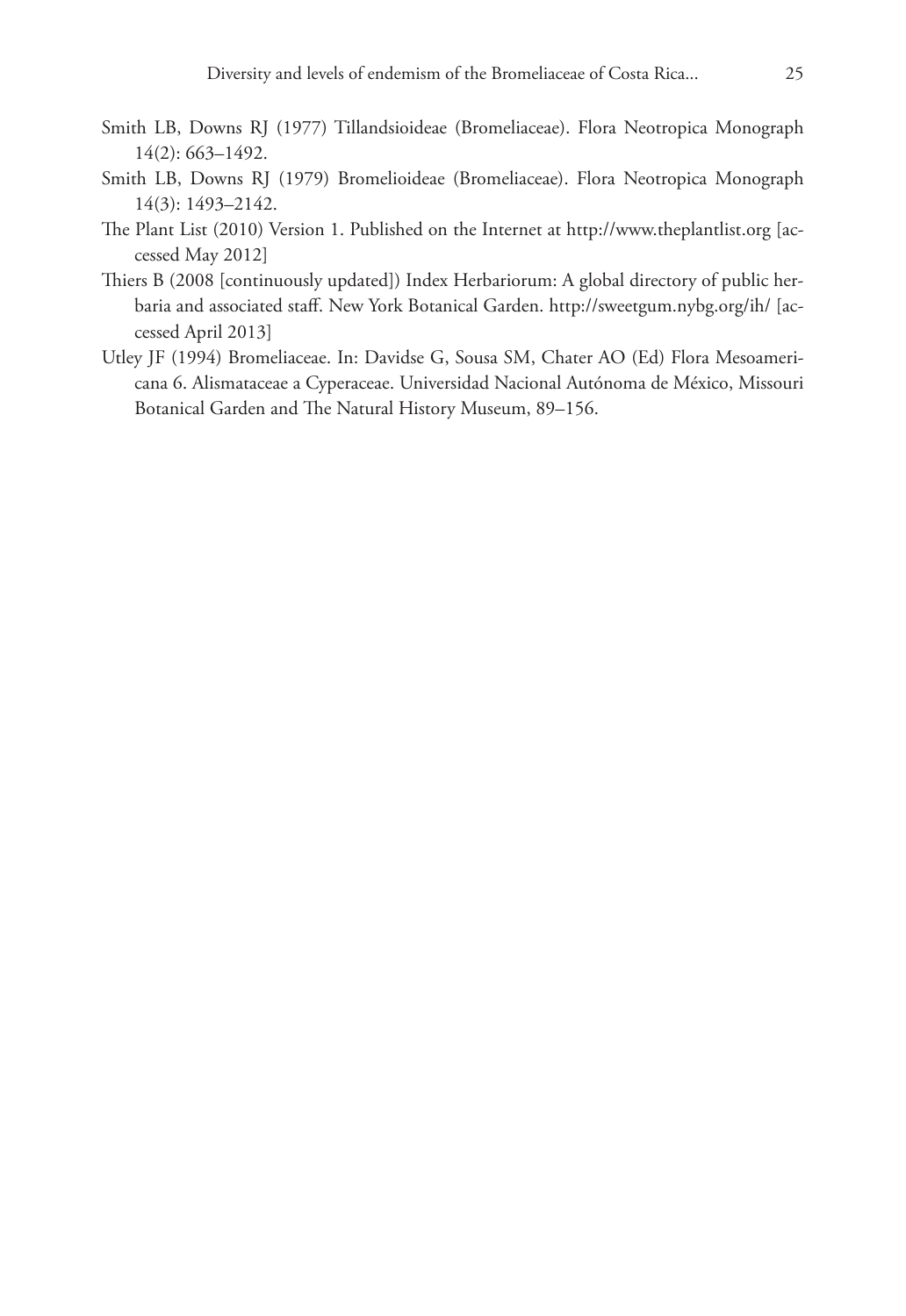Smith LB, Downs RJ (1977) Tillandsioideae (Bromeliaceae). Flora Neotropica Monograph 14(2): 663–1492.

Smith LB, Downs RJ (1979) Bromelioideae (Bromeliaceae). Flora Neotropica Monograph 14(3): 1493–2142.

The Plant List (2010) Version 1. Published on the Internet at http://www.theplantlist.org [accessed May 2012]

Thiers B (2008 [continuously updated]) Index Herbariorum: A global directory of public herbaria and associated staff. New York Botanical Garden. http://sweetgum.nybg.org/ih/ [accessed April 2013]

Utley JF (1994) Bromeliaceae. In: Davidse G, Sousa SM, Chater AO (Ed) Flora Mesoamericana 6. Alismataceae a Cyperaceae. Universidad Nacional Autónoma de México, Missouri Botanical Garden and The Natural History Museum, 89–156.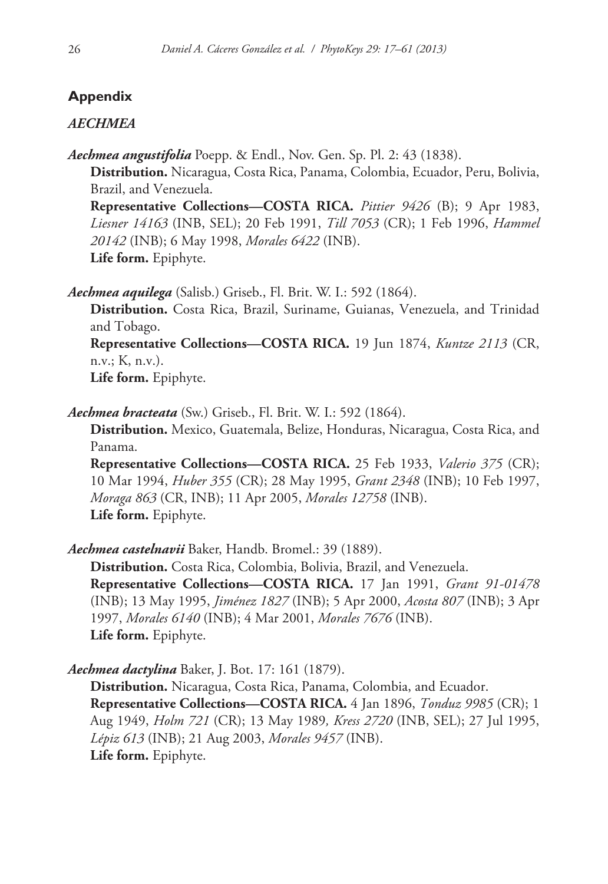## Appendix

### *AECHMEA*

***Aechmea angustifolia*** Poepp. & Endl., Nov. Gen. Sp. Pl. 2: 43 (1838).

**Distribution.** Nicaragua, Costa Rica, Panama, Colombia, Ecuador, Peru, Bolivia, Brazil, and Venezuela.

**Representative Collections—COSTA RICA.** *Pittier 9426* (B); 9 Apr 1983, *Liesner 14163* (INB, SEL); 20 Feb 1991, *Till 7053* (CR); 1 Feb 1996, *Hammel 20142* (INB); 6 May 1998, *Morales 6422* (INB).

**Life form.** Epiphyte.

***Aechmea aquilega*** (Salisb.) Griseb., Fl. Brit. W. I.: 592 (1864).

**Distribution.** Costa Rica, Brazil, Suriname, Guianas, Venezuela, and Trinidad and Tobago.

**Representative Collections—COSTA RICA.** 19 Jun 1874, *Kuntze 2113* (CR, n.v.; K, n.v.).

**Life form.** Epiphyte.

***Aechmea bracteata*** (Sw.) Griseb., Fl. Brit. W. I.: 592 (1864).

**Distribution.** Mexico, Guatemala, Belize, Honduras, Nicaragua, Costa Rica, and Panama.

**Representative Collections—COSTA RICA.** 25 Feb 1933, *Valerio 375* (CR); 10 Mar 1994, *Huber 355* (CR); 28 May 1995, *Grant 2348* (INB); 10 Feb 1997, *Moraga 863* (CR, INB); 11 Apr 2005, *Morales 12758* (INB).

**Life form.** Epiphyte.

***Aechmea castelnavii*** Baker, Handb. Bromel.: 39 (1889).

**Distribution.** Costa Rica, Colombia, Bolivia, Brazil, and Venezuela.

**Representative Collections—COSTA RICA.** 17 Jan 1991, *Grant 91-01478* (INB); 13 May 1995, *Jiménez 1827* (INB); 5 Apr 2000, *Acosta 807* (INB); 3 Apr 1997, *Morales 6140* (INB); 4 Mar 2001, *Morales 7676* (INB).

**Life form.** Epiphyte.

***Aechmea dactylina*** Baker, J. Bot. 17: 161 (1879).

**Distribution.** Nicaragua, Costa Rica, Panama, Colombia, and Ecuador.

**Representative Collections—COSTA RICA.** 4 Jan 1896, *Tonduz 9985* (CR); 1 Aug 1949, *Holm 721* (CR); 13 May 1989, *Kress 2720* (INB, SEL); 27 Jul 1995, *Lépiz 613* (INB); 21 Aug 2003, *Morales 9457* (INB).

**Life form.** Epiphyte.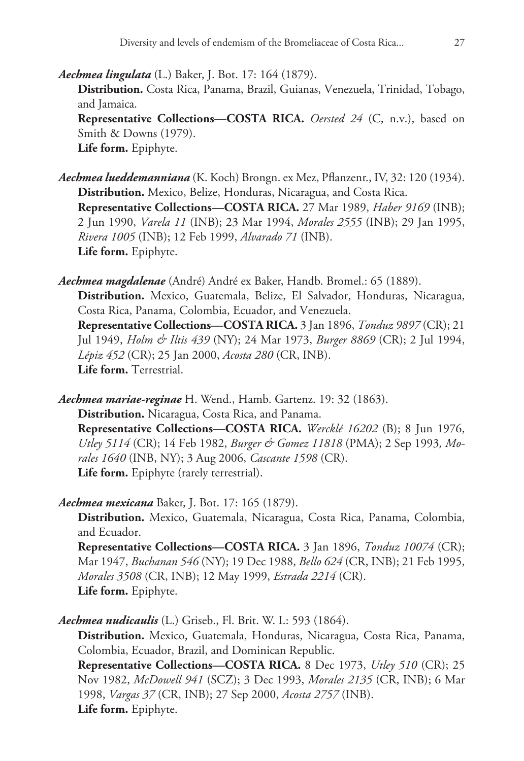***Aechmea lingulata*** (L.) Baker, J. Bot. 17: 164 (1879).

**Distribution.** Costa Rica, Panama, Brazil, Guianas, Venezuela, Trinidad, Tobago, and Jamaica.

**Representative Collections—COSTA RICA.** *Oersted 24* (C, n.v.), based on Smith & Downs (1979).

**Life form.** Epiphyte.

***Aechmea lueddemanniana*** (K. Koch) Brongn. ex Mez, Pflanzenr., IV, 32: 120 (1934).

**Distribution.** Mexico, Belize, Honduras, Nicaragua, and Costa Rica.

**Representative Collections—COSTA RICA.** 27 Mar 1989, *Haber 9169* (INB); 2 Jun 1990, *Varela 11* (INB); 23 Mar 1994, *Morales 2555* (INB); 29 Jan 1995, *Rivera 1005* (INB); 12 Feb 1999, *Alvarado 71* (INB).

**Life form.** Epiphyte.

***Aechmea magdalenae*** (André) André ex Baker, Handb. Bromel.: 65 (1889).

**Distribution.** Mexico, Guatemala, Belize, El Salvador, Honduras, Nicaragua, Costa Rica, Panama, Colombia, Ecuador, and Venezuela.

**Representative Collections—COSTA RICA.** 3 Jan 1896, *Tonduz 9897* (CR); 21 Jul 1949, *Holm & Iltis 439* (NY); 24 Mar 1973, *Burger 8869* (CR); 2 Jul 1994, *Lépiz 452* (CR); 25 Jan 2000, *Acosta 280* (CR, INB).

**Life form.** Terrestrial.

***Aechmea mariae-reginae*** H. Wend., Hamb. Gartenz. 19: 32 (1863).

**Distribution.** Nicaragua, Costa Rica, and Panama.

**Representative Collections—COSTA RICA.** *Wercklé 16202* (B); 8 Jun 1976, *Utley 5114* (CR); 14 Feb 1982, *Burger & Gomez 11818* (PMA); 2 Sep 1993, *Morales 1640* (INB, NY); 3 Aug 2006, *Cascante 1598* (CR).

**Life form.** Epiphyte (rarely terrestrial).

***Aechmea mexicana*** Baker, J. Bot. 17: 165 (1879).

**Distribution.** Mexico, Guatemala, Nicaragua, Costa Rica, Panama, Colombia, and Ecuador.

**Representative Collections—COSTA RICA.** 3 Jan 1896, *Tonduz 10074* (CR); Mar 1947, *Buchanan 546* (NY); 19 Dec 1988, *Bello 624* (CR, INB); 21 Feb 1995, *Morales 3508* (CR, INB); 12 May 1999, *Estrada 2214* (CR).

**Life form.** Epiphyte.

***Aechmea nudicaulis*** (L.) Griseb., Fl. Brit. W. I.: 593 (1864).

**Distribution.** Mexico, Guatemala, Honduras, Nicaragua, Costa Rica, Panama, Colombia, Ecuador, Brazil, and Dominican Republic.

**Representative Collections—COSTA RICA.** 8 Dec 1973, *Utley 510* (CR); 25 Nov 1982, *McDowell 941* (SCZ); 3 Dec 1993, *Morales 2135* (CR, INB); 6 Mar 1998, *Vargas 37* (CR, INB); 27 Sep 2000, *Acosta 2757* (INB).

**Life form.** Epiphyte.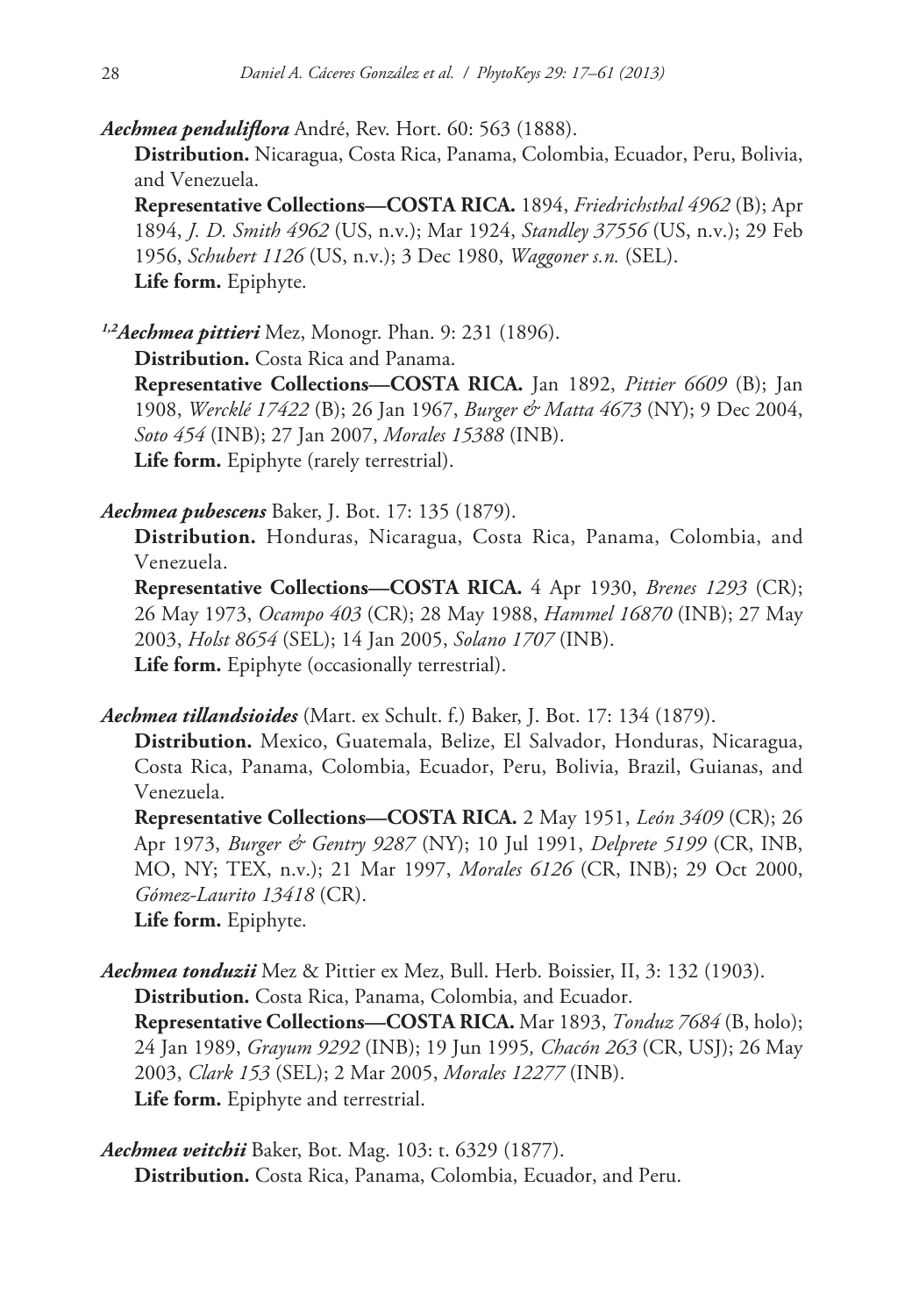***Aechmea penduliflora*** André, Rev. Hort. 60: 563 (1888).

**Distribution.** Nicaragua, Costa Rica, Panama, Colombia, Ecuador, Peru, Bolivia, and Venezuela.

**Representative Collections—COSTA RICA.** 1894, *Friedrichsthal 4962* (B); Apr 1894, *J. D. Smith 4962* (US, n.v.); Mar 1924, *Standley 37556* (US, n.v.); 29 Feb 1956, *Schubert 1126* (US, n.v.); 3 Dec 1980, *Waggoner s.n.* (SEL).

**Life form.** Epiphyte.

[1,2]***Aechmea pittieri*** Mez, Monogr. Phan. 9: 231 (1896).

**Distribution.** Costa Rica and Panama.

**Representative Collections—COSTA RICA.** Jan 1892, *Pittier 6609* (B); Jan 1908, *Wercklé 17422* (B); 26 Jan 1967, *Burger & Matta 4673* (NY); 9 Dec 2004, *Soto 454* (INB); 27 Jan 2007, *Morales 15388* (INB).

**Life form.** Epiphyte (rarely terrestrial).

***Aechmea pubescens*** Baker, J. Bot. 17: 135 (1879).

**Distribution.** Honduras, Nicaragua, Costa Rica, Panama, Colombia, and Venezuela.

**Representative Collections—COSTA RICA.** 4 Apr 1930, *Brenes 1293* (CR); 26 May 1973, *Ocampo 403* (CR); 28 May 1988, *Hammel 16870* (INB); 27 May 2003, *Holst 8654* (SEL); 14 Jan 2005, *Solano 1707* (INB).

**Life form.** Epiphyte (occasionally terrestrial).

***Aechmea tillandsioides*** (Mart. ex Schult. f.) Baker, J. Bot. 17: 134 (1879).

**Distribution.** Mexico, Guatemala, Belize, El Salvador, Honduras, Nicaragua, Costa Rica, Panama, Colombia, Ecuador, Peru, Bolivia, Brazil, Guianas, and Venezuela.

**Representative Collections—COSTA RICA.** 2 May 1951, *León 3409* (CR); 26 Apr 1973, *Burger & Gentry 9287* (NY); 10 Jul 1991, *Delprete 5199* (CR, INB, MO, NY; TEX, n.v.); 21 Mar 1997, *Morales 6126* (CR, INB); 29 Oct 2000, *Gómez-Laurito 13418* (CR).

**Life form.** Epiphyte.

***Aechmea tonduzii*** Mez & Pittier ex Mez, Bull. Herb. Boissier, II, 3: 132 (1903).

**Distribution.** Costa Rica, Panama, Colombia, and Ecuador.

**Representative Collections—COSTA RICA.** Mar 1893, *Tonduz 7684* (B, holo); 24 Jan 1989, *Grayum 9292* (INB); 19 Jun 1995, *Chacón 263* (CR, USJ); 26 May 2003, *Clark 153* (SEL); 2 Mar 2005, *Morales 12277* (INB).

**Life form.** Epiphyte and terrestrial.

***Aechmea veitchii*** Baker, Bot. Mag. 103: t. 6329 (1877).

**Distribution.** Costa Rica, Panama, Colombia, Ecuador, and Peru.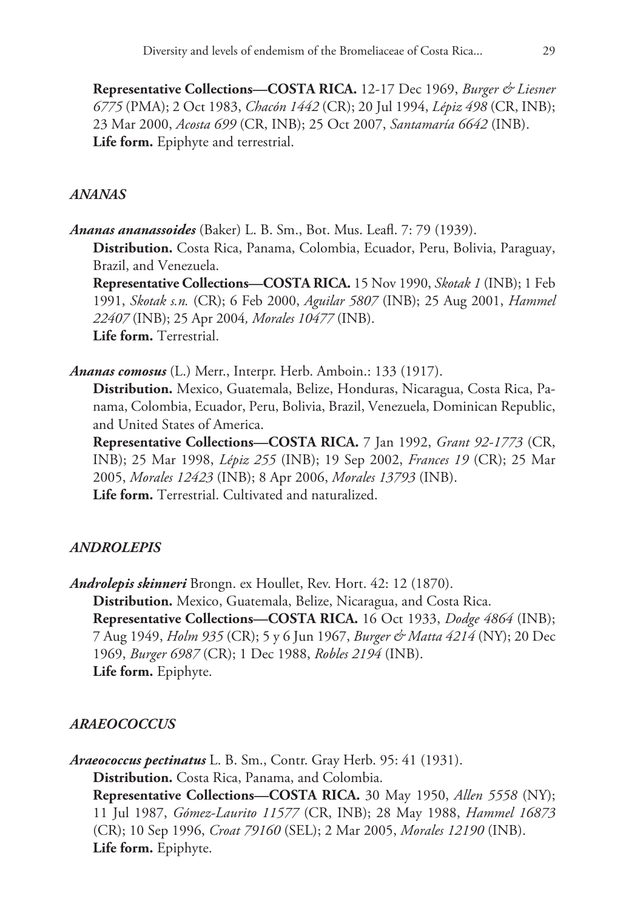**Representative Collections—COSTA RICA.** 12-17 Dec 1969, *Burger & Liesner 6775* (PMA); 2 Oct 1983, *Chacón 1442* (CR); 20 Jul 1994, *Lépiz 498* (CR, INB); 23 Mar 2000, *Acosta 699* (CR, INB); 25 Oct 2007, *Santamaría 6642* (INB).
**Life form.** Epiphyte and terrestrial.

### *ANANAS*

***Ananas ananassoides*** (Baker) L. B. Sm., Bot. Mus. Leafl. 7: 79 (1939).
**Distribution.** Costa Rica, Panama, Colombia, Ecuador, Peru, Bolivia, Paraguay, Brazil, and Venezuela.
**Representative Collections—COSTA RICA.** 15 Nov 1990, *Skotak 1* (INB); 1 Feb 1991, *Skotak s.n.* (CR); 6 Feb 2000, *Aguilar 5807* (INB); 25 Aug 2001, *Hammel 22407* (INB); 25 Apr 2004, *Morales 10477* (INB).
**Life form.** Terrestrial.

***Ananas comosus*** (L.) Merr., Interpr. Herb. Amboin.: 133 (1917).
**Distribution.** Mexico, Guatemala, Belize, Honduras, Nicaragua, Costa Rica, Panama, Colombia, Ecuador, Peru, Bolivia, Brazil, Venezuela, Dominican Republic, and United States of America.
**Representative Collections—COSTA RICA.** 7 Jan 1992, *Grant 92-1773* (CR, INB); 25 Mar 1998, *Lépiz 255* (INB); 19 Sep 2002, *Frances 19* (CR); 25 Mar 2005, *Morales 12423* (INB); 8 Apr 2006, *Morales 13793* (INB).
**Life form.** Terrestrial. Cultivated and naturalized.

### *ANDROLEPIS*

***Androlepis skinneri*** Brongn. ex Houllet, Rev. Hort. 42: 12 (1870).
**Distribution.** Mexico, Guatemala, Belize, Nicaragua, and Costa Rica.
**Representative Collections—COSTA RICA.** 16 Oct 1933, *Dodge 4864* (INB); 7 Aug 1949, *Holm 935* (CR); 5 y 6 Jun 1967, *Burger & Matta 4214* (NY); 20 Dec 1969, *Burger 6987* (CR); 1 Dec 1988, *Robles 2194* (INB).
**Life form.** Epiphyte.

### *ARAEOCOCCUS*

***Araeococcus pectinatus*** L. B. Sm., Contr. Gray Herb. 95: 41 (1931).
**Distribution.** Costa Rica, Panama, and Colombia.
**Representative Collections—COSTA RICA.** 30 May 1950, *Allen 5558* (NY); 11 Jul 1987, *Gómez-Laurito 11577* (CR, INB); 28 May 1988, *Hammel 16873* (CR); 10 Sep 1996, *Croat 79160* (SEL); 2 Mar 2005, *Morales 12190* (INB).
**Life form.** Epiphyte.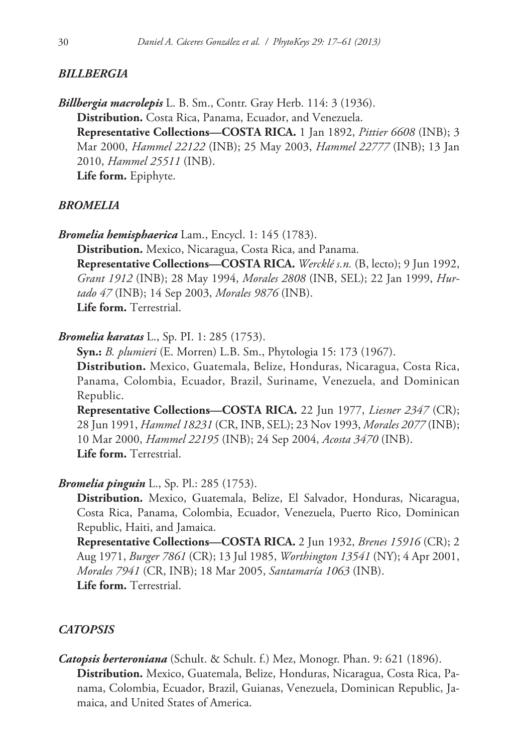### *BILLBERGIA*

***Billbergia macrolepis*** L. B. Sm., Contr. Gray Herb. 114: 3 (1936).

**Distribution.** Costa Rica, Panama, Ecuador, and Venezuela.

**Representative Collections—COSTA RICA.** 1 Jan 1892, *Pittier 6608* (INB); 3 Mar 2000, *Hammel 22122* (INB); 25 May 2003, *Hammel 22777* (INB); 13 Jan 2010, *Hammel 25511* (INB).

**Life form.** Epiphyte.

### *BROMELIA*

***Bromelia hemisphaerica*** Lam., Encycl. 1: 145 (1783).

**Distribution.** Mexico, Nicaragua, Costa Rica, and Panama.

**Representative Collections—COSTA RICA.** *Wercklé s.n.* (B, lecto); 9 Jun 1992, *Grant 1912* (INB); 28 May 1994, *Morales 2808* (INB, SEL); 22 Jan 1999, *Hurtado 47* (INB); 14 Sep 2003, *Morales 9876* (INB).

**Life form.** Terrestrial.

***Bromelia karatas*** L., Sp. PI. 1: 285 (1753).

**Syn.:** *B. plumieri* (E. Morren) L.B. Sm., Phytologia 15: 173 (1967).

**Distribution.** Mexico, Guatemala, Belize, Honduras, Nicaragua, Costa Rica, Panama, Colombia, Ecuador, Brazil, Suriname, Venezuela, and Dominican Republic.

**Representative Collections—COSTA RICA.** 22 Jun 1977, *Liesner 2347* (CR); 28 Jun 1991, *Hammel 18231* (CR, INB, SEL); 23 Nov 1993, *Morales 2077* (INB); 10 Mar 2000, *Hammel 22195* (INB); 24 Sep 2004, *Acosta 3470* (INB).

**Life form.** Terrestrial.

***Bromelia pinguin*** L., Sp. Pl.: 285 (1753).

**Distribution.** Mexico, Guatemala, Belize, El Salvador, Honduras, Nicaragua, Costa Rica, Panama, Colombia, Ecuador, Venezuela, Puerto Rico, Dominican Republic, Haiti, and Jamaica.

**Representative Collections—COSTA RICA.** 2 Jun 1932, *Brenes 15916* (CR); 2 Aug 1971, *Burger 7861* (CR); 13 Jul 1985, *Worthington 13541* (NY); 4 Apr 2001, *Morales 7941* (CR, INB); 18 Mar 2005, *Santamaría 1063* (INB).

**Life form.** Terrestrial.

### *CATOPSIS*

***Catopsis berteroniana*** (Schult. & Schult. f.) Mez, Monogr. Phan. 9: 621 (1896).

**Distribution.** Mexico, Guatemala, Belize, Honduras, Nicaragua, Costa Rica, Panama, Colombia, Ecuador, Brazil, Guianas, Venezuela, Dominican Republic, Jamaica, and United States of America.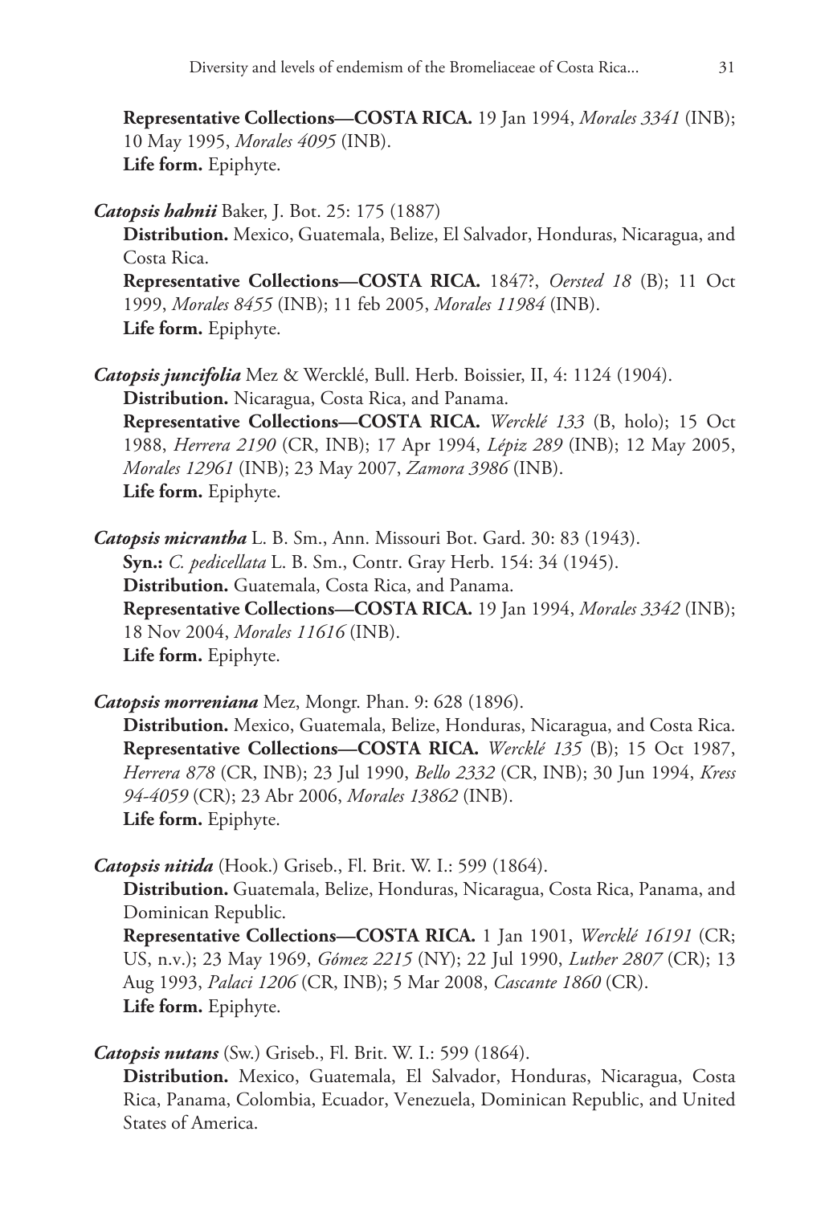**Representative Collections—COSTA RICA.** 19 Jan 1994, *Morales 3341* (INB); 10 May 1995, *Morales 4095* (INB).
**Life form.** Epiphyte.

***Catopsis hahnii*** Baker, J. Bot. 25: 175 (1887)
**Distribution.** Mexico, Guatemala, Belize, El Salvador, Honduras, Nicaragua, and Costa Rica.
**Representative Collections—COSTA RICA.** 1847?, *Oersted 18* (B); 11 Oct 1999, *Morales 8455* (INB); 11 feb 2005, *Morales 11984* (INB).
**Life form.** Epiphyte.

***Catopsis juncifolia*** Mez & Wercklé, Bull. Herb. Boissier, II, 4: 1124 (1904).
**Distribution.** Nicaragua, Costa Rica, and Panama.
**Representative Collections—COSTA RICA.** *Wercklé 133* (B, holo); 15 Oct 1988, *Herrera 2190* (CR, INB); 17 Apr 1994, *Lépiz 289* (INB); 12 May 2005, *Morales 12961* (INB); 23 May 2007, *Zamora 3986* (INB).
**Life form.** Epiphyte.

***Catopsis micrantha*** L. B. Sm., Ann. Missouri Bot. Gard. 30: 83 (1943).
**Syn.:** *C. pedicellata* L. B. Sm., Contr. Gray Herb. 154: 34 (1945).
**Distribution.** Guatemala, Costa Rica, and Panama.
**Representative Collections—COSTA RICA.** 19 Jan 1994, *Morales 3342* (INB); 18 Nov 2004, *Morales 11616* (INB).
**Life form.** Epiphyte.

***Catopsis morreniana*** Mez, Mongr. Phan. 9: 628 (1896).
**Distribution.** Mexico, Guatemala, Belize, Honduras, Nicaragua, and Costa Rica.
**Representative Collections—COSTA RICA.** *Wercklé 135* (B); 15 Oct 1987, *Herrera 878* (CR, INB); 23 Jul 1990, *Bello 2332* (CR, INB); 30 Jun 1994, *Kress 94-4059* (CR); 23 Abr 2006, *Morales 13862* (INB).
**Life form.** Epiphyte.

***Catopsis nitida*** (Hook.) Griseb., Fl. Brit. W. I.: 599 (1864).
**Distribution.** Guatemala, Belize, Honduras, Nicaragua, Costa Rica, Panama, and Dominican Republic.
**Representative Collections—COSTA RICA.** 1 Jan 1901, *Wercklé 16191* (CR; US, n.v.); 23 May 1969, *Gómez 2215* (NY); 22 Jul 1990, *Luther 2807* (CR); 13 Aug 1993, *Palaci 1206* (CR, INB); 5 Mar 2008, *Cascante 1860* (CR).
**Life form.** Epiphyte.

***Catopsis nutans*** (Sw.) Griseb., Fl. Brit. W. I.: 599 (1864).
**Distribution.** Mexico, Guatemala, El Salvador, Honduras, Nicaragua, Costa Rica, Panama, Colombia, Ecuador, Venezuela, Dominican Republic, and United States of America.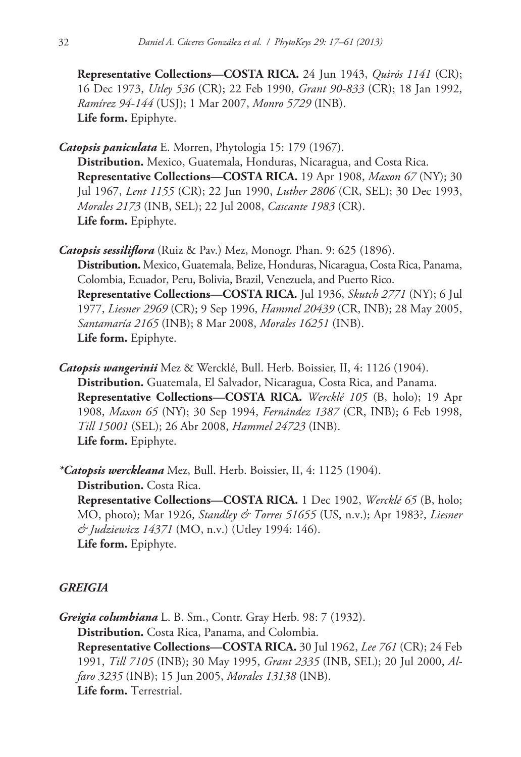**Representative Collections—COSTA RICA.** 24 Jun 1943, *Quirós 1141* (CR); 16 Dec 1973, *Utley 536* (CR); 22 Feb 1990, *Grant 90-833* (CR); 18 Jan 1992, *Ramírez 94-144* (USJ); 1 Mar 2007, *Monro 5729* (INB).
**Life form.** Epiphyte.

***Catopsis paniculata*** E. Morren, Phytologia 15: 179 (1967).
**Distribution.** Mexico, Guatemala, Honduras, Nicaragua, and Costa Rica.
**Representative Collections—COSTA RICA.** 19 Apr 1908, *Maxon 67* (NY); 30 Jul 1967, *Lent 1155* (CR); 22 Jun 1990, *Luther 2806* (CR, SEL); 30 Dec 1993, *Morales 2173* (INB, SEL); 22 Jul 2008, *Cascante 1983* (CR).
**Life form.** Epiphyte.

***Catopsis sessiliflora*** (Ruiz & Pav.) Mez, Monogr. Phan. 9: 625 (1896).
**Distribution.** Mexico, Guatemala, Belize, Honduras, Nicaragua, Costa Rica, Panama, Colombia, Ecuador, Peru, Bolivia, Brazil, Venezuela, and Puerto Rico.
**Representative Collections—COSTA RICA.** Jul 1936, *Skutch 2771* (NY); 6 Jul 1977, *Liesner 2969* (CR); 9 Sep 1996, *Hammel 20439* (CR, INB); 28 May 2005, *Santamaría 2165* (INB); 8 Mar 2008, *Morales 16251* (INB).
**Life form.** Epiphyte.

***Catopsis wangerinii*** Mez & Wercklé, Bull. Herb. Boissier, II, 4: 1126 (1904).
**Distribution.** Guatemala, El Salvador, Nicaragua, Costa Rica, and Panama.
**Representative Collections—COSTA RICA.** *Wercklé 105* (B, holo); 19 Apr 1908, *Maxon 65* (NY); 30 Sep 1994, *Fernández 1387* (CR, INB); 6 Feb 1998, *Till 15001* (SEL); 26 Abr 2008, *Hammel 24723* (INB).
**Life form.** Epiphyte.

***\*Catopsis werckleana*** Mez, Bull. Herb. Boissier, II, 4: 1125 (1904).
**Distribution.** Costa Rica.
**Representative Collections—COSTA RICA.** 1 Dec 1902, *Wercklé 65* (B, holo; MO, photo); Mar 1926, *Standley & Torres 51655* (US, n.v.); Apr 1983?, *Liesner & Judziewicz 14371* (MO, n.v.) (Utley 1994: 146).
**Life form.** Epiphyte.

### *GREIGIA*

***Greigia columbiana*** L. B. Sm., Contr. Gray Herb. 98: 7 (1932).
**Distribution.** Costa Rica, Panama, and Colombia.
**Representative Collections—COSTA RICA.** 30 Jul 1962, *Lee 761* (CR); 24 Feb 1991, *Till 7105* (INB); 30 May 1995, *Grant 2335* (INB, SEL); 20 Jul 2000, *Alfaro 3235* (INB); 15 Jun 2005, *Morales 13138* (INB).
**Life form.** Terrestrial.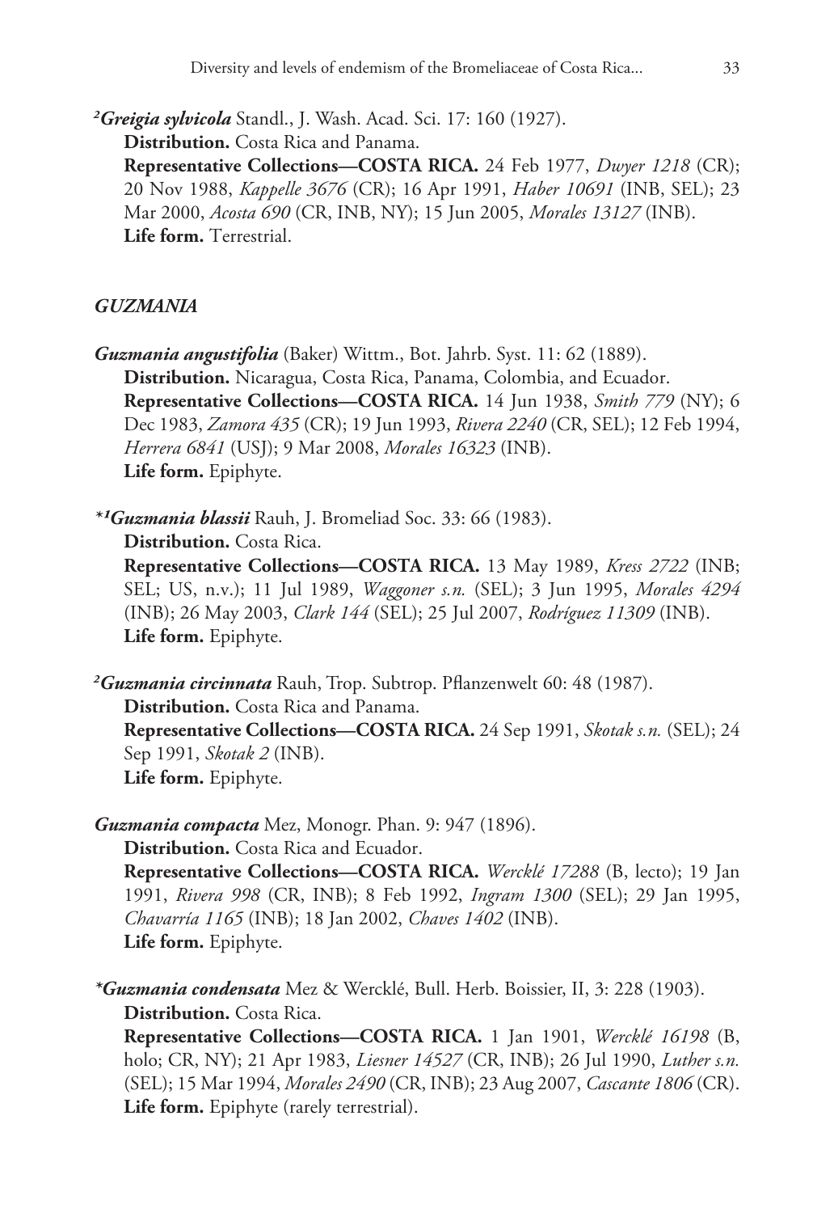[2]***Greigia sylvicola*** Standl., J. Wash. Acad. Sci. 17: 160 (1927).
**Distribution.** Costa Rica and Panama.
**Representative Collections—COSTA RICA.** 24 Feb 1977, *Dwyer 1218* (CR); 20 Nov 1988, *Kappelle 3676* (CR); 16 Apr 1991, *Haber 10691* (INB, SEL); 23 Mar 2000, *Acosta 690* (CR, INB, NY); 15 Jun 2005, *Morales 13127* (INB).
**Life form.** Terrestrial.

### *GUZMANIA*

***Guzmania angustifolia*** (Baker) Wittm., Bot. Jahrb. Syst. 11: 62 (1889).
**Distribution.** Nicaragua, Costa Rica, Panama, Colombia, and Ecuador.
**Representative Collections—COSTA RICA.** 14 Jun 1938, *Smith 779* (NY); 6 Dec 1983, *Zamora 435* (CR); 19 Jun 1993, *Rivera 2240* (CR, SEL); 12 Feb 1994, *Herrera 6841* (USJ); 9 Mar 2008, *Morales 16323* (INB).
**Life form.** Epiphyte.

*[1]***Guzmania blassii*** Rauh, J. Bromeliad Soc. 33: 66 (1983).
**Distribution.** Costa Rica.
**Representative Collections—COSTA RICA.** 13 May 1989, *Kress 2722* (INB; SEL; US, n.v.); 11 Jul 1989, *Waggoner s.n.* (SEL); 3 Jun 1995, *Morales 4294* (INB); 26 May 2003, *Clark 144* (SEL); 25 Jul 2007, *Rodríguez 11309* (INB).
**Life form.** Epiphyte.

[2]***Guzmania circinnata*** Rauh, Trop. Subtrop. Pflanzenwelt 60: 48 (1987).
**Distribution.** Costa Rica and Panama.
**Representative Collections—COSTA RICA.** 24 Sep 1991, *Skotak s.n.* (SEL); 24 Sep 1991, *Skotak 2* (INB).
**Life form.** Epiphyte.

***Guzmania compacta*** Mez, Monogr. Phan. 9: 947 (1896).
**Distribution.** Costa Rica and Ecuador.
**Representative Collections—COSTA RICA.** *Wercklé 17288* (B, lecto); 19 Jan 1991, *Rivera 998* (CR, INB); 8 Feb 1992, *Ingram 1300* (SEL); 29 Jan 1995, *Chavarría 1165* (INB); 18 Jan 2002, *Chaves 1402* (INB).
**Life form.** Epiphyte.

****Guzmania condensata*** Mez & Wercklé, Bull. Herb. Boissier, II, 3: 228 (1903).
**Distribution.** Costa Rica.
**Representative Collections—COSTA RICA.** 1 Jan 1901, *Wercklé 16198* (B, holo; CR, NY); 21 Apr 1983, *Liesner 14527* (CR, INB); 26 Jul 1990, *Luther s.n.* (SEL); 15 Mar 1994, *Morales 2490* (CR, INB); 23 Aug 2007, *Cascante 1806* (CR).
**Life form.** Epiphyte (rarely terrestrial).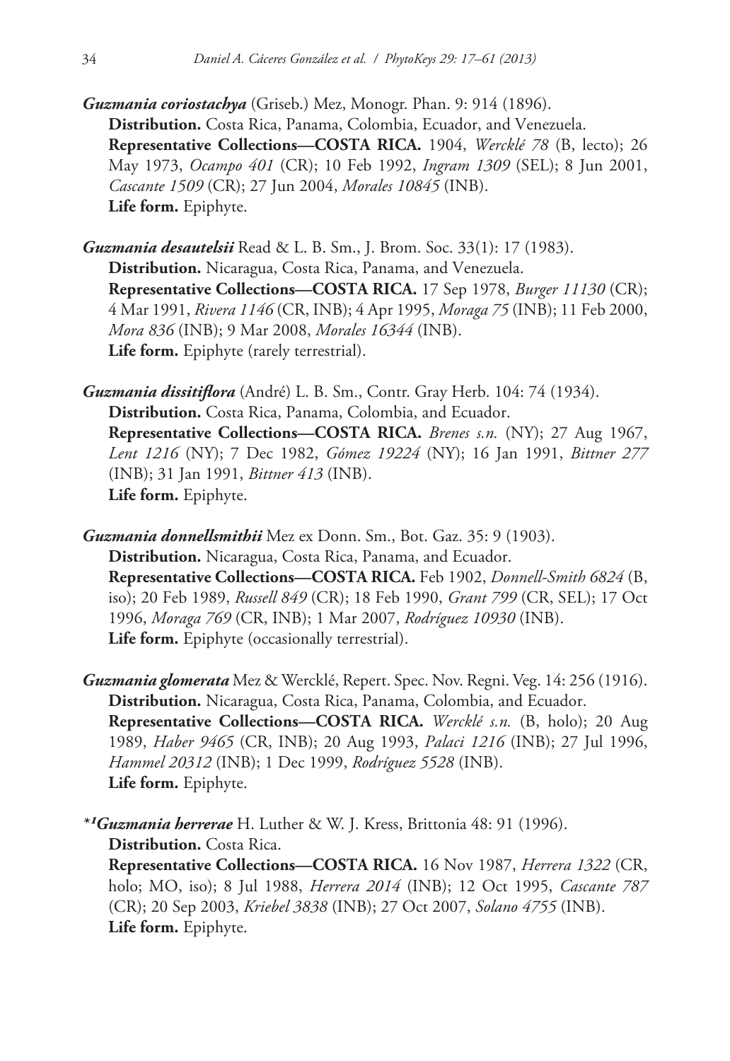***Guzmania coriostachya*** (Griseb.) Mez, Monogr. Phan. 9: 914 (1896).
**Distribution.** Costa Rica, Panama, Colombia, Ecuador, and Venezuela.
**Representative Collections—COSTA RICA.** 1904, *Wercklé 78* (B, lecto); 26 May 1973, *Ocampo 401* (CR); 10 Feb 1992, *Ingram 1309* (SEL); 8 Jun 2001, *Cascante 1509* (CR); 27 Jun 2004, *Morales 10845* (INB).
**Life form.** Epiphyte.

***Guzmania desautelsii*** Read & L. B. Sm., J. Brom. Soc. 33(1): 17 (1983).
**Distribution.** Nicaragua, Costa Rica, Panama, and Venezuela.
**Representative Collections—COSTA RICA.** 17 Sep 1978, *Burger 11130* (CR); 4 Mar 1991, *Rivera 1146* (CR, INB); 4 Apr 1995, *Moraga 75* (INB); 11 Feb 2000, *Mora 836* (INB); 9 Mar 2008, *Morales 16344* (INB).
**Life form.** Epiphyte (rarely terrestrial).

***Guzmania dissitiflora*** (André) L. B. Sm., Contr. Gray Herb. 104: 74 (1934).
**Distribution.** Costa Rica, Panama, Colombia, and Ecuador.
**Representative Collections—COSTA RICA.** *Brenes s.n.* (NY); 27 Aug 1967, *Lent 1216* (NY); 7 Dec 1982, *Gómez 19224* (NY); 16 Jan 1991, *Bittner 277* (INB); 31 Jan 1991, *Bittner 413* (INB).
**Life form.** Epiphyte.

***Guzmania donnellsmithii*** Mez ex Donn. Sm., Bot. Gaz. 35: 9 (1903).
**Distribution.** Nicaragua, Costa Rica, Panama, and Ecuador.
**Representative Collections—COSTA RICA.** Feb 1902, *Donnell-Smith 6824* (B, iso); 20 Feb 1989, *Russell 849* (CR); 18 Feb 1990, *Grant 799* (CR, SEL); 17 Oct 1996, *Moraga 769* (CR, INB); 1 Mar 2007, *Rodríguez 10930* (INB).
**Life form.** Epiphyte (occasionally terrestrial).

***Guzmania glomerata*** Mez & Wercklé, Repert. Spec. Nov. Regni. Veg. 14: 256 (1916).
**Distribution.** Nicaragua, Costa Rica, Panama, Colombia, and Ecuador.
**Representative Collections—COSTA RICA.** *Wercklé s.n.* (B, holo); 20 Aug 1989, *Haber 9465* (CR, INB); 20 Aug 1993, *Palaci 1216* (INB); 27 Jul 1996, *Hammel 20312* (INB); 1 Dec 1999, *Rodríguez 5528* (INB).
**Life form.** Epiphyte.

*[1]***Guzmania herrerae*** H. Luther & W. J. Kress, Brittonia 48: 91 (1996).
**Distribution.** Costa Rica.
**Representative Collections—COSTA RICA.** 16 Nov 1987, *Herrera 1322* (CR, holo; MO, iso); 8 Jul 1988, *Herrera 2014* (INB); 12 Oct 1995, *Cascante 787* (CR); 20 Sep 2003, *Kriebel 3838* (INB); 27 Oct 2007, *Solano 4755* (INB).
**Life form.** Epiphyte.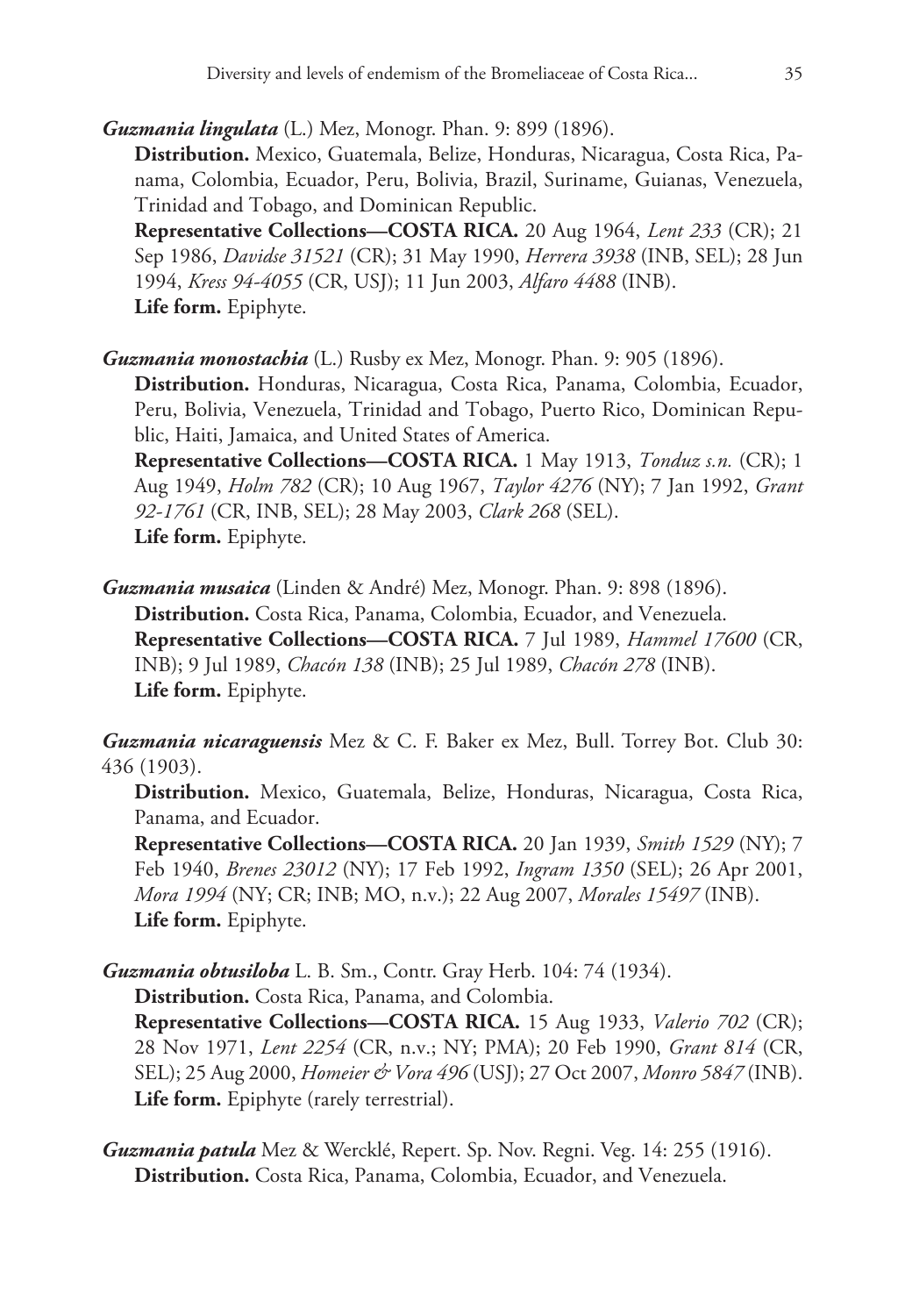***Guzmania lingulata*** (L.) Mez, Monogr. Phan. 9: 899 (1896).

**Distribution.** Mexico, Guatemala, Belize, Honduras, Nicaragua, Costa Rica, Panama, Colombia, Ecuador, Peru, Bolivia, Brazil, Suriname, Guianas, Venezuela, Trinidad and Tobago, and Dominican Republic.

**Representative Collections—COSTA RICA.** 20 Aug 1964, *Lent 233* (CR); 21 Sep 1986, *Davidse 31521* (CR); 31 May 1990, *Herrera 3938* (INB, SEL); 28 Jun 1994, *Kress 94-4055* (CR, USJ); 11 Jun 2003, *Alfaro 4488* (INB).

**Life form.** Epiphyte.

***Guzmania monostachia*** (L.) Rusby ex Mez, Monogr. Phan. 9: 905 (1896).

**Distribution.** Honduras, Nicaragua, Costa Rica, Panama, Colombia, Ecuador, Peru, Bolivia, Venezuela, Trinidad and Tobago, Puerto Rico, Dominican Republic, Haiti, Jamaica, and United States of America.

**Representative Collections—COSTA RICA.** 1 May 1913, *Tonduz s.n.* (CR); 1 Aug 1949, *Holm 782* (CR); 10 Aug 1967, *Taylor 4276* (NY); 7 Jan 1992, *Grant 92-1761* (CR, INB, SEL); 28 May 2003, *Clark 268* (SEL).

**Life form.** Epiphyte.

***Guzmania musaica*** (Linden & André) Mez, Monogr. Phan. 9: 898 (1896).

**Distribution.** Costa Rica, Panama, Colombia, Ecuador, and Venezuela.

**Representative Collections—COSTA RICA.** 7 Jul 1989, *Hammel 17600* (CR, INB); 9 Jul 1989, *Chacón 138* (INB); 25 Jul 1989, *Chacón 278* (INB).

**Life form.** Epiphyte.

***Guzmania nicaraguensis*** Mez & C. F. Baker ex Mez, Bull. Torrey Bot. Club 30: 436 (1903).

**Distribution.** Mexico, Guatemala, Belize, Honduras, Nicaragua, Costa Rica, Panama, and Ecuador.

**Representative Collections—COSTA RICA.** 20 Jan 1939, *Smith 1529* (NY); 7 Feb 1940, *Brenes 23012* (NY); 17 Feb 1992, *Ingram 1350* (SEL); 26 Apr 2001, *Mora 1994* (NY; CR; INB; MO, n.v.); 22 Aug 2007, *Morales 15497* (INB).

**Life form.** Epiphyte.

***Guzmania obtusiloba*** L. B. Sm., Contr. Gray Herb. 104: 74 (1934).

**Distribution.** Costa Rica, Panama, and Colombia.

**Representative Collections—COSTA RICA.** 15 Aug 1933, *Valerio 702* (CR); 28 Nov 1971, *Lent 2254* (CR, n.v.; NY; PMA); 20 Feb 1990, *Grant 814* (CR, SEL); 25 Aug 2000, *Homeier & Vora 496* (USJ); 27 Oct 2007, *Monro 5847* (INB).

**Life form.** Epiphyte (rarely terrestrial).

***Guzmania patula*** Mez & Wercklé, Repert. Sp. Nov. Regni. Veg. 14: 255 (1916).

**Distribution.** Costa Rica, Panama, Colombia, Ecuador, and Venezuela.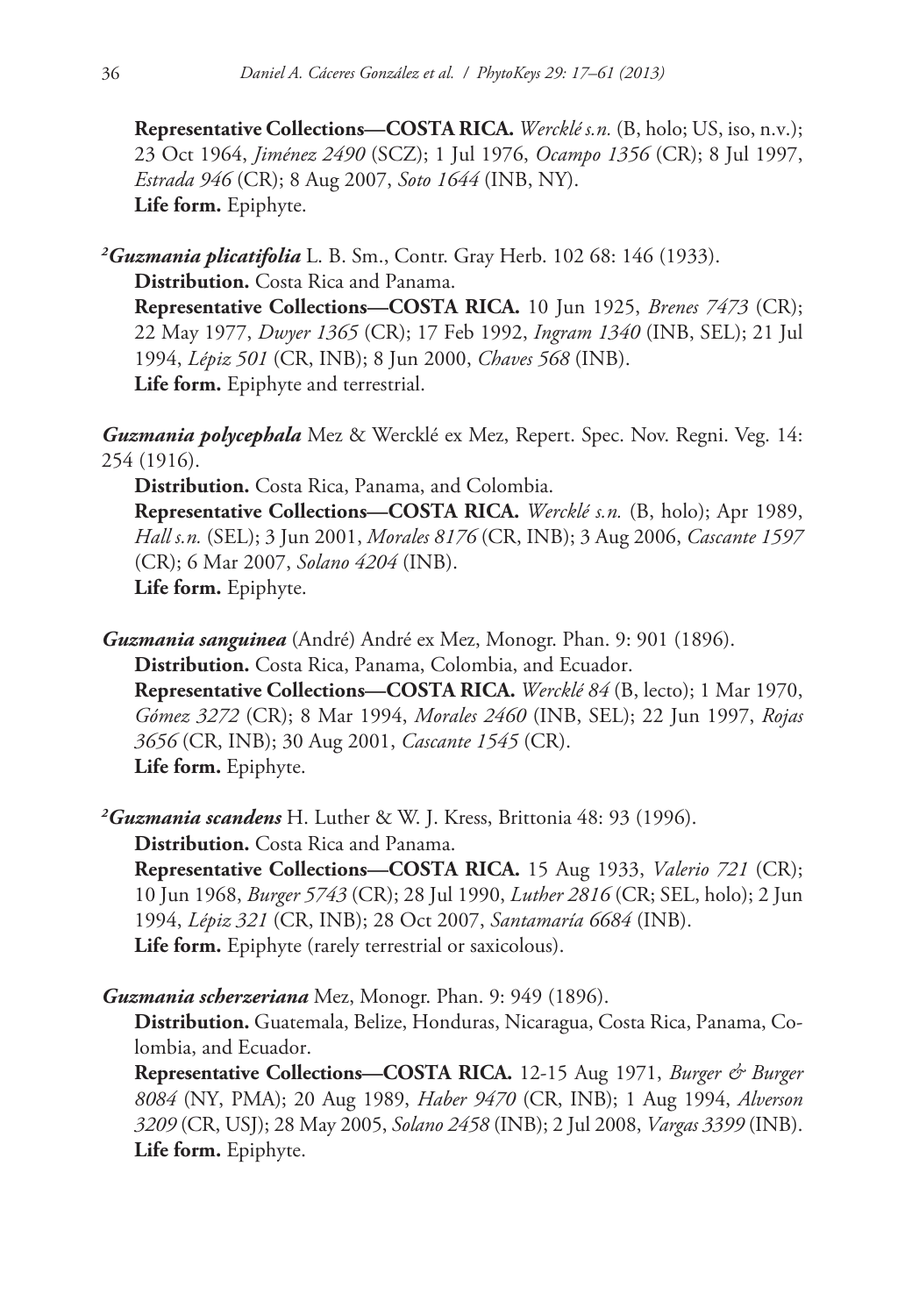**Representative Collections—COSTA RICA.** *Wercklé s.n.* (B, holo; US, iso, n.v.); 23 Oct 1964, *Jiménez 2490* (SCZ); 1 Jul 1976, *Ocampo 1356* (CR); 8 Jul 1997, *Estrada 946* (CR); 8 Aug 2007, *Soto 1644* (INB, NY).
**Life form.** Epiphyte.

[2]***Guzmania plicatifolia*** L. B. Sm., Contr. Gray Herb. 102 68: 146 (1933).
**Distribution.** Costa Rica and Panama.
**Representative Collections—COSTA RICA.** 10 Jun 1925, *Brenes 7473* (CR); 22 May 1977, *Dwyer 1365* (CR); 17 Feb 1992, *Ingram 1340* (INB, SEL); 21 Jul 1994, *Lépiz 501* (CR, INB); 8 Jun 2000, *Chaves 568* (INB).
**Life form.** Epiphyte and terrestrial.

***Guzmania polycephala*** Mez & Wercklé ex Mez, Repert. Spec. Nov. Regni. Veg. 14: 254 (1916).
**Distribution.** Costa Rica, Panama, and Colombia.
**Representative Collections—COSTA RICA.** *Wercklé s.n.* (B, holo); Apr 1989, *Hall s.n.* (SEL); 3 Jun 2001, *Morales 8176* (CR, INB); 3 Aug 2006, *Cascante 1597* (CR); 6 Mar 2007, *Solano 4204* (INB).
**Life form.** Epiphyte.

***Guzmania sanguinea*** (André) André ex Mez, Monogr. Phan. 9: 901 (1896).
**Distribution.** Costa Rica, Panama, Colombia, and Ecuador.
**Representative Collections—COSTA RICA.** *Wercklé 84* (B, lecto); 1 Mar 1970, *Gómez 3272* (CR); 8 Mar 1994, *Morales 2460* (INB, SEL); 22 Jun 1997, *Rojas 3656* (CR, INB); 30 Aug 2001, *Cascante 1545* (CR).
**Life form.** Epiphyte.

[2]***Guzmania scandens*** H. Luther & W. J. Kress, Brittonia 48: 93 (1996).
**Distribution.** Costa Rica and Panama.
**Representative Collections—COSTA RICA.** 15 Aug 1933, *Valerio 721* (CR); 10 Jun 1968, *Burger 5743* (CR); 28 Jul 1990, *Luther 2816* (CR; SEL, holo); 2 Jun 1994, *Lépiz 321* (CR, INB); 28 Oct 2007, *Santamaría 6684* (INB).
**Life form.** Epiphyte (rarely terrestrial or saxicolous).

***Guzmania scherzeriana*** Mez, Monogr. Phan. 9: 949 (1896).
**Distribution.** Guatemala, Belize, Honduras, Nicaragua, Costa Rica, Panama, Colombia, and Ecuador.
**Representative Collections—COSTA RICA.** 12-15 Aug 1971, *Burger & Burger 8084* (NY, PMA); 20 Aug 1989, *Haber 9470* (CR, INB); 1 Aug 1994, *Alverson 3209* (CR, USJ); 28 May 2005, *Solano 2458* (INB); 2 Jul 2008, *Vargas 3399* (INB).
**Life form.** Epiphyte.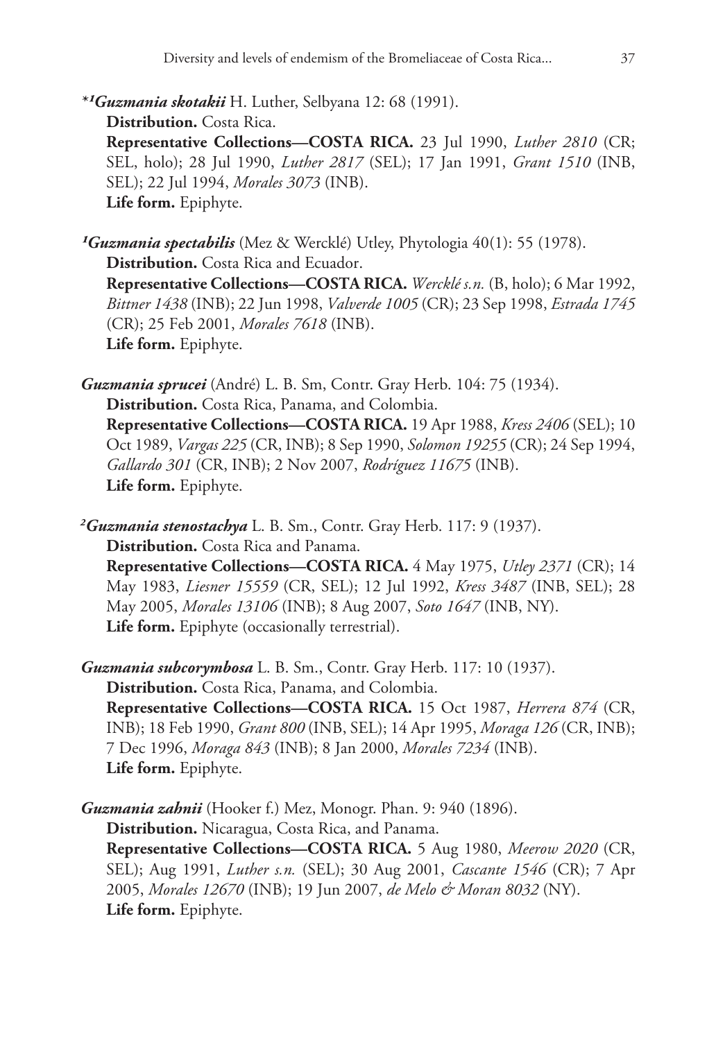*[1]***Guzmania skotakii** H. Luther, Selbyana 12: 68 (1991).

**Distribution.** Costa Rica.

**Representative Collections—COSTA RICA.** 23 Jul 1990, *Luther 2810* (CR; SEL, holo); 28 Jul 1990, *Luther 2817* (SEL); 17 Jan 1991, *Grant 1510* (INB, SEL); 22 Jul 1994, *Morales 3073* (INB).

**Life form.** Epiphyte.

[1]**Guzmania spectabilis** (Mez & Wercklé) Utley, Phytologia 40(1): 55 (1978).

**Distribution.** Costa Rica and Ecuador.

**Representative Collections—COSTA RICA.** *Wercklé s.n.* (B, holo); 6 Mar 1992, *Bittner 1438* (INB); 22 Jun 1998, *Valverde 1005* (CR); 23 Sep 1998, *Estrada 1745* (CR); 25 Feb 2001, *Morales 7618* (INB).

**Life form.** Epiphyte.

**Guzmania sprucei** (André) L. B. Sm, Contr. Gray Herb. 104: 75 (1934).

**Distribution.** Costa Rica, Panama, and Colombia.

**Representative Collections—COSTA RICA.** 19 Apr 1988, *Kress 2406* (SEL); 10 Oct 1989, *Vargas 225* (CR, INB); 8 Sep 1990, *Solomon 19255* (CR); 24 Sep 1994, *Gallardo 301* (CR, INB); 2 Nov 2007, *Rodríguez 11675* (INB).

**Life form.** Epiphyte.

[2]**Guzmania stenostachya** L. B. Sm., Contr. Gray Herb. 117: 9 (1937).

**Distribution.** Costa Rica and Panama.

**Representative Collections—COSTA RICA.** 4 May 1975, *Utley 2371* (CR); 14 May 1983, *Liesner 15559* (CR, SEL); 12 Jul 1992, *Kress 3487* (INB, SEL); 28 May 2005, *Morales 13106* (INB); 8 Aug 2007, *Soto 1647* (INB, NY).

**Life form.** Epiphyte (occasionally terrestrial).

**Guzmania subcorymbosa** L. B. Sm., Contr. Gray Herb. 117: 10 (1937).

**Distribution.** Costa Rica, Panama, and Colombia.

**Representative Collections—COSTA RICA.** 15 Oct 1987, *Herrera 874* (CR, INB); 18 Feb 1990, *Grant 800* (INB, SEL); 14 Apr 1995, *Moraga 126* (CR, INB); 7 Dec 1996, *Moraga 843* (INB); 8 Jan 2000, *Morales 7234* (INB).

**Life form.** Epiphyte.

**Guzmania zahnii** (Hooker f.) Mez, Monogr. Phan. 9: 940 (1896).

**Distribution.** Nicaragua, Costa Rica, and Panama.

**Representative Collections—COSTA RICA.** 5 Aug 1980, *Meerow 2020* (CR, SEL); Aug 1991, *Luther s.n.* (SEL); 30 Aug 2001, *Cascante 1546* (CR); 7 Apr 2005, *Morales 12670* (INB); 19 Jun 2007, *de Melo & Moran 8032* (NY).

**Life form.** Epiphyte.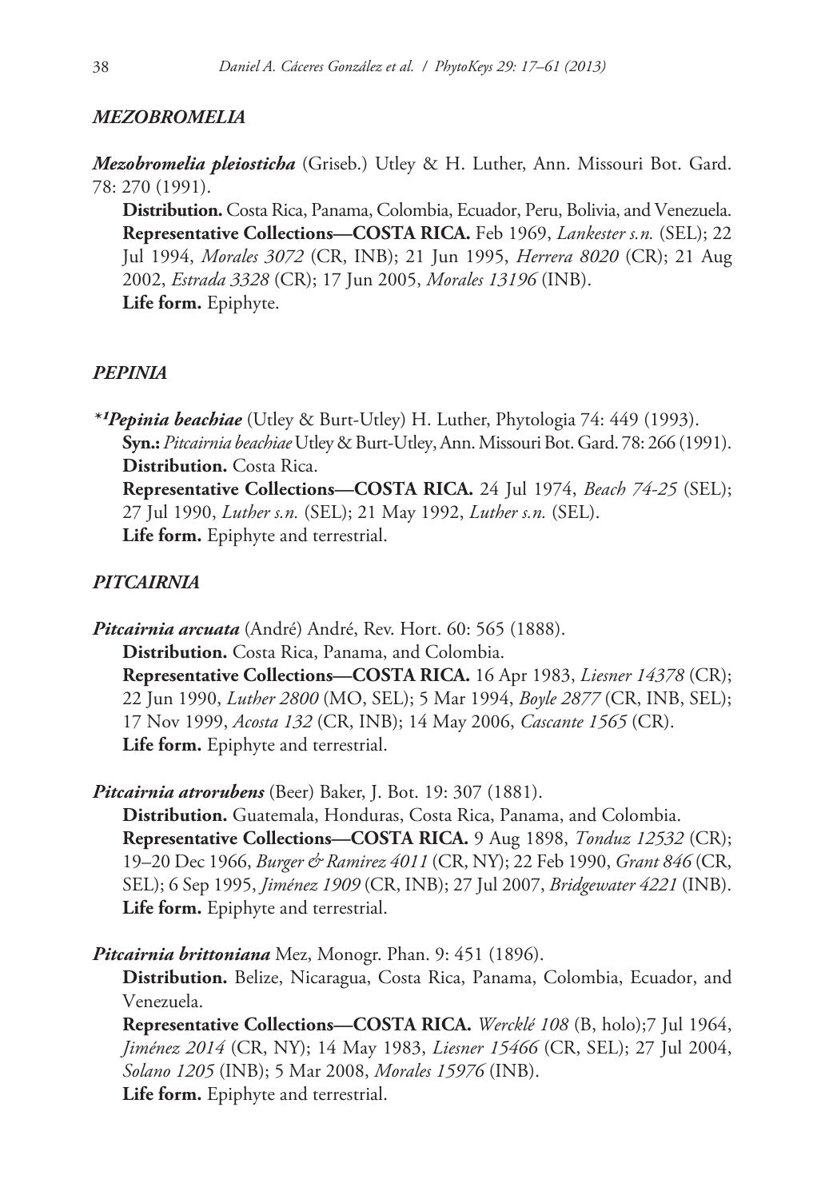### *MEZOBROMELIA*

***Mezobromelia pleiosticha*** (Griseb.) Utley & H. Luther, Ann. Missouri Bot. Gard. 78: 270 (1991).

**Distribution.** Costa Rica, Panama, Colombia, Ecuador, Peru, Bolivia, and Venezuela.
**Representative Collections—COSTA RICA.** Feb 1969, *Lankester s.n.* (SEL); 22 Jul 1994, *Morales 3072* (CR, INB); 21 Jun 1995, *Herrera 8020* (CR); 21 Aug 2002, *Estrada 3328* (CR); 17 Jun 2005, *Morales 13196* (INB).
**Life form.** Epiphyte.

### *PEPINIA*

*[1]***Pepinia beachiae*** (Utley & Burt-Utley) H. Luther, Phytologia 74: 449 (1993).
**Syn.:** *Pitcairnia beachiae* Utley & Burt-Utley, Ann. Missouri Bot. Gard. 78: 266 (1991).
**Distribution.** Costa Rica.
**Representative Collections—COSTA RICA.** 24 Jul 1974, *Beach 74-25* (SEL); 27 Jul 1990, *Luther s.n.* (SEL); 21 May 1992, *Luther s.n.* (SEL).
**Life form.** Epiphyte and terrestrial.

### *PITCAIRNIA*

***Pitcairnia arcuata*** (André) André, Rev. Hort. 60: 565 (1888).
**Distribution.** Costa Rica, Panama, and Colombia.
**Representative Collections—COSTA RICA.** 16 Apr 1983, *Liesner 14378* (CR); 22 Jun 1990, *Luther 2800* (MO, SEL); 5 Mar 1994, *Boyle 2877* (CR, INB, SEL); 17 Nov 1999, *Acosta 132* (CR, INB); 14 May 2006, *Cascante 1565* (CR).
**Life form.** Epiphyte and terrestrial.

***Pitcairnia atrorubens*** (Beer) Baker, J. Bot. 19: 307 (1881).
**Distribution.** Guatemala, Honduras, Costa Rica, Panama, and Colombia.
**Representative Collections—COSTA RICA.** 9 Aug 1898, *Tonduz 12532* (CR); 19–20 Dec 1966, *Burger & Ramirez 4011* (CR, NY); 22 Feb 1990, *Grant 846* (CR, SEL); 6 Sep 1995, *Jiménez 1909* (CR, INB); 27 Jul 2007, *Bridgewater 4221* (INB).
**Life form.** Epiphyte and terrestrial.

***Pitcairnia brittoniana*** Mez, Monogr. Phan. 9: 451 (1896).
**Distribution.** Belize, Nicaragua, Costa Rica, Panama, Colombia, Ecuador, and Venezuela.
**Representative Collections—COSTA RICA.** *Wercklé 108* (B, holo);7 Jul 1964, *Jiménez 2014* (CR, NY); 14 May 1983, *Liesner 15466* (CR, SEL); 27 Jul 2004, *Solano 1205* (INB); 5 Mar 2008, *Morales 15976* (INB).
**Life form.** Epiphyte and terrestrial.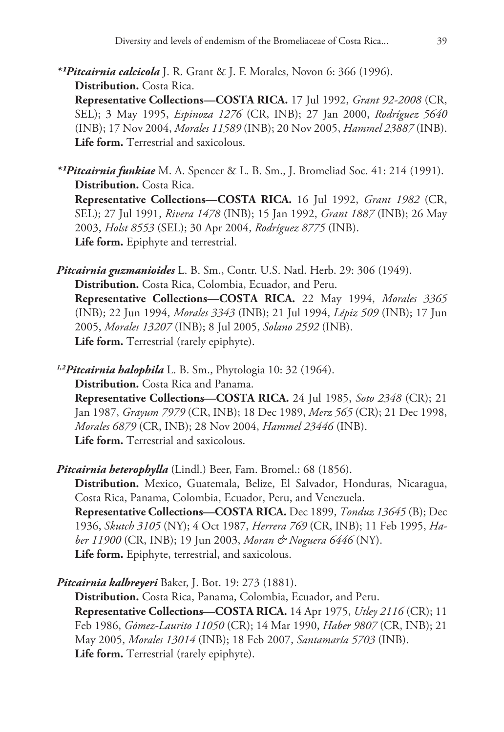***[1]Pitcairnia calcicola*** J. R. Grant & J. F. Morales, Novon 6: 366 (1996).
**Distribution.** Costa Rica.
**Representative Collections—COSTA RICA.** 17 Jul 1992, *Grant 92-2008* (CR, SEL); 3 May 1995, *Espinoza 1276* (CR, INB); 27 Jan 2000, *Rodríguez 5640* (INB); 17 Nov 2004, *Morales 11589* (INB); 20 Nov 2005, *Hammel 23887* (INB).
**Life form.** Terrestrial and saxicolous.

***[1]Pitcairnia funkiae*** M. A. Spencer & L. B. Sm., J. Bromeliad Soc. 41: 214 (1991).
**Distribution.** Costa Rica.
**Representative Collections—COSTA RICA.** 16 Jul 1992, *Grant 1982* (CR, SEL); 27 Jul 1991, *Rivera 1478* (INB); 15 Jan 1992, *Grant 1887* (INB); 26 May 2003, *Holst 8553* (SEL); 30 Apr 2004, *Rodríguez 8775* (INB).
**Life form.** Epiphyte and terrestrial.

***Pitcairnia guzmanioides*** L. B. Sm., Contr. U.S. Natl. Herb. 29: 306 (1949).
**Distribution.** Costa Rica, Colombia, Ecuador, and Peru.
**Representative Collections—COSTA RICA.** 22 May 1994, *Morales 3365* (INB); 22 Jun 1994, *Morales 3343* (INB); 21 Jul 1994, *Lépiz 509* (INB); 17 Jun 2005, *Morales 13207* (INB); 8 Jul 2005, *Solano 2592* (INB).
**Life form.** Terrestrial (rarely epiphyte).

[1,2]***Pitcairnia halophila*** L. B. Sm., Phytologia 10: 32 (1964).
**Distribution.** Costa Rica and Panama.
**Representative Collections—COSTA RICA.** 24 Jul 1985, *Soto 2348* (CR); 21 Jan 1987, *Grayum 7979* (CR, INB); 18 Dec 1989, *Merz 565* (CR); 21 Dec 1998, *Morales 6879* (CR, INB); 28 Nov 2004, *Hammel 23446* (INB).
**Life form.** Terrestrial and saxicolous.

***Pitcairnia heterophylla*** (Lindl.) Beer, Fam. Bromel.: 68 (1856).
**Distribution.** Mexico, Guatemala, Belize, El Salvador, Honduras, Nicaragua, Costa Rica, Panama, Colombia, Ecuador, Peru, and Venezuela.
**Representative Collections—COSTA RICA.** Dec 1899, *Tonduz 13645* (B); Dec 1936, *Skutch 3105* (NY); 4 Oct 1987, *Herrera 769* (CR, INB); 11 Feb 1995, *Haber 11900* (CR, INB); 19 Jun 2003, *Moran & Noguera 6446* (NY).
**Life form.** Epiphyte, terrestrial, and saxicolous.

***Pitcairnia kalbreyeri*** Baker, J. Bot. 19: 273 (1881).
**Distribution.** Costa Rica, Panama, Colombia, Ecuador, and Peru.
**Representative Collections—COSTA RICA.** 14 Apr 1975, *Utley 2116* (CR); 11 Feb 1986, *Gómez-Laurito 11050* (CR); 14 Mar 1990, *Haber 9807* (CR, INB); 21 May 2005, *Morales 13014* (INB); 18 Feb 2007, *Santamaría 5703* (INB).
**Life form.** Terrestrial (rarely epiphyte).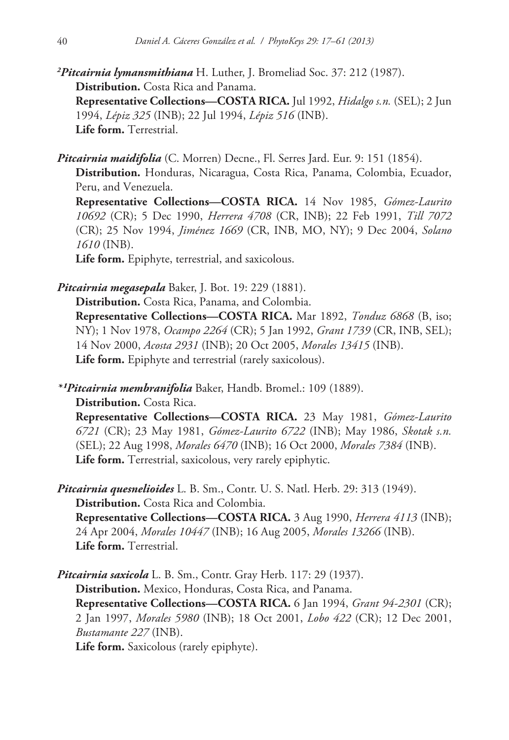[2]***Pitcairnia lymansmithiana*** H. Luther, J. Bromeliad Soc. 37: 212 (1987).
**Distribution.** Costa Rica and Panama.
**Representative Collections—COSTA RICA.** Jul 1992, *Hidalgo s.n.* (SEL); 2 Jun 1994, *Lépiz 325* (INB); 22 Jul 1994, *Lépiz 516* (INB).
**Life form.** Terrestrial.

***Pitcairnia maidifolia*** (C. Morren) Decne., Fl. Serres Jard. Eur. 9: 151 (1854).
**Distribution.** Honduras, Nicaragua, Costa Rica, Panama, Colombia, Ecuador, Peru, and Venezuela.
**Representative Collections—COSTA RICA.** 14 Nov 1985, *Gómez-Laurito 10692* (CR); 5 Dec 1990, *Herrera 4708* (CR, INB); 22 Feb 1991, *Till 7072* (CR); 25 Nov 1994, *Jiménez 1669* (CR, INB, MO, NY); 9 Dec 2004, *Solano 1610* (INB).
**Life form.** Epiphyte, terrestrial, and saxicolous.

***Pitcairnia megasepala*** Baker, J. Bot. 19: 229 (1881).
**Distribution.** Costa Rica, Panama, and Colombia.
**Representative Collections—COSTA RICA.** Mar 1892, *Tonduz 6868* (B, iso; NY); 1 Nov 1978, *Ocampo 2264* (CR); 5 Jan 1992, *Grant 1739* (CR, INB, SEL); 14 Nov 2000, *Acosta 2931* (INB); 20 Oct 2005, *Morales 13415* (INB).
**Life form.** Epiphyte and terrestrial (rarely saxicolous).

*[1]***Pitcairnia membranifolia*** Baker, Handb. Bromel.: 109 (1889).
**Distribution.** Costa Rica.
**Representative Collections—COSTA RICA.** 23 May 1981, *Gómez-Laurito 6721* (CR); 23 May 1981, *Gómez-Laurito 6722* (INB); May 1986, *Skotak s.n.* (SEL); 22 Aug 1998, *Morales 6470* (INB); 16 Oct 2000, *Morales 7384* (INB).
**Life form.** Terrestrial, saxicolous, very rarely epiphytic.

***Pitcairnia quesnelioides*** L. B. Sm., Contr. U. S. Natl. Herb. 29: 313 (1949).
**Distribution.** Costa Rica and Colombia.
**Representative Collections—COSTA RICA.** 3 Aug 1990, *Herrera 4113* (INB); 24 Apr 2004, *Morales 10447* (INB); 16 Aug 2005, *Morales 13266* (INB).
**Life form.** Terrestrial.

***Pitcairnia saxicola*** L. B. Sm., Contr. Gray Herb. 117: 29 (1937).
**Distribution.** Mexico, Honduras, Costa Rica, and Panama.
**Representative Collections—COSTA RICA.** 6 Jan 1994, *Grant 94-2301* (CR); 2 Jan 1997, *Morales 5980* (INB); 18 Oct 2001, *Lobo 422* (CR); 12 Dec 2001, *Bustamante 227* (INB).
**Life form.** Saxicolous (rarely epiphyte).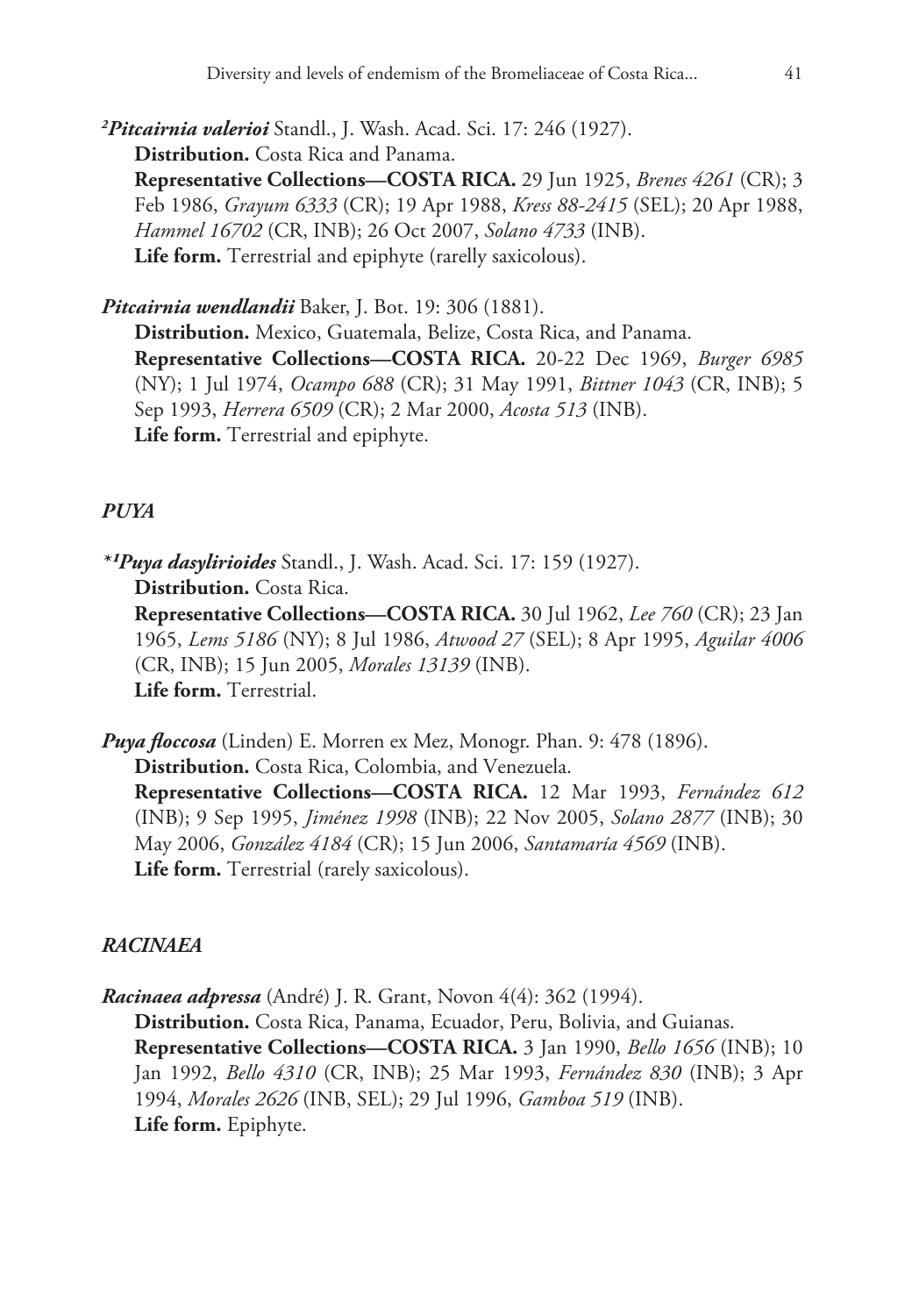[2]***Pitcairnia valerioi*** Standl., J. Wash. Acad. Sci. 17: 246 (1927).

**Distribution.** Costa Rica and Panama.

**Representative Collections—COSTA RICA.** 29 Jun 1925, *Brenes 4261* (CR); 3 Feb 1986, *Grayum 6333* (CR); 19 Apr 1988, *Kress 88-2415* (SEL); 20 Apr 1988, *Hammel 16702* (CR, INB); 26 Oct 2007, *Solano 4733* (INB).

**Life form.** Terrestrial and epiphyte (rarelly saxicolous).

***Pitcairnia wendlandii*** Baker, J. Bot. 19: 306 (1881).

**Distribution.** Mexico, Guatemala, Belize, Costa Rica, and Panama.

**Representative Collections—COSTA RICA.** 20-22 Dec 1969, *Burger 6985* (NY); 1 Jul 1974, *Ocampo 688* (CR); 31 May 1991, *Bittner 1043* (CR, INB); 5 Sep 1993, *Herrera 6509* (CR); 2 Mar 2000, *Acosta 513* (INB).

**Life form.** Terrestrial and epiphyte.

## *PUYA*

*[1]***Puya dasylirioides*** Standl., J. Wash. Acad. Sci. 17: 159 (1927).

**Distribution.** Costa Rica.

**Representative Collections—COSTA RICA.** 30 Jul 1962, *Lee 760* (CR); 23 Jan 1965, *Lems 5186* (NY); 8 Jul 1986, *Atwood 27* (SEL); 8 Apr 1995, *Aguilar 4006* (CR, INB); 15 Jun 2005, *Morales 13139* (INB).

**Life form.** Terrestrial.

***Puya floccosa*** (Linden) E. Morren ex Mez, Monogr. Phan. 9: 478 (1896).

**Distribution.** Costa Rica, Colombia, and Venezuela.

**Representative Collections—COSTA RICA.** 12 Mar 1993, *Fernández 612* (INB); 9 Sep 1995, *Jiménez 1998* (INB); 22 Nov 2005, *Solano 2877* (INB); 30 May 2006, *González 4184* (CR); 15 Jun 2006, *Santamaría 4569* (INB).

**Life form.** Terrestrial (rarely saxicolous).

## *RACINAEA*

***Racinaea adpressa*** (André) J. R. Grant, Novon 4(4): 362 (1994).

**Distribution.** Costa Rica, Panama, Ecuador, Peru, Bolivia, and Guianas.

**Representative Collections—COSTA RICA.** 3 Jan 1990, *Bello 1656* (INB); 10 Jan 1992, *Bello 4310* (CR, INB); 25 Mar 1993, *Fernández 830* (INB); 3 Apr 1994, *Morales 2626* (INB, SEL); 29 Jul 1996, *Gamboa 519* (INB).

**Life form.** Epiphyte.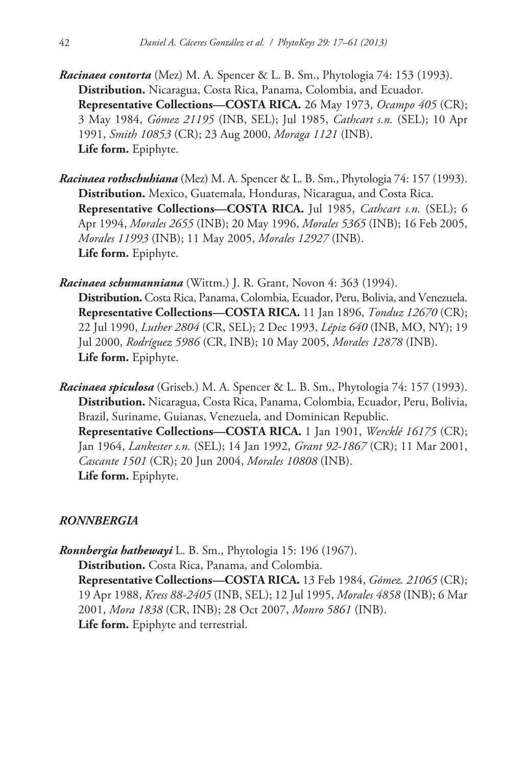***Racinaea contorta*** (Mez) M. A. Spencer & L. B. Sm., Phytologia 74: 153 (1993).
**Distribution.** Nicaragua, Costa Rica, Panama, Colombia, and Ecuador.
**Representative Collections—COSTA RICA.** 26 May 1973, *Ocampo 405* (CR); 3 May 1984, *Gómez 21195* (INB, SEL); Jul 1985, *Cathcart s.n.* (SEL); 10 Apr 1991, *Smith 10853* (CR); 23 Aug 2000, *Moraga 1121* (INB).
**Life form.** Epiphyte.

***Racinaea rothschuhiana*** (Mez) M. A. Spencer & L. B. Sm., Phytologia 74: 157 (1993).
**Distribution.** Mexico, Guatemala, Honduras, Nicaragua, and Costa Rica.
**Representative Collections—COSTA RICA.** Jul 1985, *Cathcart s.n.* (SEL); 6 Apr 1994, *Morales 2655* (INB); 20 May 1996, *Morales 5365* (INB); 16 Feb 2005, *Morales 11993* (INB); 11 May 2005, *Morales 12927* (INB).
**Life form.** Epiphyte.

***Racinaea schumanniana*** (Wittm.) J. R. Grant, Novon 4: 363 (1994).
**Distribution.** Costa Rica, Panama, Colombia, Ecuador, Peru, Bolivia, and Venezuela.
**Representative Collections—COSTA RICA.** 11 Jan 1896, *Tonduz 12670* (CR); 22 Jul 1990, *Luther 2804* (CR, SEL); 2 Dec 1993, *Lépiz 640* (INB, MO, NY); 19 Jul 2000, *Rodríguez 5986* (CR, INB); 10 May 2005, *Morales 12878* (INB).
**Life form.** Epiphyte.

***Racinaea spiculosa*** (Griseb.) M. A. Spencer & L. B. Sm., Phytologia 74: 157 (1993).
**Distribution.** Nicaragua, Costa Rica, Panama, Colombia, Ecuador, Peru, Bolivia, Brazil, Suriname, Guianas, Venezuela, and Dominican Republic.
**Representative Collections—COSTA RICA.** 1 Jan 1901, *Wercklé 16175* (CR); Jan 1964, *Lankester s.n.* (SEL); 14 Jan 1992, *Grant 92-1867* (CR); 11 Mar 2001, *Cascante 1501* (CR); 20 Jun 2004, *Morales 10808* (INB).
**Life form.** Epiphyte.

### *RONNBERGIA*

***Ronnbergia hathewayi*** L. B. Sm., Phytologia 15: 196 (1967).
**Distribution.** Costa Rica, Panama, and Colombia.
**Representative Collections—COSTA RICA.** 13 Feb 1984, *Gómez. 21065* (CR); 19 Apr 1988, *Kress 88-2405* (INB, SEL); 12 Jul 1995, *Morales 4858* (INB); 6 Mar 2001, *Mora 1838* (CR, INB); 28 Oct 2007, *Monro 5861* (INB).
**Life form.** Epiphyte and terrestrial.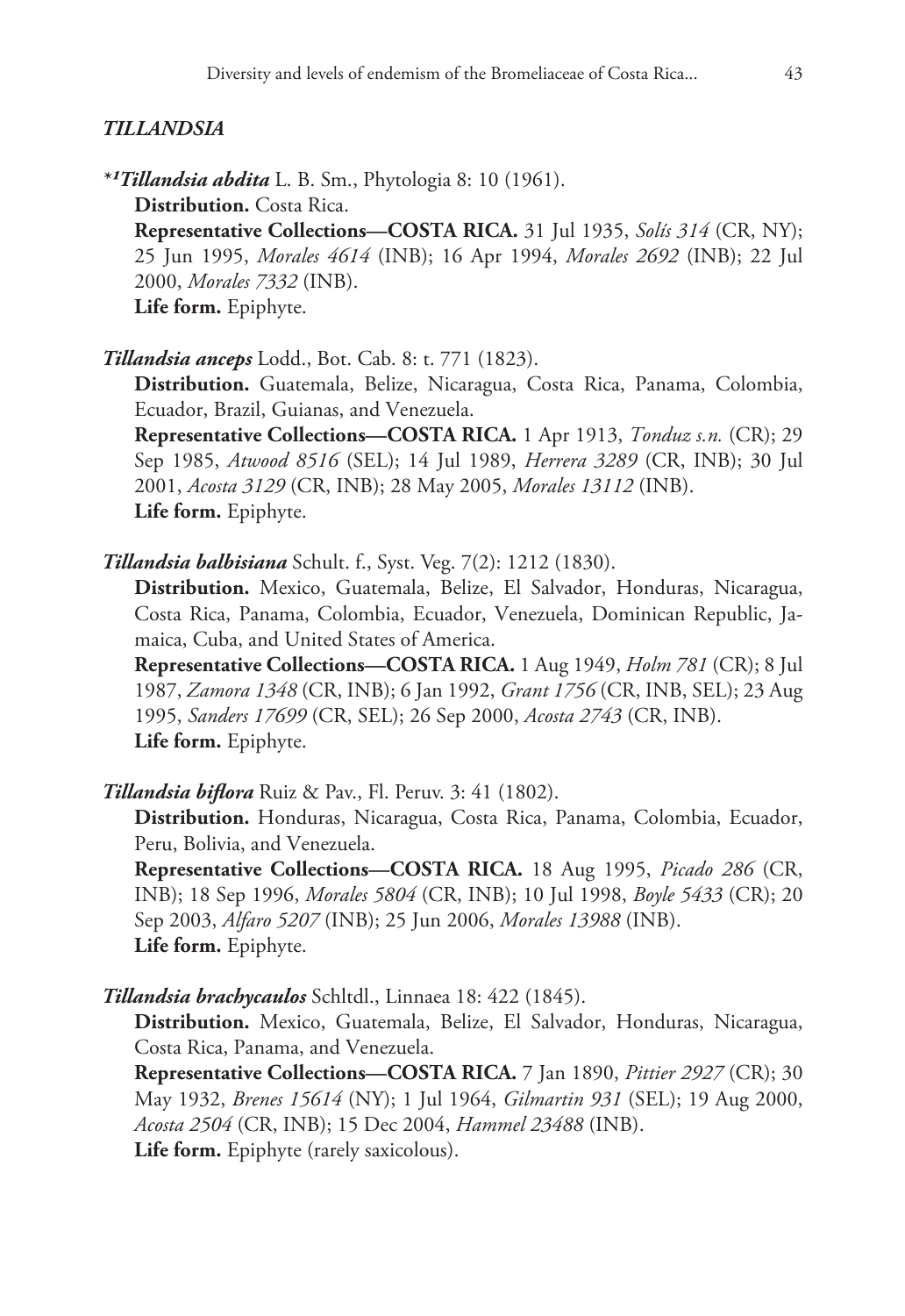### *TILLANDSIA*

*[1]***_Tillandsia abdita_** L. B. Sm., Phytologia 8: 10 (1961).

**Distribution.** Costa Rica.

**Representative Collections—COSTA RICA.** 31 Jul 1935, *Solís 314* (CR, NY); 25 Jun 1995, *Morales 4614* (INB); 16 Apr 1994, *Morales 2692* (INB); 22 Jul 2000, *Morales 7332* (INB).

**Life form.** Epiphyte.

***Tillandsia anceps*** Lodd., Bot. Cab. 8: t. 771 (1823).

**Distribution.** Guatemala, Belize, Nicaragua, Costa Rica, Panama, Colombia, Ecuador, Brazil, Guianas, and Venezuela.

**Representative Collections—COSTA RICA.** 1 Apr 1913, *Tonduz s.n.* (CR); 29 Sep 1985, *Atwood 8516* (SEL); 14 Jul 1989, *Herrera 3289* (CR, INB); 30 Jul 2001, *Acosta 3129* (CR, INB); 28 May 2005, *Morales 13112* (INB).

**Life form.** Epiphyte.

***Tillandsia balbisiana*** Schult. f., Syst. Veg. 7(2): 1212 (1830).

**Distribution.** Mexico, Guatemala, Belize, El Salvador, Honduras, Nicaragua, Costa Rica, Panama, Colombia, Ecuador, Venezuela, Dominican Republic, Jamaica, Cuba, and United States of America.

**Representative Collections—COSTA RICA.** 1 Aug 1949, *Holm 781* (CR); 8 Jul 1987, *Zamora 1348* (CR, INB); 6 Jan 1992, *Grant 1756* (CR, INB, SEL); 23 Aug 1995, *Sanders 17699* (CR, SEL); 26 Sep 2000, *Acosta 2743* (CR, INB).

**Life form.** Epiphyte.

***Tillandsia biflora*** Ruiz & Pav., Fl. Peruv. 3: 41 (1802).

**Distribution.** Honduras, Nicaragua, Costa Rica, Panama, Colombia, Ecuador, Peru, Bolivia, and Venezuela.

**Representative Collections—COSTA RICA.** 18 Aug 1995, *Picado 286* (CR, INB); 18 Sep 1996, *Morales 5804* (CR, INB); 10 Jul 1998, *Boyle 5433* (CR); 20 Sep 2003, *Alfaro 5207* (INB); 25 Jun 2006, *Morales 13988* (INB).

**Life form.** Epiphyte.

***Tillandsia brachycaulos*** Schltdl., Linnaea 18: 422 (1845).

**Distribution.** Mexico, Guatemala, Belize, El Salvador, Honduras, Nicaragua, Costa Rica, Panama, and Venezuela.

**Representative Collections—COSTA RICA.** 7 Jan 1890, *Pittier 2927* (CR); 30 May 1932, *Brenes 15614* (NY); 1 Jul 1964, *Gilmartin 931* (SEL); 19 Aug 2000, *Acosta 2504* (CR, INB); 15 Dec 2004, *Hammel 23488* (INB).

**Life form.** Epiphyte (rarely saxicolous).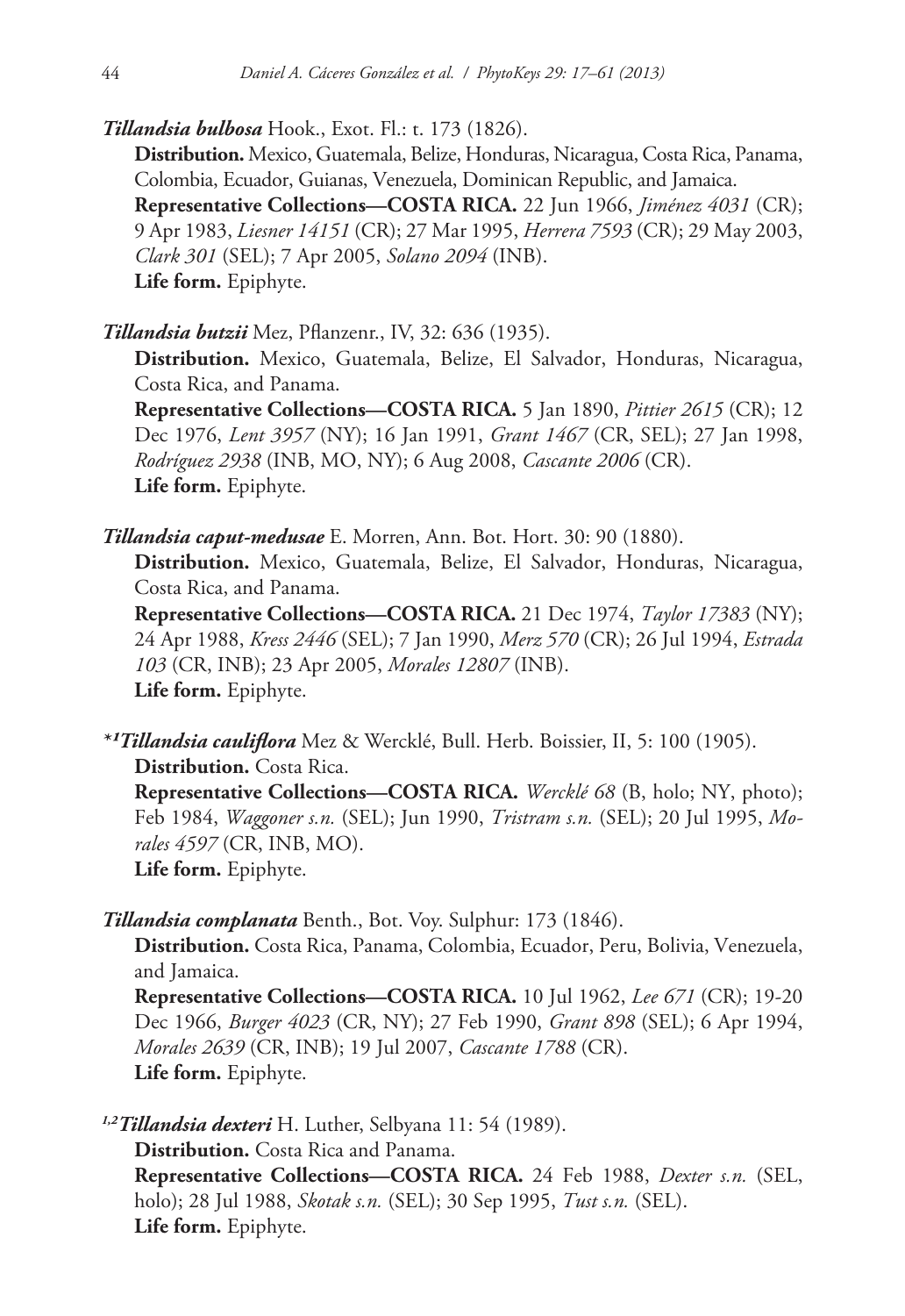***Tillandsia bulbosa*** Hook., Exot. Fl.: t. 173 (1826).

**Distribution.** Mexico, Guatemala, Belize, Honduras, Nicaragua, Costa Rica, Panama, Colombia, Ecuador, Guianas, Venezuela, Dominican Republic, and Jamaica.

**Representative Collections—COSTA RICA.** 22 Jun 1966, *Jiménez 4031* (CR); 9 Apr 1983, *Liesner 14151* (CR); 27 Mar 1995, *Herrera 7593* (CR); 29 May 2003, *Clark 301* (SEL); 7 Apr 2005, *Solano 2094* (INB).

**Life form.** Epiphyte.

***Tillandsia butzii*** Mez, Pflanzenr., IV, 32: 636 (1935).

**Distribution.** Mexico, Guatemala, Belize, El Salvador, Honduras, Nicaragua, Costa Rica, and Panama.

**Representative Collections—COSTA RICA.** 5 Jan 1890, *Pittier 2615* (CR); 12 Dec 1976, *Lent 3957* (NY); 16 Jan 1991, *Grant 1467* (CR, SEL); 27 Jan 1998, *Rodríguez 2938* (INB, MO, NY); 6 Aug 2008, *Cascante 2006* (CR).

**Life form.** Epiphyte.

***Tillandsia caput-medusae*** E. Morren, Ann. Bot. Hort. 30: 90 (1880).

**Distribution.** Mexico, Guatemala, Belize, El Salvador, Honduras, Nicaragua, Costa Rica, and Panama.

**Representative Collections—COSTA RICA.** 21 Dec 1974, *Taylor 17383* (NY); 24 Apr 1988, *Kress 2446* (SEL); 7 Jan 1990, *Merz 570* (CR); 26 Jul 1994, *Estrada 103* (CR, INB); 23 Apr 2005, *Morales 12807* (INB).

**Life form.** Epiphyte.

*[1]***Tillandsia cauliflora*** Mez & Wercklé, Bull. Herb. Boissier, II, 5: 100 (1905).

**Distribution.** Costa Rica.

**Representative Collections—COSTA RICA.** *Wercklé 68* (B, holo; NY, photo); Feb 1984, *Waggoner s.n.* (SEL); Jun 1990, *Tristram s.n.* (SEL); 20 Jul 1995, *Morales 4597* (CR, INB, MO).

**Life form.** Epiphyte.

***Tillandsia complanata*** Benth., Bot. Voy. Sulphur: 173 (1846).

**Distribution.** Costa Rica, Panama, Colombia, Ecuador, Peru, Bolivia, Venezuela, and Jamaica.

**Representative Collections—COSTA RICA.** 10 Jul 1962, *Lee 671* (CR); 19-20 Dec 1966, *Burger 4023* (CR, NY); 27 Feb 1990, *Grant 898* (SEL); 6 Apr 1994, *Morales 2639* (CR, INB); 19 Jul 2007, *Cascante 1788* (CR).

**Life form.** Epiphyte.

[1,2]***Tillandsia dexteri*** H. Luther, Selbyana 11: 54 (1989).

**Distribution.** Costa Rica and Panama.

**Representative Collections—COSTA RICA.** 24 Feb 1988, *Dexter s.n.* (SEL, holo); 28 Jul 1988, *Skotak s.n.* (SEL); 30 Sep 1995, *Tust s.n.* (SEL).

**Life form.** Epiphyte.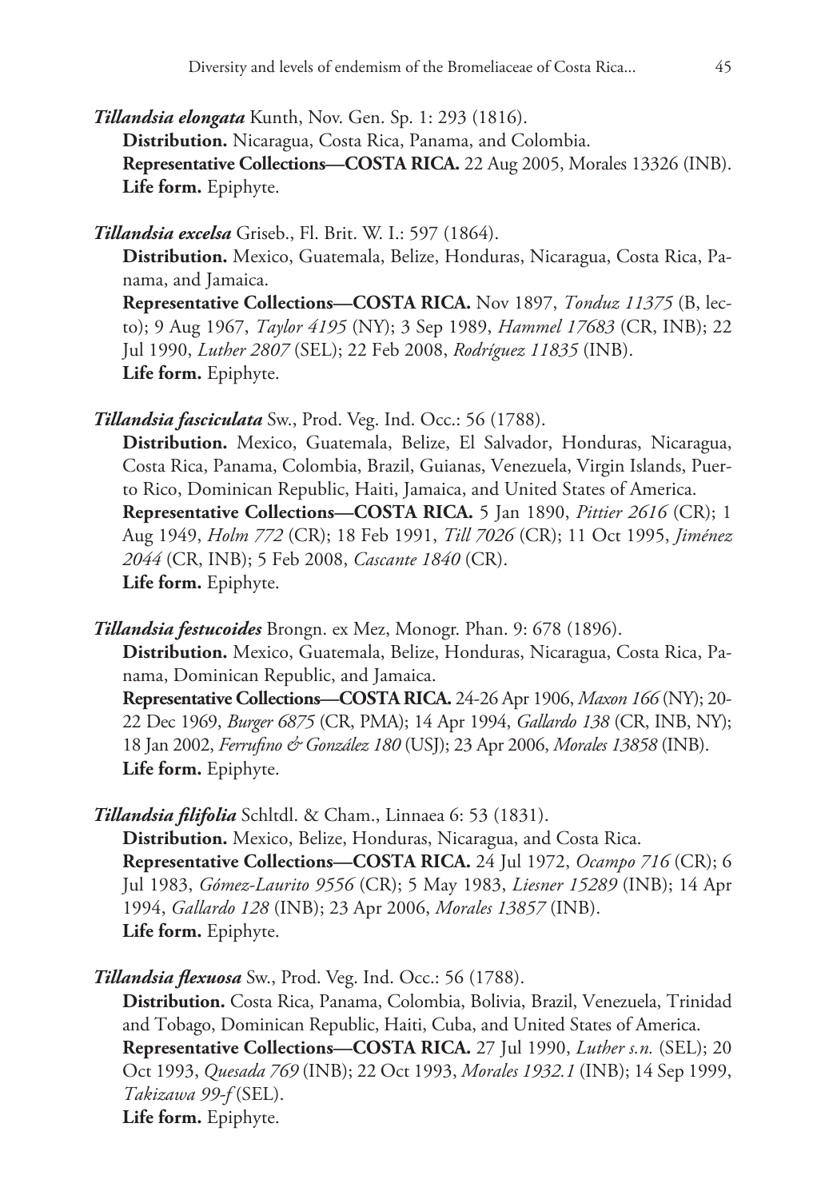***Tillandsia elongata*** Kunth, Nov. Gen. Sp. 1: 293 (1816).

**Distribution.** Nicaragua, Costa Rica, Panama, and Colombia.

**Representative Collections—COSTA RICA.** 22 Aug 2005, Morales 13326 (INB).

**Life form.** Epiphyte.

***Tillandsia excelsa*** Griseb., Fl. Brit. W. I.: 597 (1864).

**Distribution.** Mexico, Guatemala, Belize, Honduras, Nicaragua, Costa Rica, Panama, and Jamaica.

**Representative Collections—COSTA RICA.** Nov 1897, *Tonduz 11375* (B, lecto); 9 Aug 1967, *Taylor 4195* (NY); 3 Sep 1989, *Hammel 17683* (CR, INB); 22 Jul 1990, *Luther 2807* (SEL); 22 Feb 2008, *Rodríguez 11835* (INB).

**Life form.** Epiphyte.

***Tillandsia fasciculata*** Sw., Prod. Veg. Ind. Occ.: 56 (1788).

**Distribution.** Mexico, Guatemala, Belize, El Salvador, Honduras, Nicaragua, Costa Rica, Panama, Colombia, Brazil, Guianas, Venezuela, Virgin Islands, Puerto Rico, Dominican Republic, Haiti, Jamaica, and United States of America.

**Representative Collections—COSTA RICA.** 5 Jan 1890, *Pittier 2616* (CR); 1 Aug 1949, *Holm 772* (CR); 18 Feb 1991, *Till 7026* (CR); 11 Oct 1995, *Jiménez 2044* (CR, INB); 5 Feb 2008, *Cascante 1840* (CR).

**Life form.** Epiphyte.

***Tillandsia festucoides*** Brongn. ex Mez, Monogr. Phan. 9: 678 (1896).

**Distribution.** Mexico, Guatemala, Belize, Honduras, Nicaragua, Costa Rica, Panama, Dominican Republic, and Jamaica.

**Representative Collections—COSTA RICA.** 24-26 Apr 1906, *Maxon 166* (NY); 20-22 Dec 1969, *Burger 6875* (CR, PMA); 14 Apr 1994, *Gallardo 138* (CR, INB, NY); 18 Jan 2002, *Ferrufino & González 180* (USJ); 23 Apr 2006, *Morales 13858* (INB).

**Life form.** Epiphyte.

***Tillandsia filifolia*** Schltdl. & Cham., Linnaea 6: 53 (1831).

**Distribution.** Mexico, Belize, Honduras, Nicaragua, and Costa Rica.

**Representative Collections—COSTA RICA.** 24 Jul 1972, *Ocampo 716* (CR); 6 Jul 1983, *Gómez-Laurito 9556* (CR); 5 May 1983, *Liesner 15289* (INB); 14 Apr 1994, *Gallardo 128* (INB); 23 Apr 2006, *Morales 13857* (INB).

**Life form.** Epiphyte.

***Tillandsia flexuosa*** Sw., Prod. Veg. Ind. Occ.: 56 (1788).

**Distribution.** Costa Rica, Panama, Colombia, Bolivia, Brazil, Venezuela, Trinidad and Tobago, Dominican Republic, Haiti, Cuba, and United States of America.

**Representative Collections—COSTA RICA.** 27 Jul 1990, *Luther s.n.* (SEL); 20 Oct 1993, *Quesada 769* (INB); 22 Oct 1993, *Morales 1932.1* (INB); 14 Sep 1999, *Takizawa 99-f* (SEL).

**Life form.** Epiphyte.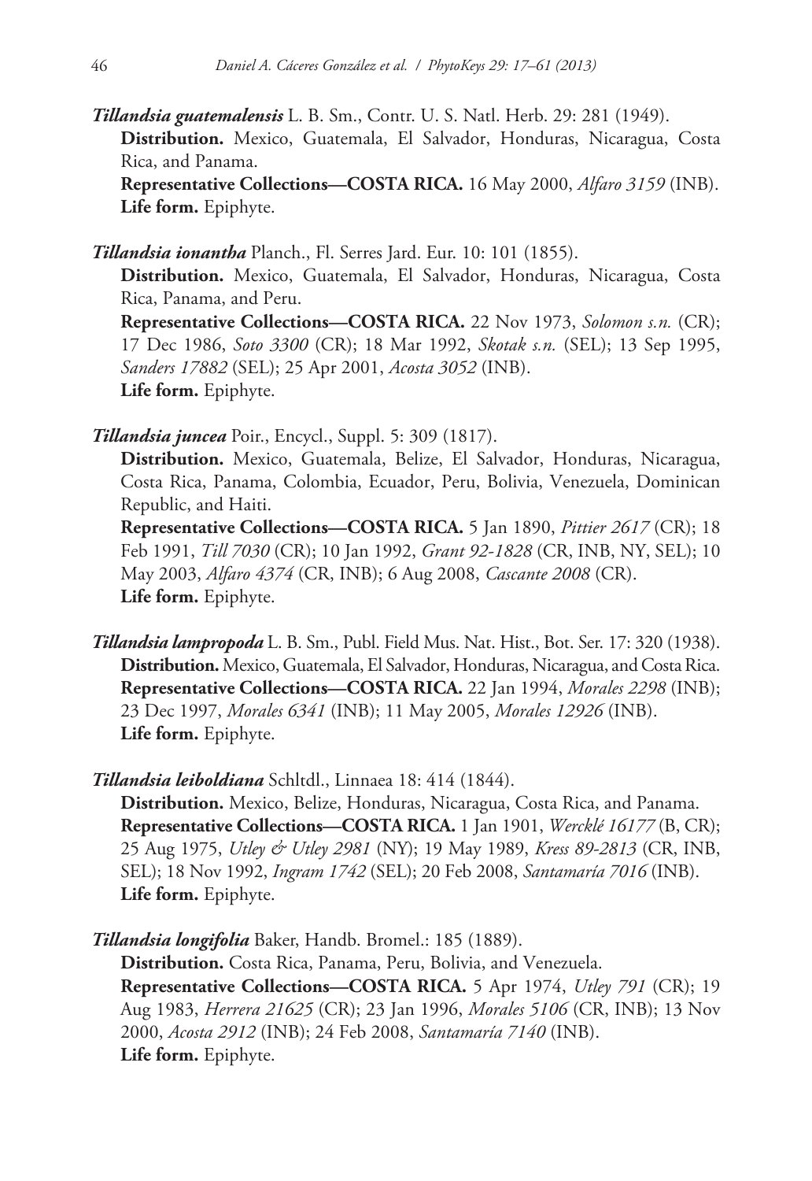***Tillandsia guatemalensis*** L. B. Sm., Contr. U. S. Natl. Herb. 29: 281 (1949).
**Distribution.** Mexico, Guatemala, El Salvador, Honduras, Nicaragua, Costa Rica, and Panama.
**Representative Collections—COSTA RICA.** 16 May 2000, *Alfaro 3159* (INB).
**Life form.** Epiphyte.

***Tillandsia ionantha*** Planch., Fl. Serres Jard. Eur. 10: 101 (1855).
**Distribution.** Mexico, Guatemala, El Salvador, Honduras, Nicaragua, Costa Rica, Panama, and Peru.
**Representative Collections—COSTA RICA.** 22 Nov 1973, *Solomon s.n.* (CR); 17 Dec 1986, *Soto 3300* (CR); 18 Mar 1992, *Skotak s.n.* (SEL); 13 Sep 1995, *Sanders 17882* (SEL); 25 Apr 2001, *Acosta 3052* (INB).
**Life form.** Epiphyte.

***Tillandsia juncea*** Poir., Encycl., Suppl. 5: 309 (1817).
**Distribution.** Mexico, Guatemala, Belize, El Salvador, Honduras, Nicaragua, Costa Rica, Panama, Colombia, Ecuador, Peru, Bolivia, Venezuela, Dominican Republic, and Haiti.
**Representative Collections—COSTA RICA.** 5 Jan 1890, *Pittier 2617* (CR); 18 Feb 1991, *Till 7030* (CR); 10 Jan 1992, *Grant 92-1828* (CR, INB, NY, SEL); 10 May 2003, *Alfaro 4374* (CR, INB); 6 Aug 2008, *Cascante 2008* (CR).
**Life form.** Epiphyte.

***Tillandsia lampropoda*** L. B. Sm., Publ. Field Mus. Nat. Hist., Bot. Ser. 17: 320 (1938).
**Distribution.** Mexico, Guatemala, El Salvador, Honduras, Nicaragua, and Costa Rica.
**Representative Collections—COSTA RICA.** 22 Jan 1994, *Morales 2298* (INB); 23 Dec 1997, *Morales 6341* (INB); 11 May 2005, *Morales 12926* (INB).
**Life form.** Epiphyte.

***Tillandsia leiboldiana*** Schltdl., Linnaea 18: 414 (1844).
**Distribution.** Mexico, Belize, Honduras, Nicaragua, Costa Rica, and Panama.
**Representative Collections—COSTA RICA.** 1 Jan 1901, *Wercklé 16177* (B, CR); 25 Aug 1975, *Utley & Utley 2981* (NY); 19 May 1989, *Kress 89-2813* (CR, INB, SEL); 18 Nov 1992, *Ingram 1742* (SEL); 20 Feb 2008, *Santamaría 7016* (INB).
**Life form.** Epiphyte.

***Tillandsia longifolia*** Baker, Handb. Bromel.: 185 (1889).
**Distribution.** Costa Rica, Panama, Peru, Bolivia, and Venezuela.
**Representative Collections—COSTA RICA.** 5 Apr 1974, *Utley 791* (CR); 19 Aug 1983, *Herrera 21625* (CR); 23 Jan 1996, *Morales 5106* (CR, INB); 13 Nov 2000, *Acosta 2912* (INB); 24 Feb 2008, *Santamaría 7140* (INB).
**Life form.** Epiphyte.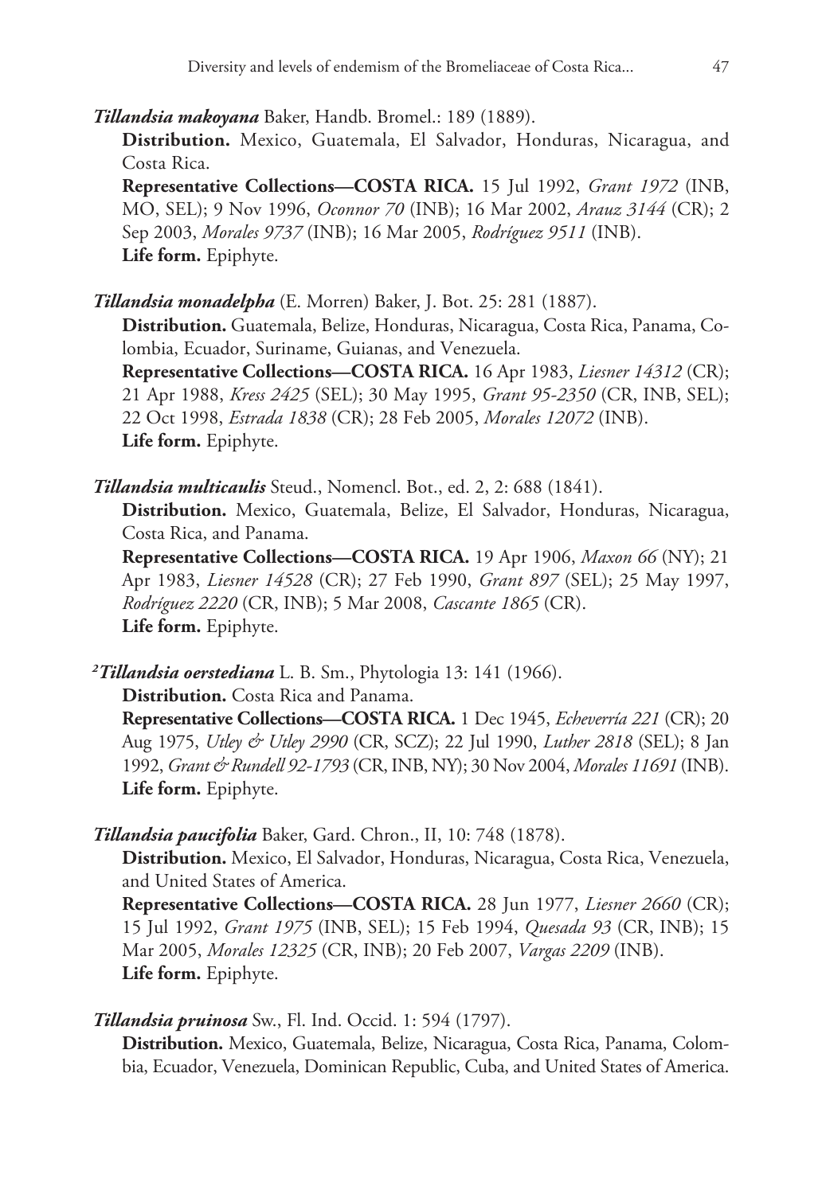***Tillandsia makoyana*** Baker, Handb. Bromel.: 189 (1889).

**Distribution.** Mexico, Guatemala, El Salvador, Honduras, Nicaragua, and Costa Rica.

**Representative Collections—COSTA RICA.** 15 Jul 1992, *Grant 1972* (INB, MO, SEL); 9 Nov 1996, *Oconnor 70* (INB); 16 Mar 2002, *Arauz 3144* (CR); 2 Sep 2003, *Morales 9737* (INB); 16 Mar 2005, *Rodríguez 9511* (INB).

**Life form.** Epiphyte.

***Tillandsia monadelpha*** (E. Morren) Baker, J. Bot. 25: 281 (1887).

**Distribution.** Guatemala, Belize, Honduras, Nicaragua, Costa Rica, Panama, Colombia, Ecuador, Suriname, Guianas, and Venezuela.

**Representative Collections—COSTA RICA.** 16 Apr 1983, *Liesner 14312* (CR); 21 Apr 1988, *Kress 2425* (SEL); 30 May 1995, *Grant 95-2350* (CR, INB, SEL); 22 Oct 1998, *Estrada 1838* (CR); 28 Feb 2005, *Morales 12072* (INB).

**Life form.** Epiphyte.

***Tillandsia multicaulis*** Steud., Nomencl. Bot., ed. 2, 2: 688 (1841).

**Distribution.** Mexico, Guatemala, Belize, El Salvador, Honduras, Nicaragua, Costa Rica, and Panama.

**Representative Collections—COSTA RICA.** 19 Apr 1906, *Maxon 66* (NY); 21 Apr 1983, *Liesner 14528* (CR); 27 Feb 1990, *Grant 897* (SEL); 25 May 1997, *Rodríguez 2220* (CR, INB); 5 Mar 2008, *Cascante 1865* (CR).

**Life form.** Epiphyte.

[2]***Tillandsia oerstediana*** L. B. Sm., Phytologia 13: 141 (1966).

**Distribution.** Costa Rica and Panama.

**Representative Collections—COSTA RICA.** 1 Dec 1945, *Echeverría 221* (CR); 20 Aug 1975, *Utley & Utley 2990* (CR, SCZ); 22 Jul 1990, *Luther 2818* (SEL); 8 Jan 1992, *Grant & Rundell 92-1793* (CR, INB, NY); 30 Nov 2004, *Morales 11691* (INB).

**Life form.** Epiphyte.

***Tillandsia paucifolia*** Baker, Gard. Chron., II, 10: 748 (1878).

**Distribution.** Mexico, El Salvador, Honduras, Nicaragua, Costa Rica, Venezuela, and United States of America.

**Representative Collections—COSTA RICA.** 28 Jun 1977, *Liesner 2660* (CR); 15 Jul 1992, *Grant 1975* (INB, SEL); 15 Feb 1994, *Quesada 93* (CR, INB); 15 Mar 2005, *Morales 12325* (CR, INB); 20 Feb 2007, *Vargas 2209* (INB).

**Life form.** Epiphyte.

***Tillandsia pruinosa*** Sw., Fl. Ind. Occid. 1: 594 (1797).

**Distribution.** Mexico, Guatemala, Belize, Nicaragua, Costa Rica, Panama, Colombia, Ecuador, Venezuela, Dominican Republic, Cuba, and United States of America.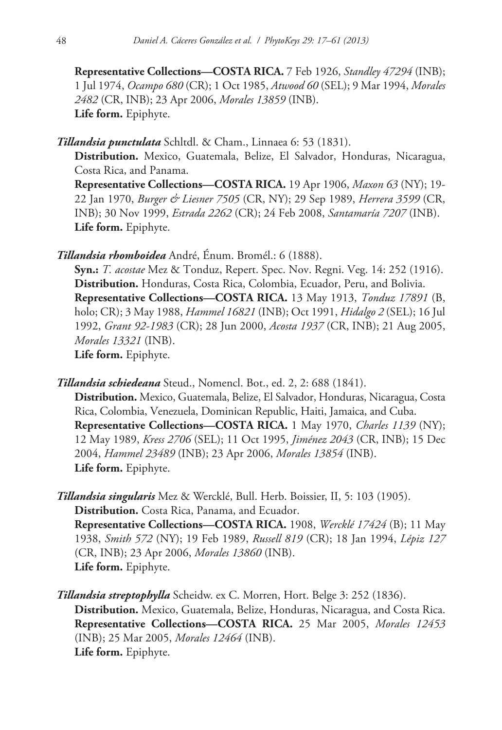**Representative Collections—COSTA RICA.** 7 Feb 1926, *Standley 47294* (INB); 1 Jul 1974, *Ocampo 680* (CR); 1 Oct 1985, *Atwood 60* (SEL); 9 Mar 1994, *Morales 2482* (CR, INB); 23 Apr 2006, *Morales 13859* (INB).
**Life form.** Epiphyte.

***Tillandsia punctulata*** Schltdl. & Cham., Linnaea 6: 53 (1831).
**Distribution.** Mexico, Guatemala, Belize, El Salvador, Honduras, Nicaragua, Costa Rica, and Panama.
**Representative Collections—COSTA RICA.** 19 Apr 1906, *Maxon 63* (NY); 19-22 Jan 1970, *Burger & Liesner 7505* (CR, NY); 29 Sep 1989, *Herrera 3599* (CR, INB); 30 Nov 1999, *Estrada 2262* (CR); 24 Feb 2008, *Santamaría 7207* (INB).
**Life form.** Epiphyte.

***Tillandsia rhomboidea*** André, Énum. Bromél.: 6 (1888).
**Syn.:** *T. acostae* Mez & Tonduz, Repert. Spec. Nov. Regni. Veg. 14: 252 (1916).
**Distribution.** Honduras, Costa Rica, Colombia, Ecuador, Peru, and Bolivia.
**Representative Collections—COSTA RICA.** 13 May 1913, *Tonduz 17891* (B, holo; CR); 3 May 1988, *Hammel 16821* (INB); Oct 1991, *Hidalgo 2* (SEL); 16 Jul 1992, *Grant 92-1983* (CR); 28 Jun 2000, *Acosta 1937* (CR, INB); 21 Aug 2005, *Morales 13321* (INB).
**Life form.** Epiphyte.

***Tillandsia schiedeana*** Steud., Nomencl. Bot., ed. 2, 2: 688 (1841).
**Distribution.** Mexico, Guatemala, Belize, El Salvador, Honduras, Nicaragua, Costa Rica, Colombia, Venezuela, Dominican Republic, Haiti, Jamaica, and Cuba.
**Representative Collections—COSTA RICA.** 1 May 1970, *Charles 1139* (NY); 12 May 1989, *Kress 2706* (SEL); 11 Oct 1995, *Jiménez 2043* (CR, INB); 15 Dec 2004, *Hammel 23489* (INB); 23 Apr 2006, *Morales 13854* (INB).
**Life form.** Epiphyte.

***Tillandsia singularis*** Mez & Wercklé, Bull. Herb. Boissier, II, 5: 103 (1905).
**Distribution.** Costa Rica, Panama, and Ecuador.
**Representative Collections—COSTA RICA.** 1908, *Wercklé 17424* (B); 11 May 1938, *Smith 572* (NY); 19 Feb 1989, *Russell 819* (CR); 18 Jan 1994, *Lépiz 127* (CR, INB); 23 Apr 2006, *Morales 13860* (INB).
**Life form.** Epiphyte.

***Tillandsia streptophylla*** Scheidw. ex C. Morren, Hort. Belge 3: 252 (1836).
**Distribution.** Mexico, Guatemala, Belize, Honduras, Nicaragua, and Costa Rica.
**Representative Collections—COSTA RICA.** 25 Mar 2005, *Morales 12453* (INB); 25 Mar 2005, *Morales 12464* (INB).
**Life form.** Epiphyte.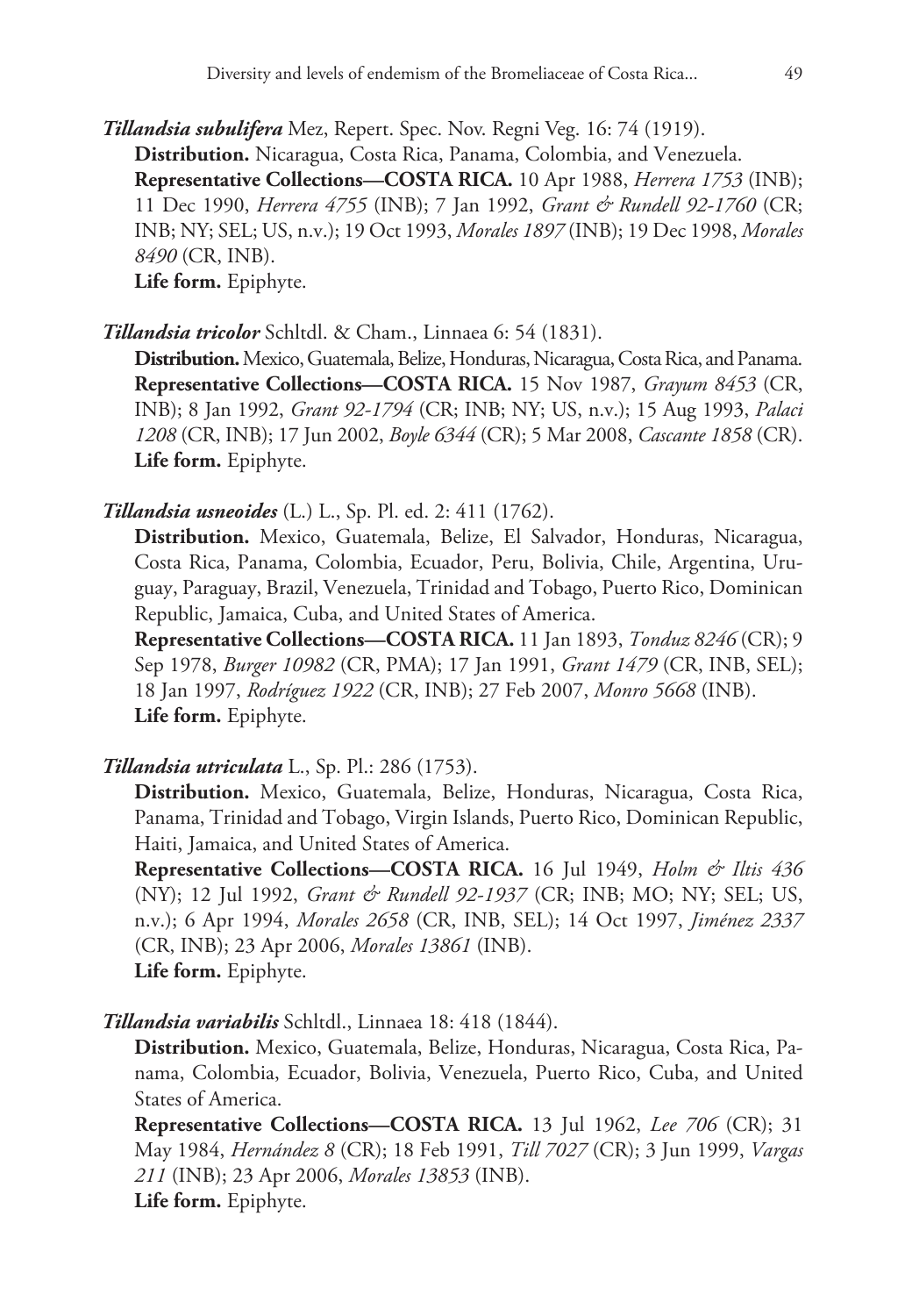***Tillandsia subulifera*** Mez, Repert. Spec. Nov. Regni Veg. 16: 74 (1919).

**Distribution.** Nicaragua, Costa Rica, Panama, Colombia, and Venezuela.

**Representative Collections—COSTA RICA.** 10 Apr 1988, *Herrera 1753* (INB); 11 Dec 1990, *Herrera 4755* (INB); 7 Jan 1992, *Grant & Rundell 92-1760* (CR; INB; NY; SEL; US, n.v.); 19 Oct 1993, *Morales 1897* (INB); 19 Dec 1998, *Morales 8490* (CR, INB).

**Life form.** Epiphyte.

***Tillandsia tricolor*** Schltdl. & Cham., Linnaea 6: 54 (1831).

**Distribution.** Mexico, Guatemala, Belize, Honduras, Nicaragua, Costa Rica, and Panama.

**Representative Collections—COSTA RICA.** 15 Nov 1987, *Grayum 8453* (CR, INB); 8 Jan 1992, *Grant 92-1794* (CR; INB; NY; US, n.v.); 15 Aug 1993, *Palaci 1208* (CR, INB); 17 Jun 2002, *Boyle 6344* (CR); 5 Mar 2008, *Cascante 1858* (CR).

**Life form.** Epiphyte.

***Tillandsia usneoides*** (L.) L., Sp. Pl. ed. 2: 411 (1762).

**Distribution.** Mexico, Guatemala, Belize, El Salvador, Honduras, Nicaragua, Costa Rica, Panama, Colombia, Ecuador, Peru, Bolivia, Chile, Argentina, Uruguay, Paraguay, Brazil, Venezuela, Trinidad and Tobago, Puerto Rico, Dominican Republic, Jamaica, Cuba, and United States of America.

**Representative Collections—COSTA RICA.** 11 Jan 1893, *Tonduz 8246* (CR); 9 Sep 1978, *Burger 10982* (CR, PMA); 17 Jan 1991, *Grant 1479* (CR, INB, SEL); 18 Jan 1997, *Rodríguez 1922* (CR, INB); 27 Feb 2007, *Monro 5668* (INB).

**Life form.** Epiphyte.

***Tillandsia utriculata*** L., Sp. Pl.: 286 (1753).

**Distribution.** Mexico, Guatemala, Belize, Honduras, Nicaragua, Costa Rica, Panama, Trinidad and Tobago, Virgin Islands, Puerto Rico, Dominican Republic, Haiti, Jamaica, and United States of America.

**Representative Collections—COSTA RICA.** 16 Jul 1949, *Holm & Iltis 436* (NY); 12 Jul 1992, *Grant & Rundell 92-1937* (CR; INB; MO; NY; SEL; US, n.v.); 6 Apr 1994, *Morales 2658* (CR, INB, SEL); 14 Oct 1997, *Jiménez 2337* (CR, INB); 23 Apr 2006, *Morales 13861* (INB).

**Life form.** Epiphyte.

***Tillandsia variabilis*** Schltdl., Linnaea 18: 418 (1844).

**Distribution.** Mexico, Guatemala, Belize, Honduras, Nicaragua, Costa Rica, Panama, Colombia, Ecuador, Bolivia, Venezuela, Puerto Rico, Cuba, and United States of America.

**Representative Collections—COSTA RICA.** 13 Jul 1962, *Lee 706* (CR); 31 May 1984, *Hernández 8* (CR); 18 Feb 1991, *Till 7027* (CR); 3 Jun 1999, *Vargas 211* (INB); 23 Apr 2006, *Morales 13853* (INB).

**Life form.** Epiphyte.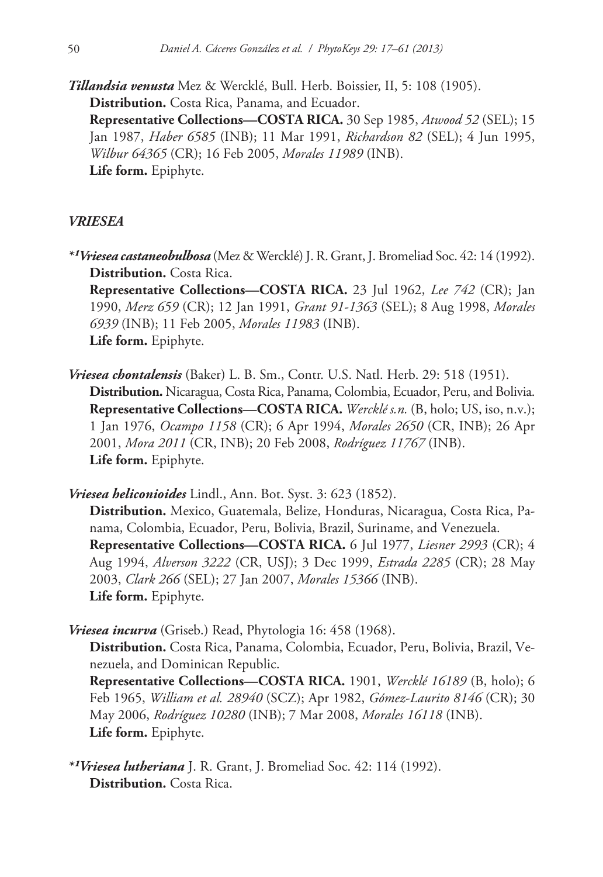***Tillandsia venusta*** Mez & Wercklé, Bull. Herb. Boissier, II, 5: 108 (1905).
**Distribution.** Costa Rica, Panama, and Ecuador.
**Representative Collections—COSTA RICA.** 30 Sep 1985, *Atwood 52* (SEL); 15 Jan 1987, *Haber 6585* (INB); 11 Mar 1991, *Richardson 82* (SEL); 4 Jun 1995, *Wilbur 64365* (CR); 16 Feb 2005, *Morales 11989* (INB).
**Life form.** Epiphyte.

### *VRIESEA*

*[1]***Vriesea castaneobulbosa*** (Mez & Wercklé) J. R. Grant, J. Bromeliad Soc. 42: 14 (1992).
**Distribution.** Costa Rica.
**Representative Collections—COSTA RICA.** 23 Jul 1962, *Lee 742* (CR); Jan 1990, *Merz 659* (CR); 12 Jan 1991, *Grant 91-1363* (SEL); 8 Aug 1998, *Morales 6939* (INB); 11 Feb 2005, *Morales 11983* (INB).
**Life form.** Epiphyte.

***Vriesea chontalensis*** (Baker) L. B. Sm., Contr. U.S. Natl. Herb. 29: 518 (1951).
**Distribution.** Nicaragua, Costa Rica, Panama, Colombia, Ecuador, Peru, and Bolivia.
**Representative Collections—COSTA RICA.** *Wercklé s.n.* (B, holo; US, iso, n.v.); 1 Jan 1976, *Ocampo 1158* (CR); 6 Apr 1994, *Morales 2650* (CR, INB); 26 Apr 2001, *Mora 2011* (CR, INB); 20 Feb 2008, *Rodríguez 11767* (INB).
**Life form.** Epiphyte.

***Vriesea heliconioides*** Lindl., Ann. Bot. Syst. 3: 623 (1852).
**Distribution.** Mexico, Guatemala, Belize, Honduras, Nicaragua, Costa Rica, Panama, Colombia, Ecuador, Peru, Bolivia, Brazil, Suriname, and Venezuela.
**Representative Collections—COSTA RICA.** 6 Jul 1977, *Liesner 2993* (CR); 4 Aug 1994, *Alverson 3222* (CR, USJ); 3 Dec 1999, *Estrada 2285* (CR); 28 May 2003, *Clark 266* (SEL); 27 Jan 2007, *Morales 15366* (INB).
**Life form.** Epiphyte.

***Vriesea incurva*** (Griseb.) Read, Phytologia 16: 458 (1968).
**Distribution.** Costa Rica, Panama, Colombia, Ecuador, Peru, Bolivia, Brazil, Venezuela, and Dominican Republic.
**Representative Collections—COSTA RICA.** 1901, *Wercklé 16189* (B, holo); 6 Feb 1965, *William et al. 28940* (SCZ); Apr 1982, *Gómez-Laurito 8146* (CR); 30 May 2006, *Rodríguez 10280* (INB); 7 Mar 2008, *Morales 16118* (INB).
**Life form.** Epiphyte.

*[1]***Vriesea lutheriana*** J. R. Grant, J. Bromeliad Soc. 42: 114 (1992).
**Distribution.** Costa Rica.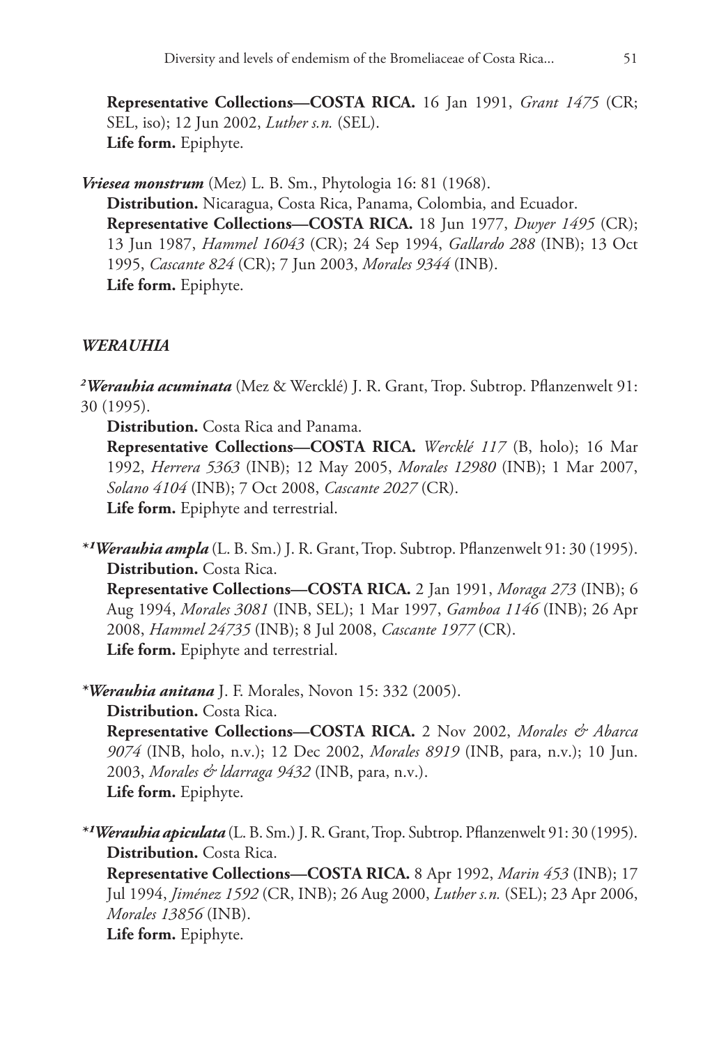**Representative Collections—COSTA RICA.** 16 Jan 1991, *Grant 1475* (CR; SEL, iso); 12 Jun 2002, *Luther s.n.* (SEL).
**Life form.** Epiphyte.

***Vriesea monstrum*** (Mez) L. B. Sm., Phytologia 16: 81 (1968).
**Distribution.** Nicaragua, Costa Rica, Panama, Colombia, and Ecuador.
**Representative Collections—COSTA RICA.** 18 Jun 1977, *Dwyer 1495* (CR); 13 Jun 1987, *Hammel 16043* (CR); 24 Sep 1994, *Gallardo 288* (INB); 13 Oct 1995, *Cascante 824* (CR); 7 Jun 2003, *Morales 9344* (INB).
**Life form.** Epiphyte.

## *WERAUHIA*

[2]***Werauhia acuminata*** (Mez & Wercklé) J. R. Grant, Trop. Subtrop. Pflanzenwelt 91: 30 (1995).
**Distribution.** Costa Rica and Panama.
**Representative Collections—COSTA RICA.** *Wercklé 117* (B, holo); 16 Mar 1992, *Herrera 5363* (INB); 12 May 2005, *Morales 12980* (INB); 1 Mar 2007, *Solano 4104* (INB); 7 Oct 2008, *Cascante 2027* (CR).
**Life form.** Epiphyte and terrestrial.

*[1]***Werauhia ampla*** (L. B. Sm.) J. R. Grant, Trop. Subtrop. Pflanzenwelt 91: 30 (1995).
**Distribution.** Costa Rica.
**Representative Collections—COSTA RICA.** 2 Jan 1991, *Moraga 273* (INB); 6 Aug 1994, *Morales 3081* (INB, SEL); 1 Mar 1997, *Gamboa 1146* (INB); 26 Apr 2008, *Hammel 24735* (INB); 8 Jul 2008, *Cascante 1977* (CR).
**Life form.** Epiphyte and terrestrial.

****Werauhia anitana*** J. F. Morales, Novon 15: 332 (2005).
**Distribution.** Costa Rica.
**Representative Collections—COSTA RICA.** 2 Nov 2002, *Morales & Abarca 9074* (INB, holo, n.v.); 12 Dec 2002, *Morales 8919* (INB, para, n.v.); 10 Jun. 2003, *Morales & ldarraga 9432* (INB, para, n.v.).
**Life form.** Epiphyte.

*[1]***Werauhia apiculata*** (L. B. Sm.) J. R. Grant, Trop. Subtrop. Pflanzenwelt 91: 30 (1995).
**Distribution.** Costa Rica.
**Representative Collections—COSTA RICA.** 8 Apr 1992, *Marin 453* (INB); 17 Jul 1994, *Jiménez 1592* (CR, INB); 26 Aug 2000, *Luther s.n.* (SEL); 23 Apr 2006, *Morales 13856* (INB).
**Life form.** Epiphyte.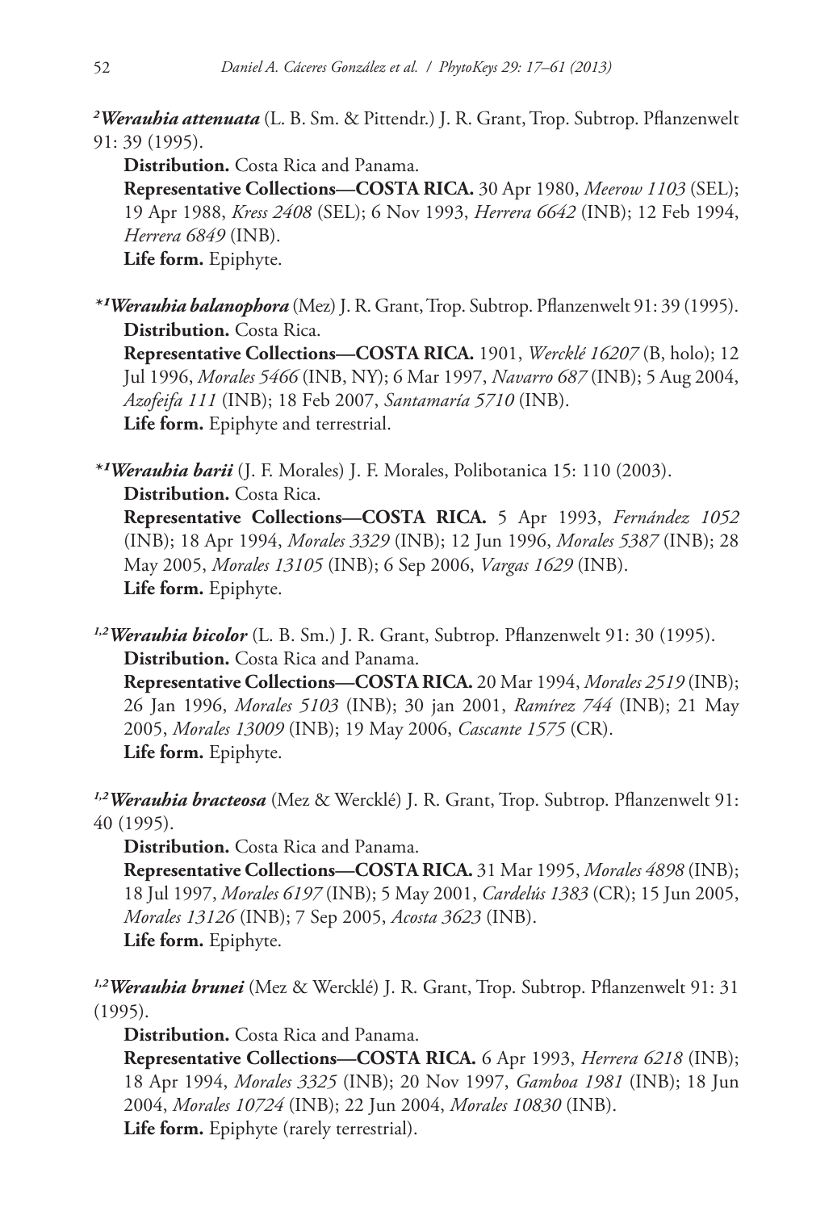[2]***Werauhia attenuata*** (L. B. Sm. & Pittendr.) J. R. Grant, Trop. Subtrop. Pflanzenwelt 91: 39 (1995).

**Distribution.** Costa Rica and Panama.

**Representative Collections—COSTA RICA.** 30 Apr 1980, *Meerow 1103* (SEL); 19 Apr 1988, *Kress 2408* (SEL); 6 Nov 1993, *Herrera 6642* (INB); 12 Feb 1994, *Herrera 6849* (INB).

**Life form.** Epiphyte.

*[1]***Werauhia balanophora*** (Mez) J. R. Grant, Trop. Subtrop. Pflanzenwelt 91: 39 (1995).

**Distribution.** Costa Rica.

**Representative Collections—COSTA RICA.** 1901, *Wercklé 16207* (B, holo); 12 Jul 1996, *Morales 5466* (INB, NY); 6 Mar 1997, *Navarro 687* (INB); 5 Aug 2004, *Azofeifa 111* (INB); 18 Feb 2007, *Santamaría 5710* (INB).

**Life form.** Epiphyte and terrestrial.

*[1]***Werauhia barii*** (J. F. Morales) J. F. Morales, Polibotanica 15: 110 (2003).

**Distribution.** Costa Rica.

**Representative Collections—COSTA RICA.** 5 Apr 1993, *Fernández 1052* (INB); 18 Apr 1994, *Morales 3329* (INB); 12 Jun 1996, *Morales 5387* (INB); 28 May 2005, *Morales 13105* (INB); 6 Sep 2006, *Vargas 1629* (INB).

**Life form.** Epiphyte.

[1,2]***Werauhia bicolor*** (L. B. Sm.) J. R. Grant, Subtrop. Pflanzenwelt 91: 30 (1995).

**Distribution.** Costa Rica and Panama.

**Representative Collections—COSTA RICA.** 20 Mar 1994, *Morales 2519* (INB); 26 Jan 1996, *Morales 5103* (INB); 30 jan 2001, *Ramírez 744* (INB); 21 May 2005, *Morales 13009* (INB); 19 May 2006, *Cascante 1575* (CR).

**Life form.** Epiphyte.

[1,2]***Werauhia bracteosa*** (Mez & Wercklé) J. R. Grant, Trop. Subtrop. Pflanzenwelt 91: 40 (1995).

**Distribution.** Costa Rica and Panama.

**Representative Collections—COSTA RICA.** 31 Mar 1995, *Morales 4898* (INB); 18 Jul 1997, *Morales 6197* (INB); 5 May 2001, *Cardelús 1383* (CR); 15 Jun 2005, *Morales 13126* (INB); 7 Sep 2005, *Acosta 3623* (INB).

**Life form.** Epiphyte.

[1,2]***Werauhia brunei*** (Mez & Wercklé) J. R. Grant, Trop. Subtrop. Pflanzenwelt 91: 31 (1995).

**Distribution.** Costa Rica and Panama.

**Representative Collections—COSTA RICA.** 6 Apr 1993, *Herrera 6218* (INB); 18 Apr 1994, *Morales 3325* (INB); 20 Nov 1997, *Gamboa 1981* (INB); 18 Jun 2004, *Morales 10724* (INB); 22 Jun 2004, *Morales 10830* (INB).

**Life form.** Epiphyte (rarely terrestrial).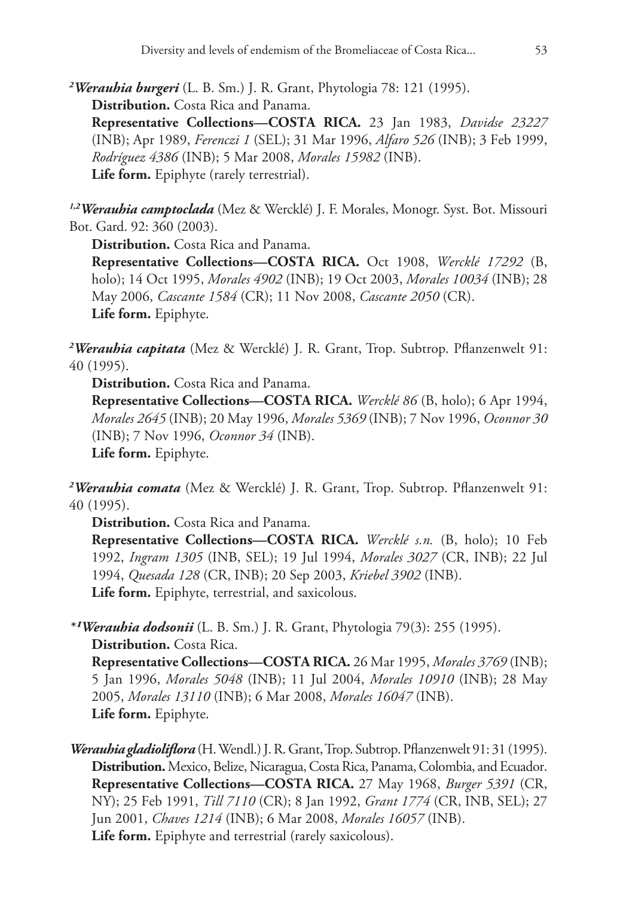[2]***Werauhia burgeri*** (L. B. Sm.) J. R. Grant, Phytologia 78: 121 (1995).
**Distribution.** Costa Rica and Panama.
**Representative Collections—COSTA RICA.** 23 Jan 1983, *Davidse 23227* (INB); Apr 1989, *Ferenczi 1* (SEL); 31 Mar 1996, *Alfaro 526* (INB); 3 Feb 1999, *Rodríguez 4386* (INB); 5 Mar 2008, *Morales 15982* (INB).
**Life form.** Epiphyte (rarely terrestrial).

[1,2]***Werauhia camptoclada*** (Mez & Wercklé) J. F. Morales, Monogr. Syst. Bot. Missouri Bot. Gard. 92: 360 (2003).
**Distribution.** Costa Rica and Panama.
**Representative Collections—COSTA RICA.** Oct 1908, *Wercklé 17292* (B, holo); 14 Oct 1995, *Morales 4902* (INB); 19 Oct 2003, *Morales 10034* (INB); 28 May 2006, *Cascante 1584* (CR); 11 Nov 2008, *Cascante 2050* (CR).
**Life form.** Epiphyte.

[2]***Werauhia capitata*** (Mez & Wercklé) J. R. Grant, Trop. Subtrop. Pflanzenwelt 91: 40 (1995).
**Distribution.** Costa Rica and Panama.
**Representative Collections—COSTA RICA.** *Wercklé 86* (B, holo); 6 Apr 1994, *Morales 2645* (INB); 20 May 1996, *Morales 5369* (INB); 7 Nov 1996, *Oconnor 30* (INB); 7 Nov 1996, *Oconnor 34* (INB).
**Life form.** Epiphyte.

[2]***Werauhia comata*** (Mez & Wercklé) J. R. Grant, Trop. Subtrop. Pflanzenwelt 91: 40 (1995).
**Distribution.** Costa Rica and Panama.
**Representative Collections—COSTA RICA.** *Wercklé s.n.* (B, holo); 10 Feb 1992, *Ingram 1305* (INB, SEL); 19 Jul 1994, *Morales 3027* (CR, INB); 22 Jul 1994, *Quesada 128* (CR, INB); 20 Sep 2003, *Kriebel 3902* (INB).
**Life form.** Epiphyte, terrestrial, and saxicolous.

*[1]***Werauhia dodsonii*** (L. B. Sm.) J. R. Grant, Phytologia 79(3): 255 (1995).
**Distribution.** Costa Rica.
**Representative Collections—COSTA RICA.** 26 Mar 1995, *Morales 3769* (INB); 5 Jan 1996, *Morales 5048* (INB); 11 Jul 2004, *Morales 10910* (INB); 28 May 2005, *Morales 13110* (INB); 6 Mar 2008, *Morales 16047* (INB).
**Life form.** Epiphyte.

***Werauhia gladioliflora*** (H. Wendl.) J. R. Grant, Trop. Subtrop. Pflanzenwelt 91: 31 (1995).
**Distribution.** Mexico, Belize, Nicaragua, Costa Rica, Panama, Colombia, and Ecuador.
**Representative Collections—COSTA RICA.** 27 May 1968, *Burger 5391* (CR, NY); 25 Feb 1991, *Till 7110* (CR); 8 Jan 1992, *Grant 1774* (CR, INB, SEL); 27 Jun 2001, *Chaves 1214* (INB); 6 Mar 2008, *Morales 16057* (INB).
**Life form.** Epiphyte and terrestrial (rarely saxicolous).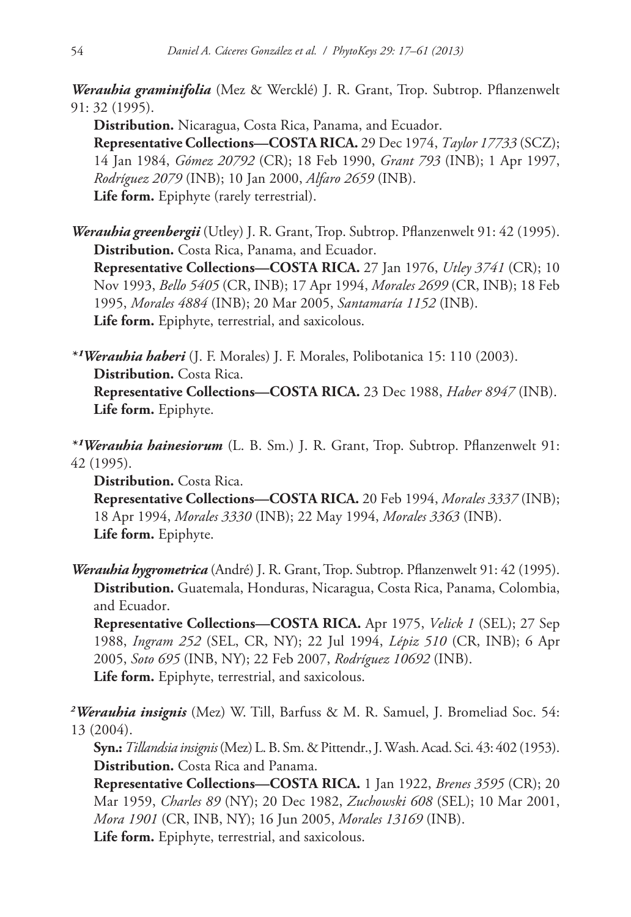***Werauhia graminifolia*** (Mez & Wercklé) J. R. Grant, Trop. Subtrop. Pflanzenwelt 91: 32 (1995).

**Distribution.** Nicaragua, Costa Rica, Panama, and Ecuador.

**Representative Collections—COSTA RICA.** 29 Dec 1974, *Taylor 17733* (SCZ); 14 Jan 1984, *Gómez 20792* (CR); 18 Feb 1990, *Grant 793* (INB); 1 Apr 1997, *Rodríguez 2079* (INB); 10 Jan 2000, *Alfaro 2659* (INB).

**Life form.** Epiphyte (rarely terrestrial).

***Werauhia greenbergii*** (Utley) J. R. Grant, Trop. Subtrop. Pflanzenwelt 91: 42 (1995).

**Distribution.** Costa Rica, Panama, and Ecuador.

**Representative Collections—COSTA RICA.** 27 Jan 1976, *Utley 3741* (CR); 10 Nov 1993, *Bello 5405* (CR, INB); 17 Apr 1994, *Morales 2699* (CR, INB); 18 Feb 1995, *Morales 4884* (INB); 20 Mar 2005, *Santamaría 1152* (INB).

**Life form.** Epiphyte, terrestrial, and saxicolous.

*[1]***Werauhia haberi*** (J. F. Morales) J. F. Morales, Polibotanica 15: 110 (2003).

**Distribution.** Costa Rica.

**Representative Collections—COSTA RICA.** 23 Dec 1988, *Haber 8947* (INB).

**Life form.** Epiphyte.

*[1]***Werauhia hainesiorum*** (L. B. Sm.) J. R. Grant, Trop. Subtrop. Pflanzenwelt 91: 42 (1995).

**Distribution.** Costa Rica.

**Representative Collections—COSTA RICA.** 20 Feb 1994, *Morales 3337* (INB); 18 Apr 1994, *Morales 3330* (INB); 22 May 1994, *Morales 3363* (INB).

**Life form.** Epiphyte.

***Werauhia hygrometrica*** (André) J. R. Grant, Trop. Subtrop. Pflanzenwelt 91: 42 (1995).

**Distribution.** Guatemala, Honduras, Nicaragua, Costa Rica, Panama, Colombia, and Ecuador.

**Representative Collections—COSTA RICA.** Apr 1975, *Velick 1* (SEL); 27 Sep 1988, *Ingram 252* (SEL, CR, NY); 22 Jul 1994, *Lépiz 510* (CR, INB); 6 Apr 2005, *Soto 695* (INB, NY); 22 Feb 2007, *Rodríguez 10692* (INB).

**Life form.** Epiphyte, terrestrial, and saxicolous.

[2]***Werauhia insignis*** (Mez) W. Till, Barfuss & M. R. Samuel, J. Bromeliad Soc. 54: 13 (2004).

**Syn.:** *Tillandsia insignis* (Mez) L. B. Sm. & Pittendr., J. Wash. Acad. Sci. 43: 402 (1953).

**Distribution.** Costa Rica and Panama.

**Representative Collections—COSTA RICA.** 1 Jan 1922, *Brenes 3595* (CR); 20 Mar 1959, *Charles 89* (NY); 20 Dec 1982, *Zuchowski 608* (SEL); 10 Mar 2001, *Mora 1901* (CR, INB, NY); 16 Jun 2005, *Morales 13169* (INB).

**Life form.** Epiphyte, terrestrial, and saxicolous.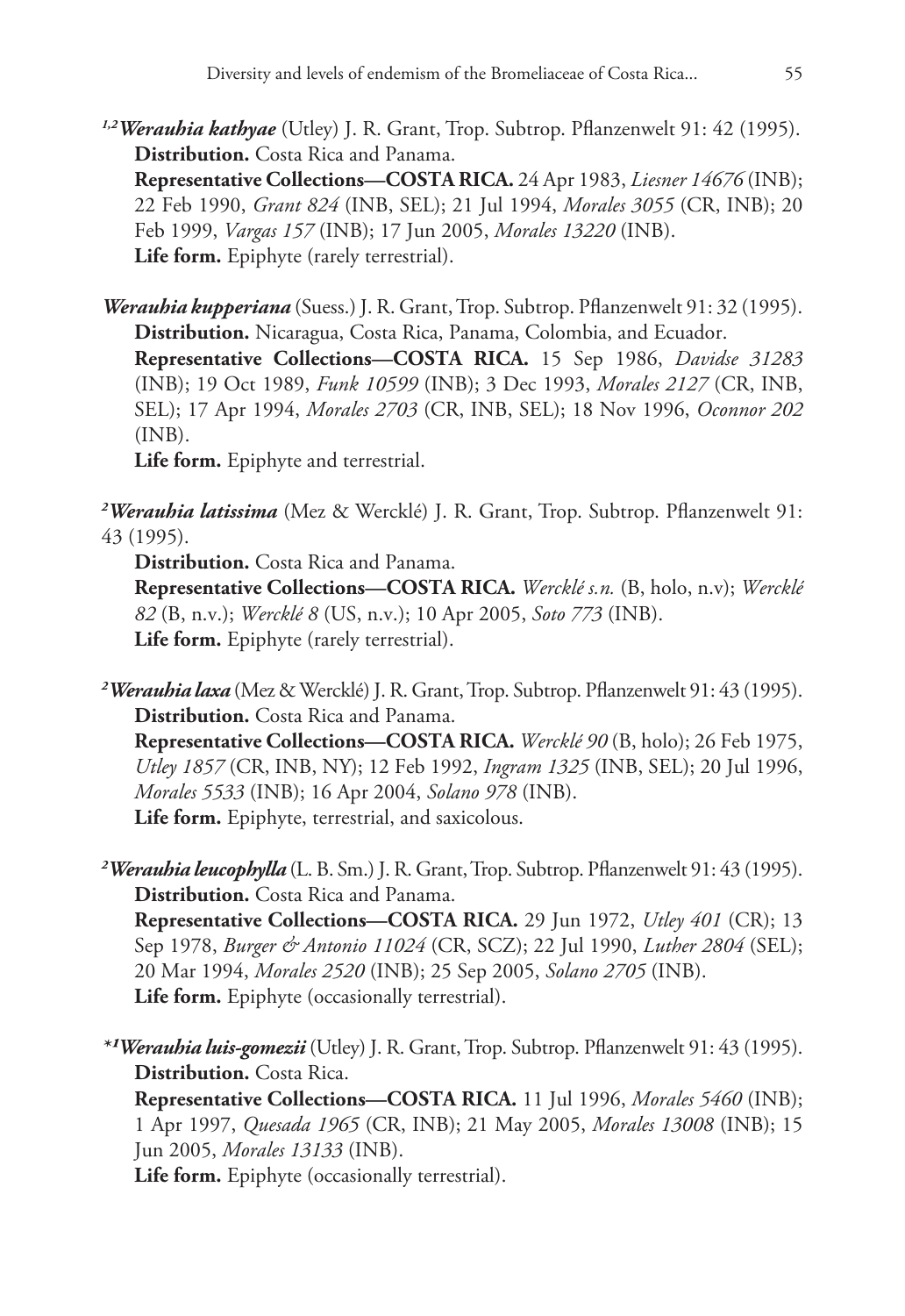[1,2]***Werauhia kathyae*** (Utley) J. R. Grant, Trop. Subtrop. Pflanzenwelt 91: 42 (1995).
**Distribution.** Costa Rica and Panama.
**Representative Collections—COSTA RICA.** 24 Apr 1983, *Liesner 14676* (INB); 22 Feb 1990, *Grant 824* (INB, SEL); 21 Jul 1994, *Morales 3055* (CR, INB); 20 Feb 1999, *Vargas 157* (INB); 17 Jun 2005, *Morales 13220* (INB).
**Life form.** Epiphyte (rarely terrestrial).

***Werauhia kupperiana*** (Suess.) J. R. Grant, Trop. Subtrop. Pflanzenwelt 91: 32 (1995).
**Distribution.** Nicaragua, Costa Rica, Panama, Colombia, and Ecuador.
**Representative Collections—COSTA RICA.** 15 Sep 1986, *Davidse 31283* (INB); 19 Oct 1989, *Funk 10599* (INB); 3 Dec 1993, *Morales 2127* (CR, INB, SEL); 17 Apr 1994, *Morales 2703* (CR, INB, SEL); 18 Nov 1996, *Oconnor 202* (INB).
**Life form.** Epiphyte and terrestrial.

[2]***Werauhia latissima*** (Mez & Wercklé) J. R. Grant, Trop. Subtrop. Pflanzenwelt 91: 43 (1995).
**Distribution.** Costa Rica and Panama.
**Representative Collections—COSTA RICA.** *Wercklé s.n.* (B, holo, n.v); *Wercklé 82* (B, n.v.); *Wercklé 8* (US, n.v.); 10 Apr 2005, *Soto 773* (INB).
**Life form.** Epiphyte (rarely terrestrial).

[2]***Werauhia laxa*** (Mez & Wercklé) J. R. Grant, Trop. Subtrop. Pflanzenwelt 91: 43 (1995).
**Distribution.** Costa Rica and Panama.
**Representative Collections—COSTA RICA.** *Wercklé 90* (B, holo); 26 Feb 1975, *Utley 1857* (CR, INB, NY); 12 Feb 1992, *Ingram 1325* (INB, SEL); 20 Jul 1996, *Morales 5533* (INB); 16 Apr 2004, *Solano 978* (INB).
**Life form.** Epiphyte, terrestrial, and saxicolous.

[2]***Werauhia leucophylla*** (L. B. Sm.) J. R. Grant, Trop. Subtrop. Pflanzenwelt 91: 43 (1995).
**Distribution.** Costa Rica and Panama.
**Representative Collections—COSTA RICA.** 29 Jun 1972, *Utley 401* (CR); 13 Sep 1978, *Burger & Antonio 11024* (CR, SCZ); 22 Jul 1990, *Luther 2804* (SEL); 20 Mar 1994, *Morales 2520* (INB); 25 Sep 2005, *Solano 2705* (INB).
**Life form.** Epiphyte (occasionally terrestrial).

*[1]***Werauhia luis-gomezii*** (Utley) J. R. Grant, Trop. Subtrop. Pflanzenwelt 91: 43 (1995).
**Distribution.** Costa Rica.
**Representative Collections—COSTA RICA.** 11 Jul 1996, *Morales 5460* (INB); 1 Apr 1997, *Quesada 1965* (CR, INB); 21 May 2005, *Morales 13008* (INB); 15 Jun 2005, *Morales 13133* (INB).
**Life form.** Epiphyte (occasionally terrestrial).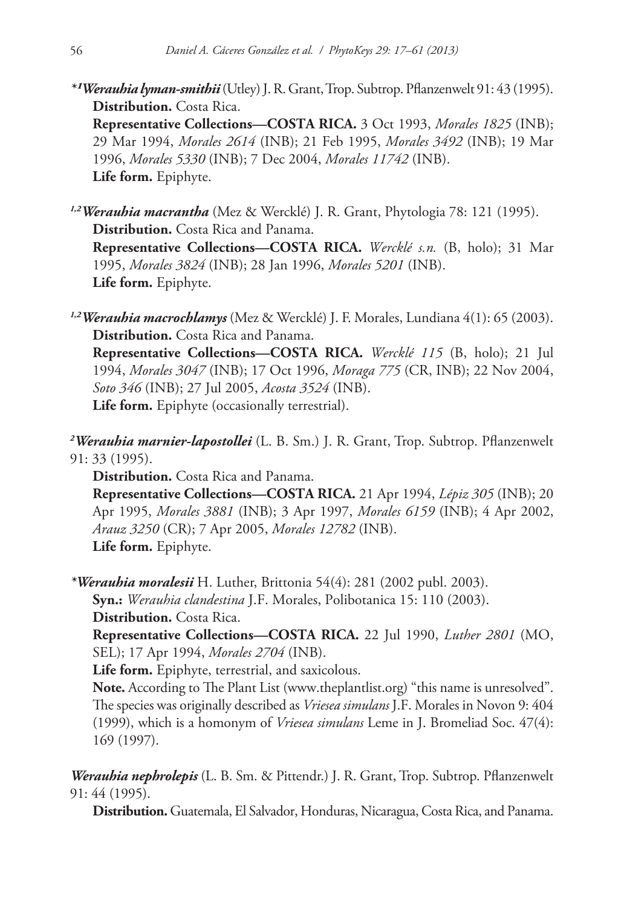*[1]***Werauhia lyman-smithii*** (Utley) J. R. Grant, Trop. Subtrop. Pflanzenwelt 91: 43 (1995).

**Distribution.** Costa Rica.

**Representative Collections—COSTA RICA.** 3 Oct 1993, *Morales 1825* (INB); 29 Mar 1994, *Morales 2614* (INB); 21 Feb 1995, *Morales 3492* (INB); 19 Mar 1996, *Morales 5330* (INB); 7 Dec 2004, *Morales 11742* (INB).

**Life form.** Epiphyte.

[1,2]***Werauhia macrantha*** (Mez & Wercklé) J. R. Grant, Phytologia 78: 121 (1995).

**Distribution.** Costa Rica and Panama.

**Representative Collections—COSTA RICA.** *Wercklé s.n.* (B, holo); 31 Mar 1995, *Morales 3824* (INB); 28 Jan 1996, *Morales 5201* (INB).

**Life form.** Epiphyte.

[1,2]***Werauhia macrochlamys*** (Mez & Wercklé) J. F. Morales, Lundiana 4(1): 65 (2003).

**Distribution.** Costa Rica and Panama.

**Representative Collections—COSTA RICA.** *Wercklé 115* (B, holo); 21 Jul 1994, *Morales 3047* (INB); 17 Oct 1996, *Moraga 775* (CR, INB); 22 Nov 2004, *Soto 346* (INB); 27 Jul 2005, *Acosta 3524* (INB).

**Life form.** Epiphyte (occasionally terrestrial).

[2]***Werauhia marnier-lapostollei*** (L. B. Sm.) J. R. Grant, Trop. Subtrop. Pflanzenwelt 91: 33 (1995).

**Distribution.** Costa Rica and Panama.

**Representative Collections—COSTA RICA.** 21 Apr 1994, *Lépiz 305* (INB); 20 Apr 1995, *Morales 3881* (INB); 3 Apr 1997, *Morales 6159* (INB); 4 Apr 2002, *Arauz 3250* (CR); 7 Apr 2005, *Morales 12782* (INB).

**Life form.** Epiphyte.

****Werauhia moralesii*** H. Luther, Brittonia 54(4): 281 (2002 publ. 2003).

**Syn.:** *Werauhia clandestina* J.F. Morales, Polibotanica 15: 110 (2003).

**Distribution.** Costa Rica.

**Representative Collections—COSTA RICA.** 22 Jul 1990, *Luther 2801* (MO, SEL); 17 Apr 1994, *Morales 2704* (INB).

**Life form.** Epiphyte, terrestrial, and saxicolous.

**Note.** According to The Plant List (www.theplantlist.org) "this name is unresolved". The species was originally described as *Vriesea simulans* J.F. Morales in Novon 9: 404 (1999), which is a homonym of *Vriesea simulans* Leme in J. Bromeliad Soc. 47(4): 169 (1997).

***Werauhia nephrolepis*** (L. B. Sm. & Pittendr.) J. R. Grant, Trop. Subtrop. Pflanzenwelt 91: 44 (1995).

**Distribution.** Guatemala, El Salvador, Honduras, Nicaragua, Costa Rica, and Panama.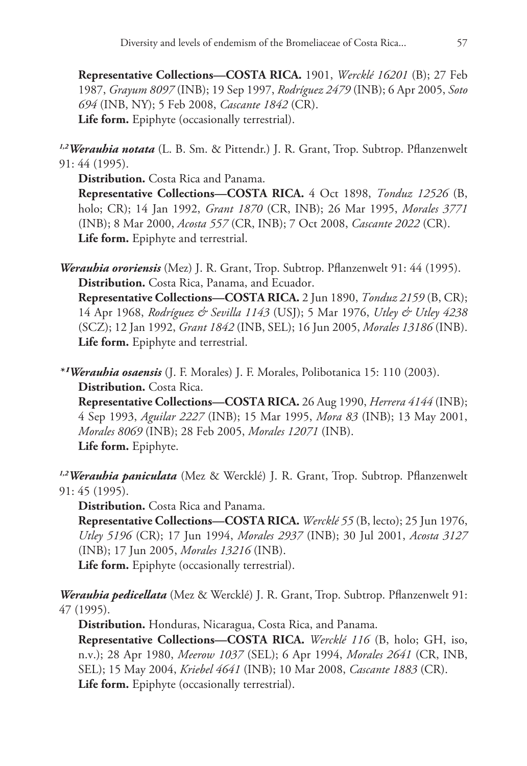**Representative Collections—COSTA RICA.** 1901, *Wercklé 16201* (B); 27 Feb 1987, *Grayum 8097* (INB); 19 Sep 1997, *Rodríguez 2479* (INB); 6 Apr 2005, *Soto 694* (INB, NY); 5 Feb 2008, *Cascante 1842* (CR).
**Life form.** Epiphyte (occasionally terrestrial).

[1,2]***Werauhia notata*** (L. B. Sm. & Pittendr.) J. R. Grant, Trop. Subtrop. Pflanzenwelt 91: 44 (1995).
**Distribution.** Costa Rica and Panama.
**Representative Collections—COSTA RICA.** 4 Oct 1898, *Tonduz 12526* (B, holo; CR); 14 Jan 1992, *Grant 1870* (CR, INB); 26 Mar 1995, *Morales 3771* (INB); 8 Mar 2000, *Acosta 557* (CR, INB); 7 Oct 2008, *Cascante 2022* (CR).
**Life form.** Epiphyte and terrestrial.

***Werauhia ororiensis*** (Mez) J. R. Grant, Trop. Subtrop. Pflanzenwelt 91: 44 (1995).
**Distribution.** Costa Rica, Panama, and Ecuador.
**Representative Collections—COSTA RICA.** 2 Jun 1890, *Tonduz 2159* (B, CR); 14 Apr 1968, *Rodríguez & Sevilla 1143* (USJ); 5 Mar 1976, *Utley & Utley 4238* (SCZ); 12 Jan 1992, *Grant 1842* (INB, SEL); 16 Jun 2005, *Morales 13186* (INB).
**Life form.** Epiphyte and terrestrial.

*[1]***Werauhia osaensis*** (J. F. Morales) J. F. Morales, Polibotanica 15: 110 (2003).
**Distribution.** Costa Rica.
**Representative Collections—COSTA RICA.** 26 Aug 1990, *Herrera 4144* (INB); 4 Sep 1993, *Aguilar 2227* (INB); 15 Mar 1995, *Mora 83* (INB); 13 May 2001, *Morales 8069* (INB); 28 Feb 2005, *Morales 12071* (INB).
**Life form.** Epiphyte.

[1,2]***Werauhia paniculata*** (Mez & Wercklé) J. R. Grant, Trop. Subtrop. Pflanzenwelt 91: 45 (1995).
**Distribution.** Costa Rica and Panama.
**Representative Collections—COSTA RICA.** *Wercklé 55* (B, lecto); 25 Jun 1976, *Utley 5196* (CR); 17 Jun 1994, *Morales 2937* (INB); 30 Jul 2001, *Acosta 3127* (INB); 17 Jun 2005, *Morales 13216* (INB).
**Life form.** Epiphyte (occasionally terrestrial).

***Werauhia pedicellata*** (Mez & Wercklé) J. R. Grant, Trop. Subtrop. Pflanzenwelt 91: 47 (1995).
**Distribution.** Honduras, Nicaragua, Costa Rica, and Panama.
**Representative Collections—COSTA RICA.** *Wercklé 116* (B, holo; GH, iso, n.v.); 28 Apr 1980, *Meerow 1037* (SEL); 6 Apr 1994, *Morales 2641* (CR, INB, SEL); 15 May 2004, *Kriebel 4641* (INB); 10 Mar 2008, *Cascante 1883* (CR).
**Life form.** Epiphyte (occasionally terrestrial).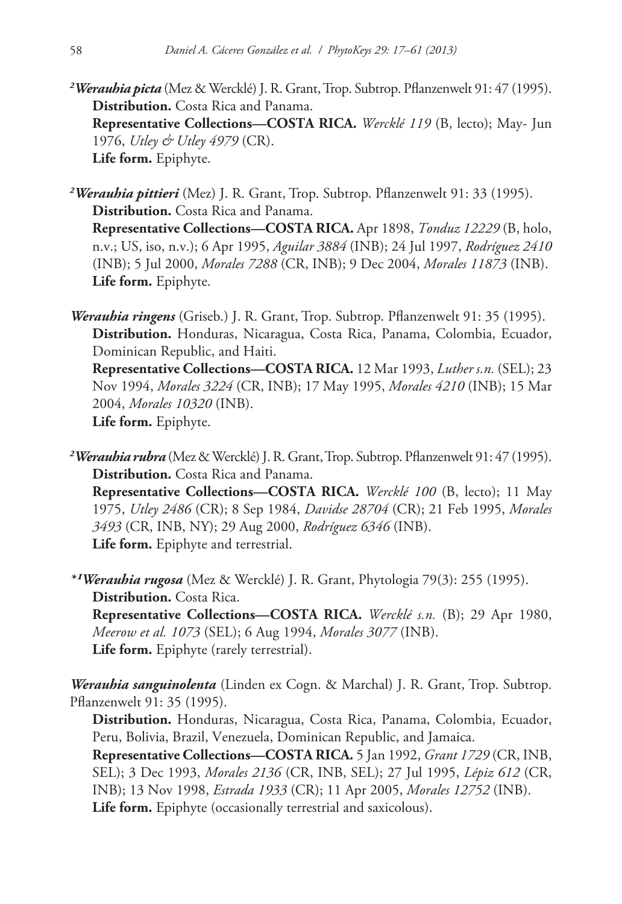[2]***Werauhia picta*** (Mez & Wercklé) J. R. Grant, Trop. Subtrop. Pflanzenwelt 91: 47 (1995).
**Distribution.** Costa Rica and Panama.
**Representative Collections—COSTA RICA.** *Wercklé 119* (B, lecto); May- Jun 1976, *Utley & Utley 4979* (CR).
**Life form.** Epiphyte.

[2]***Werauhia pittieri*** (Mez) J. R. Grant, Trop. Subtrop. Pflanzenwelt 91: 33 (1995).
**Distribution.** Costa Rica and Panama.
**Representative Collections—COSTA RICA.** Apr 1898, *Tonduz 12229* (B, holo, n.v.; US, iso, n.v.); 6 Apr 1995, *Aguilar 3884* (INB); 24 Jul 1997, *Rodríguez 2410* (INB); 5 Jul 2000, *Morales 7288* (CR, INB); 9 Dec 2004, *Morales 11873* (INB).
**Life form.** Epiphyte.

***Werauhia ringens*** (Griseb.) J. R. Grant, Trop. Subtrop. Pflanzenwelt 91: 35 (1995).
**Distribution.** Honduras, Nicaragua, Costa Rica, Panama, Colombia, Ecuador, Dominican Republic, and Haiti.
**Representative Collections—COSTA RICA.** 12 Mar 1993, *Luther s.n.* (SEL); 23 Nov 1994, *Morales 3224* (CR, INB); 17 May 1995, *Morales 4210* (INB); 15 Mar 2004, *Morales 10320* (INB).
**Life form.** Epiphyte.

[2]***Werauhia rubra*** (Mez & Wercklé) J. R. Grant, Trop. Subtrop. Pflanzenwelt 91: 47 (1995).
**Distribution.** Costa Rica and Panama.
**Representative Collections—COSTA RICA.** *Wercklé 100* (B, lecto); 11 May 1975, *Utley 2486* (CR); 8 Sep 1984, *Davidse 28704* (CR); 21 Feb 1995, *Morales 3493* (CR, INB, NY); 29 Aug 2000, *Rodríguez 6346* (INB).
**Life form.** Epiphyte and terrestrial.

*[1]***Werauhia rugosa*** (Mez & Wercklé) J. R. Grant, Phytologia 79(3): 255 (1995).
**Distribution.** Costa Rica.
**Representative Collections—COSTA RICA.** *Wercklé s.n.* (B); 29 Apr 1980, *Meerow et al. 1073* (SEL); 6 Aug 1994, *Morales 3077* (INB).
**Life form.** Epiphyte (rarely terrestrial).

***Werauhia sanguinolenta*** (Linden ex Cogn. & Marchal) J. R. Grant, Trop. Subtrop. Pflanzenwelt 91: 35 (1995).
**Distribution.** Honduras, Nicaragua, Costa Rica, Panama, Colombia, Ecuador, Peru, Bolivia, Brazil, Venezuela, Dominican Republic, and Jamaica.
**Representative Collections—COSTA RICA.** 5 Jan 1992, *Grant 1729* (CR, INB, SEL); 3 Dec 1993, *Morales 2136* (CR, INB, SEL); 27 Jul 1995, *Lépiz 612* (CR, INB); 13 Nov 1998, *Estrada 1933* (CR); 11 Apr 2005, *Morales 12752* (INB).
**Life form.** Epiphyte (occasionally terrestrial and saxicolous).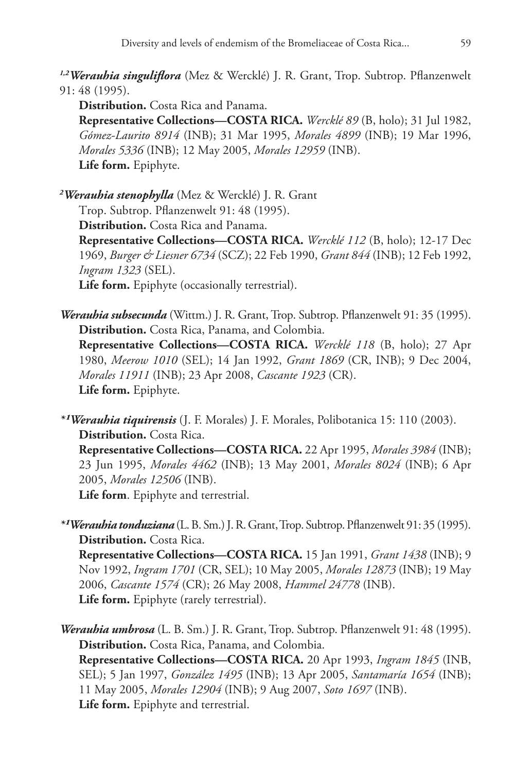[1,2]***Werauhia singuliflora*** (Mez & Wercklé) J. R. Grant, Trop. Subtrop. Pflanzenwelt 91: 48 (1995).

**Distribution.** Costa Rica and Panama.

**Representative Collections—COSTA RICA.** *Wercklé 89* (B, holo); 31 Jul 1982, *Gómez-Laurito 8914* (INB); 31 Mar 1995, *Morales 4899* (INB); 19 Mar 1996, *Morales 5336* (INB); 12 May 2005, *Morales 12959* (INB).

**Life form.** Epiphyte.

[2]***Werauhia stenophylla*** (Mez & Wercklé) J. R. Grant Trop. Subtrop. Pflanzenwelt 91: 48 (1995).

**Distribution.** Costa Rica and Panama.

**Representative Collections—COSTA RICA.** *Wercklé 112* (B, holo); 12-17 Dec 1969, *Burger & Liesner 6734* (SCZ); 22 Feb 1990, *Grant 844* (INB); 12 Feb 1992, *Ingram 1323* (SEL).

**Life form.** Epiphyte (occasionally terrestrial).

***Werauhia subsecunda*** (Wittm.) J. R. Grant, Trop. Subtrop. Pflanzenwelt 91: 35 (1995).

**Distribution.** Costa Rica, Panama, and Colombia.

**Representative Collections—COSTA RICA.** *Wercklé 118* (B, holo); 27 Apr 1980, *Meerow 1010* (SEL); 14 Jan 1992, *Grant 1869* (CR, INB); 9 Dec 2004, *Morales 11911* (INB); 23 Apr 2008, *Cascante 1923* (CR).

**Life form.** Epiphyte.

*[1]***Werauhia tiquirensis*** (J. F. Morales) J. F. Morales, Polibotanica 15: 110 (2003).

**Distribution.** Costa Rica.

**Representative Collections—COSTA RICA.** 22 Apr 1995, *Morales 3984* (INB); 23 Jun 1995, *Morales 4462* (INB); 13 May 2001, *Morales 8024* (INB); 6 Apr 2005, *Morales 12506* (INB).

**Life form**. Epiphyte and terrestrial.

*[1]***Werauhia tonduziana*** (L. B. Sm.) J. R. Grant, Trop. Subtrop. Pflanzenwelt 91: 35 (1995).

**Distribution.** Costa Rica.

**Representative Collections—COSTA RICA.** 15 Jan 1991, *Grant 1438* (INB); 9 Nov 1992, *Ingram 1701* (CR, SEL); 10 May 2005, *Morales 12873* (INB); 19 May 2006, *Cascante 1574* (CR); 26 May 2008, *Hammel 24778* (INB).

**Life form.** Epiphyte (rarely terrestrial).

***Werauhia umbrosa*** (L. B. Sm.) J. R. Grant, Trop. Subtrop. Pflanzenwelt 91: 48 (1995).

**Distribution.** Costa Rica, Panama, and Colombia.

**Representative Collections—COSTA RICA.** 20 Apr 1993, *Ingram 1845* (INB, SEL); 5 Jan 1997, *González 1495* (INB); 13 Apr 2005, *Santamaría 1654* (INB); 11 May 2005, *Morales 12904* (INB); 9 Aug 2007, *Soto 1697* (INB).

**Life form.** Epiphyte and terrestrial.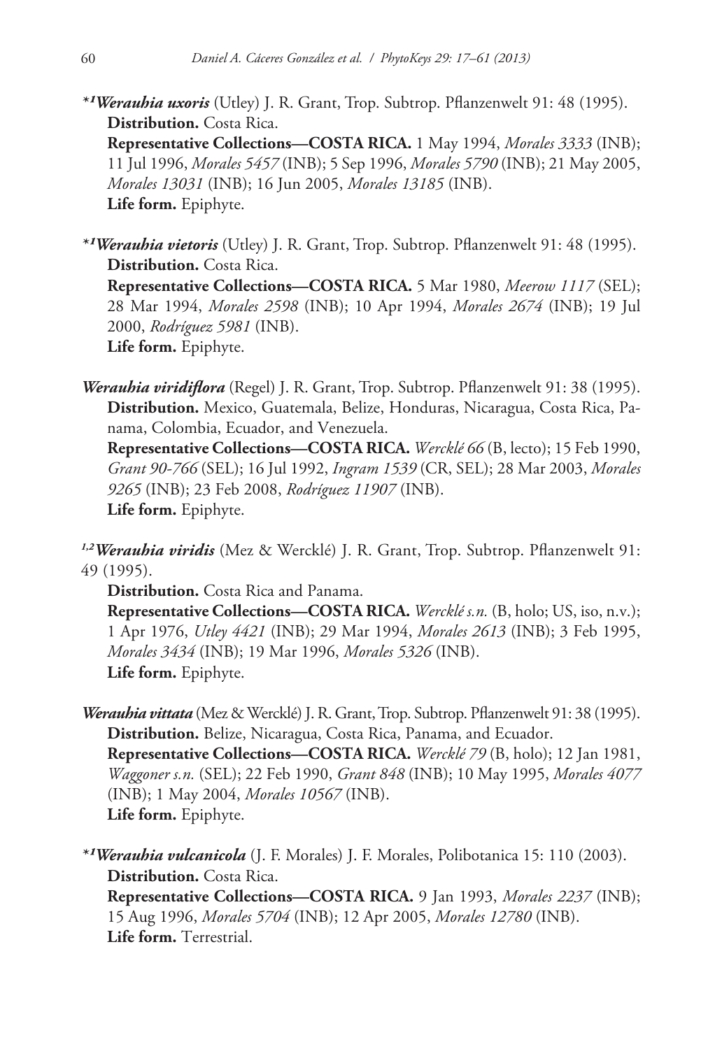*[1]***Werauhia uxoris** (Utley) J. R. Grant, Trop. Subtrop. Pflanzenwelt 91: 48 (1995).
**Distribution.** Costa Rica.
**Representative Collections—COSTA RICA.** 1 May 1994, *Morales 3333* (INB); 11 Jul 1996, *Morales 5457* (INB); 5 Sep 1996, *Morales 5790* (INB); 21 May 2005, *Morales 13031* (INB); 16 Jun 2005, *Morales 13185* (INB).
**Life form.** Epiphyte.

*[1]***Werauhia vietoris** (Utley) J. R. Grant, Trop. Subtrop. Pflanzenwelt 91: 48 (1995).
**Distribution.** Costa Rica.
**Representative Collections—COSTA RICA.** 5 Mar 1980, *Meerow 1117* (SEL); 28 Mar 1994, *Morales 2598* (INB); 10 Apr 1994, *Morales 2674* (INB); 19 Jul 2000, *Rodríguez 5981* (INB).
**Life form.** Epiphyte.

***Werauhia viridiflora*** (Regel) J. R. Grant, Trop. Subtrop. Pflanzenwelt 91: 38 (1995).
**Distribution.** Mexico, Guatemala, Belize, Honduras, Nicaragua, Costa Rica, Panama, Colombia, Ecuador, and Venezuela.
**Representative Collections—COSTA RICA.** *Wercklé 66* (B, lecto); 15 Feb 1990, *Grant 90-766* (SEL); 16 Jul 1992, *Ingram 1539* (CR, SEL); 28 Mar 2003, *Morales 9265* (INB); 23 Feb 2008, *Rodríguez 11907* (INB).
**Life form.** Epiphyte.

[1,2]***Werauhia viridis*** (Mez & Wercklé) J. R. Grant, Trop. Subtrop. Pflanzenwelt 91: 49 (1995).
**Distribution.** Costa Rica and Panama.
**Representative Collections—COSTA RICA.** *Wercklé s.n.* (B, holo; US, iso, n.v.); 1 Apr 1976, *Utley 4421* (INB); 29 Mar 1994, *Morales 2613* (INB); 3 Feb 1995, *Morales 3434* (INB); 19 Mar 1996, *Morales 5326* (INB).
**Life form.** Epiphyte.

***Werauhia vittata*** (Mez & Wercklé) J. R. Grant, Trop. Subtrop. Pflanzenwelt 91: 38 (1995).
**Distribution.** Belize, Nicaragua, Costa Rica, Panama, and Ecuador.
**Representative Collections—COSTA RICA.** *Wercklé 79* (B, holo); 12 Jan 1981, *Waggoner s.n.* (SEL); 22 Feb 1990, *Grant 848* (INB); 10 May 1995, *Morales 4077* (INB); 1 May 2004, *Morales 10567* (INB).
**Life form.** Epiphyte.

*[1]***Werauhia vulcanicola** (J. F. Morales) J. F. Morales, Polibotanica 15: 110 (2003).
**Distribution.** Costa Rica.
**Representative Collections—COSTA RICA.** 9 Jan 1993, *Morales 2237* (INB); 15 Aug 1996, *Morales 5704* (INB); 12 Apr 2005, *Morales 12780* (INB).
**Life form.** Terrestrial.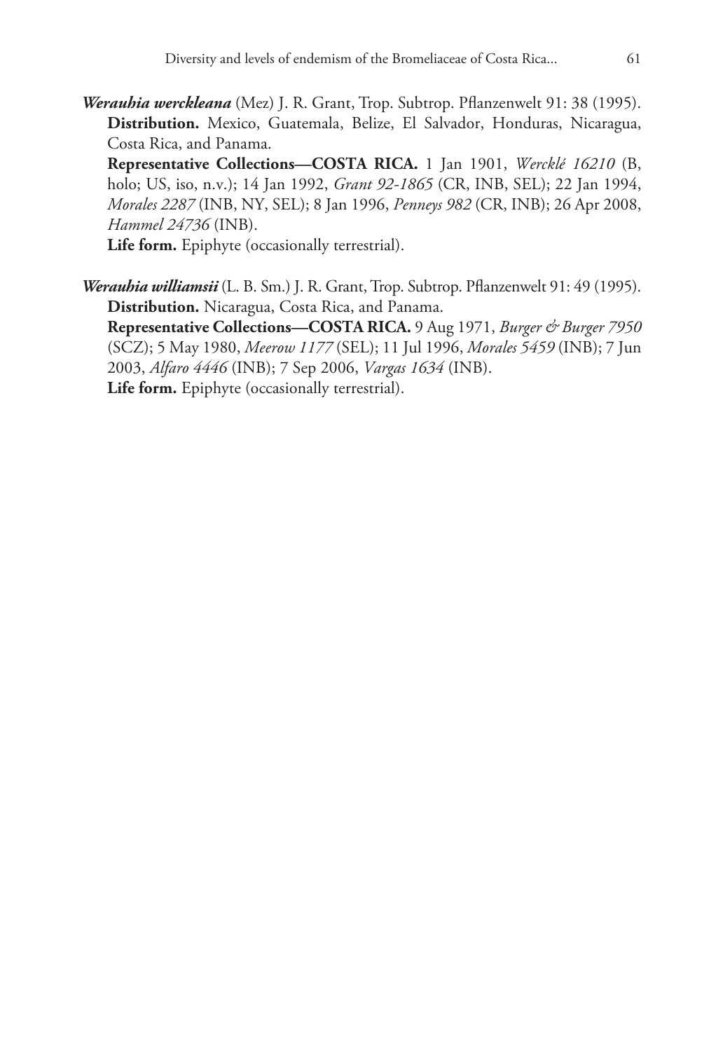***Werauhia werckleana*** (Mez) J. R. Grant, Trop. Subtrop. Pflanzenwelt 91: 38 (1995).
**Distribution.** Mexico, Guatemala, Belize, El Salvador, Honduras, Nicaragua, Costa Rica, and Panama.
**Representative Collections—COSTA RICA.** 1 Jan 1901, *Wercklé 16210* (B, holo; US, iso, n.v.); 14 Jan 1992, *Grant 92-1865* (CR, INB, SEL); 22 Jan 1994, *Morales 2287* (INB, NY, SEL); 8 Jan 1996, *Penneys 982* (CR, INB); 26 Apr 2008, *Hammel 24736* (INB).
**Life form.** Epiphyte (occasionally terrestrial).

***Werauhia williamsii*** (L. B. Sm.) J. R. Grant, Trop. Subtrop. Pflanzenwelt 91: 49 (1995).
**Distribution.** Nicaragua, Costa Rica, and Panama.
**Representative Collections—COSTA RICA.** 9 Aug 1971, *Burger & Burger 7950* (SCZ); 5 May 1980, *Meerow 1177* (SEL); 11 Jul 1996, *Morales 5459* (INB); 7 Jun 2003, *Alfaro 4446* (INB); 7 Sep 2006, *Vargas 1634* (INB).
**Life form.** Epiphyte (occasionally terrestrial).